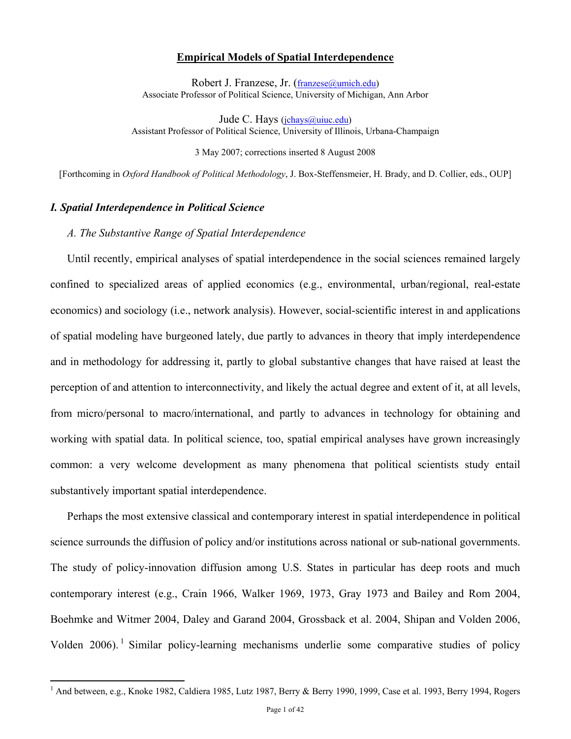# Empirical Models of Spatial Interdependence

Robert J. Franzese, Jr. (franzese@umich.edu)
Associate Professor of Political Science, University of Michigan, Ann Arbor

Jude C. Hays (jchays@uiuc.edu)
Assistant Professor of Political Science, University of Illinois, Urbana-Champaign

3 May 2007; corrections inserted 8 August 2008

[Forthcoming in *Oxford Handbook of Political Methodology*, J. Box-Steffensmeier, H. Brady, and D. Collier, eds., OUP]

## *I. Spatial Interdependence in Political Science*

### *A. The Substantive Range of Spatial Interdependence*

Until recently, empirical analyses of spatial interdependence in the social sciences remained largely confined to specialized areas of applied economics (e.g., environmental, urban/regional, real-estate economics) and sociology (i.e., network analysis). However, social-scientific interest in and applications of spatial modeling have burgeoned lately, due partly to advances in theory that imply interdependence and in methodology for addressing it, partly to global substantive changes that have raised at least the perception of and attention to interconnectivity, and likely the actual degree and extent of it, at all levels, from micro/personal to macro/international, and partly to advances in technology for obtaining and working with spatial data. In political science, too, spatial empirical analyses have grown increasingly common: a very welcome development as many phenomena that political scientists study entail substantively important spatial interdependence.

Perhaps the most extensive classical and contemporary interest in spatial interdependence in political science surrounds the diffusion of policy and/or institutions across national or sub-national governments. The study of policy-innovation diffusion among U.S. States in particular has deep roots and much contemporary interest (e.g., Crain 1966, Walker 1969, 1973, Gray 1973 and Bailey and Rom 2004, Boehmke and Witmer 2004, Daley and Garand 2004, Grossback et al. 2004, Shipan and Volden 2006, Volden 2006).[1] Similar policy-learning mechanisms underlie some comparative studies of policy

[1] And between, e.g., Knoke 1982, Caldiera 1985, Lutz 1987, Berry & Berry 1990, 1999, Case et al. 1993, Berry 1994, Rogers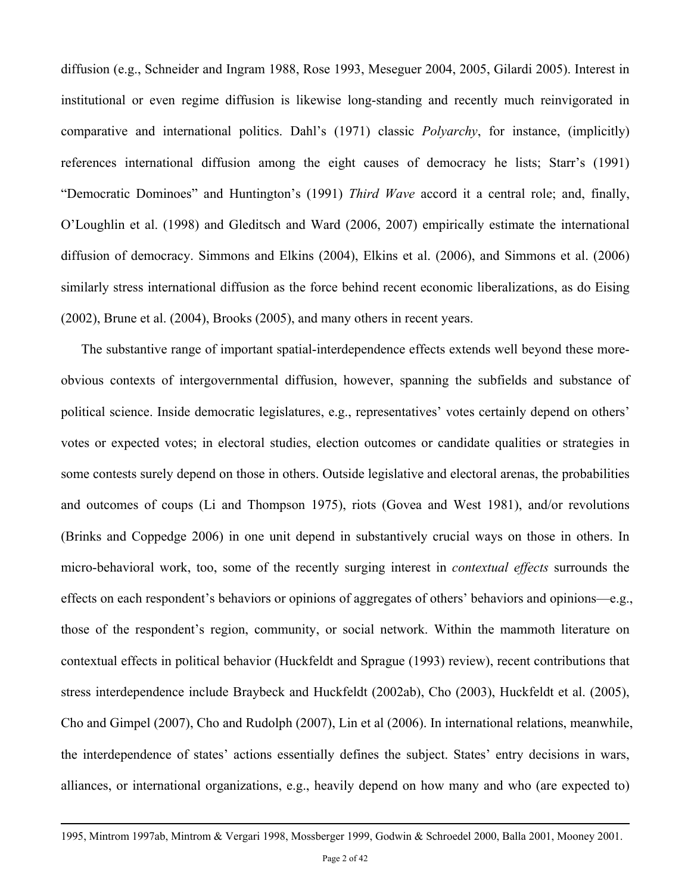diffusion (e.g., Schneider and Ingram 1988, Rose 1993, Meseguer 2004, 2005, Gilardi 2005). Interest in institutional or even regime diffusion is likewise long-standing and recently much reinvigorated in comparative and international politics. Dahl's (1971) classic *Polyarchy*, for instance, (implicitly) references international diffusion among the eight causes of democracy he lists; Starr's (1991) "Democratic Dominoes" and Huntington's (1991) *Third Wave* accord it a central role; and, finally, O'Loughlin et al. (1998) and Gleditsch and Ward (2006, 2007) empirically estimate the international diffusion of democracy. Simmons and Elkins (2004), Elkins et al. (2006), and Simmons et al. (2006) similarly stress international diffusion as the force behind recent economic liberalizations, as do Eising (2002), Brune et al. (2004), Brooks (2005), and many others in recent years.

The substantive range of important spatial-interdependence effects extends well beyond these more-obvious contexts of intergovernmental diffusion, however, spanning the subfields and substance of political science. Inside democratic legislatures, e.g., representatives' votes certainly depend on others' votes or expected votes; in electoral studies, election outcomes or candidate qualities or strategies in some contests surely depend on those in others. Outside legislative and electoral arenas, the probabilities and outcomes of coups (Li and Thompson 1975), riots (Govea and West 1981), and/or revolutions (Brinks and Coppedge 2006) in one unit depend in substantively crucial ways on those in others. In micro-behavioral work, too, some of the recently surging interest in *contextual effects* surrounds the effects on each respondent's behaviors or opinions of aggregates of others' behaviors and opinions—e.g., those of the respondent's region, community, or social network. Within the mammoth literature on contextual effects in political behavior (Huckfeldt and Sprague (1993) review), recent contributions that stress interdependence include Braybeck and Huckfeldt (2002ab), Cho (2003), Huckfeldt et al. (2005), Cho and Gimpel (2007), Cho and Rudolph (2007), Lin et al (2006). In international relations, meanwhile, the interdependence of states' actions essentially defines the subject. States' entry decisions in wars, alliances, or international organizations, e.g., heavily depend on how many and who (are expected to)

---

1995, Mintrom 1997ab, Mintrom & Vergari 1998, Mossberger 1999, Godwin & Schroedel 2000, Balla 2001, Mooney 2001.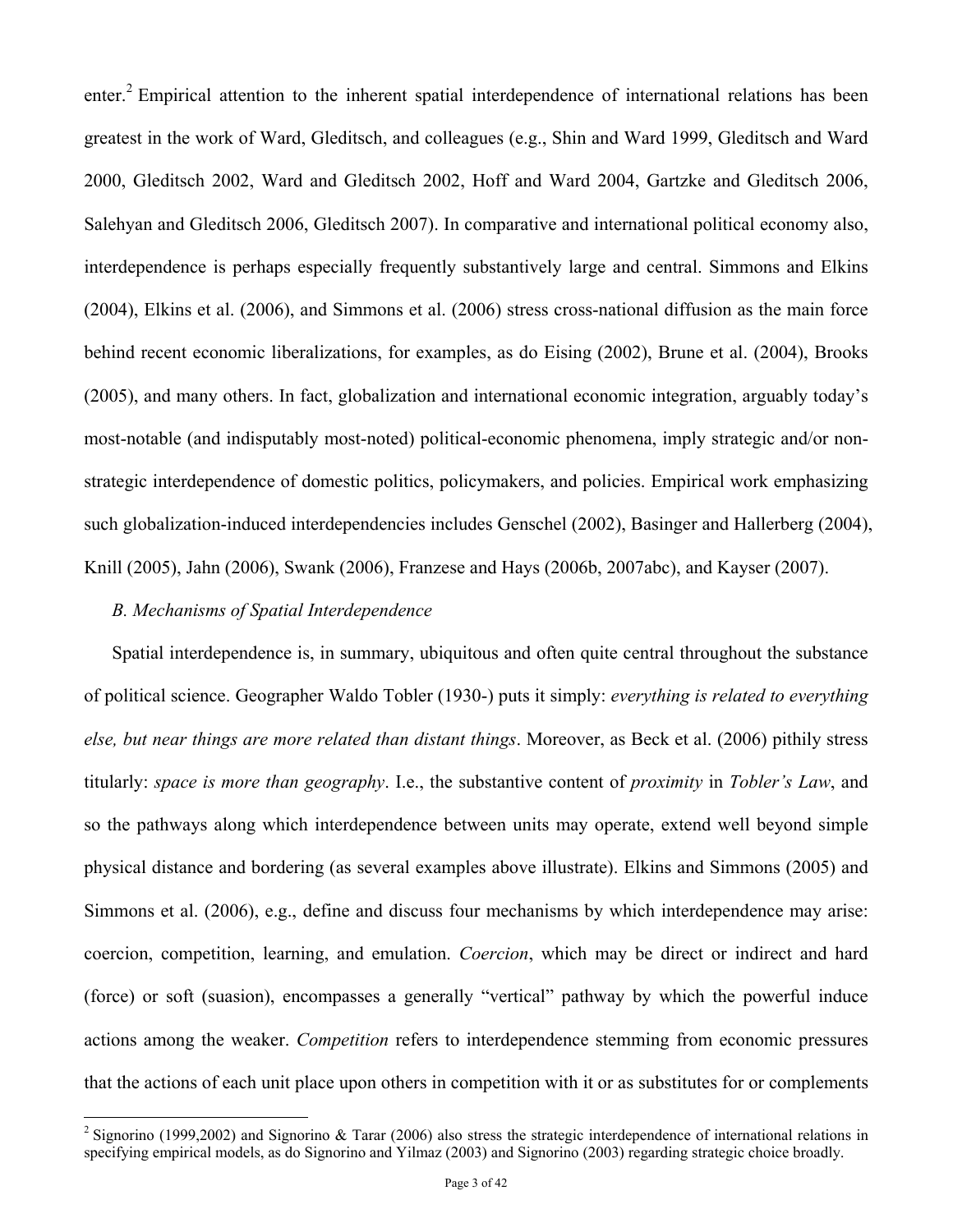enter.[2] Empirical attention to the inherent spatial interdependence of international relations has been greatest in the work of Ward, Gleditsch, and colleagues (e.g., Shin and Ward 1999, Gleditsch and Ward 2000, Gleditsch 2002, Ward and Gleditsch 2002, Hoff and Ward 2004, Gartzke and Gleditsch 2006, Salehyan and Gleditsch 2006, Gleditsch 2007). In comparative and international political economy also, interdependence is perhaps especially frequently substantively large and central. Simmons and Elkins (2004), Elkins et al. (2006), and Simmons et al. (2006) stress cross-national diffusion as the main force behind recent economic liberalizations, for examples, as do Eising (2002), Brune et al. (2004), Brooks (2005), and many others. In fact, globalization and international economic integration, arguably today's most-notable (and indisputably most-noted) political-economic phenomena, imply strategic and/or non-strategic interdependence of domestic politics, policymakers, and policies. Empirical work emphasizing such globalization-induced interdependencies includes Genschel (2002), Basinger and Hallerberg (2004), Knill (2005), Jahn (2006), Swank (2006), Franzese and Hays (2006b, 2007abc), and Kayser (2007).

### *B. Mechanisms of Spatial Interdependence*

Spatial interdependence is, in summary, ubiquitous and often quite central throughout the substance of political science. Geographer Waldo Tobler (1930-) puts it simply: *everything is related to everything else, but near things are more related than distant things*. Moreover, as Beck et al. (2006) pithily stress titularly: *space is more than geography*. I.e., the substantive content of *proximity* in *Tobler's Law*, and so the pathways along which interdependence between units may operate, extend well beyond simple physical distance and bordering (as several examples above illustrate). Elkins and Simmons (2005) and Simmons et al. (2006), e.g., define and discuss four mechanisms by which interdependence may arise: coercion, competition, learning, and emulation. *Coercion*, which may be direct or indirect and hard (force) or soft (suasion), encompasses a generally "vertical" pathway by which the powerful induce actions among the weaker. *Competition* refers to interdependence stemming from economic pressures that the actions of each unit place upon others in competition with it or as substitutes for or complements

---

[2] Signorino (1999,2002) and Signorino & Tarar (2006) also stress the strategic interdependence of international relations in specifying empirical models, as do Signorino and Yilmaz (2003) and Signorino (2003) regarding strategic choice broadly.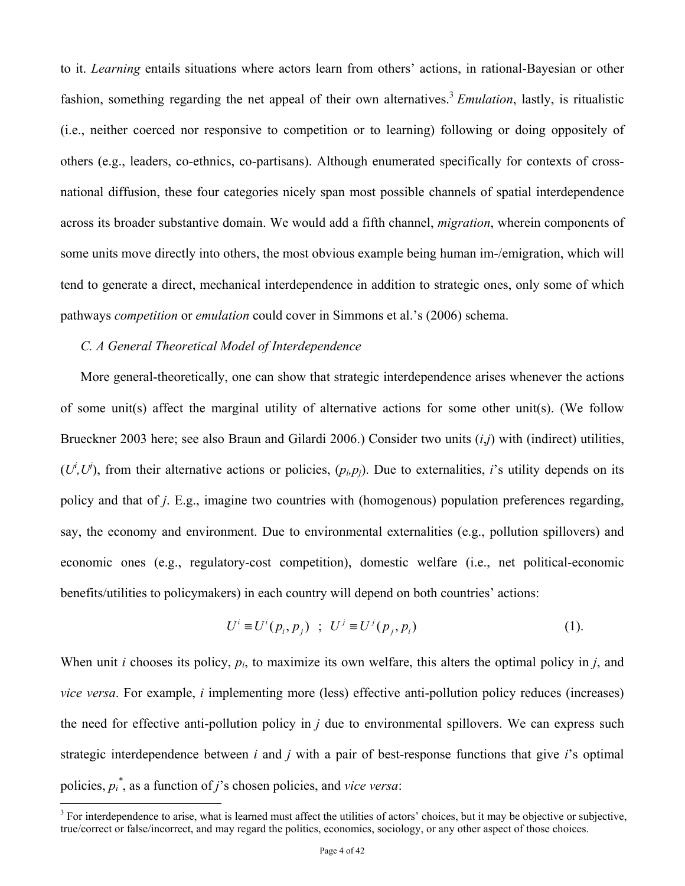to it. *Learning* entails situations where actors learn from others' actions, in rational-Bayesian or other fashion, something regarding the net appeal of their own alternatives.[3] *Emulation*, lastly, is ritualistic (i.e., neither coerced nor responsive to competition or to learning) following or doing oppositely of others (e.g., leaders, co-ethnics, co-partisans). Although enumerated specifically for contexts of cross-national diffusion, these four categories nicely span most possible channels of spatial interdependence across its broader substantive domain. We would add a fifth channel, *migration*, wherein components of some units move directly into others, the most obvious example being human im-/emigration, which will tend to generate a direct, mechanical interdependence in addition to strategic ones, only some of which pathways *competition* or *emulation* could cover in Simmons et al.'s (2006) schema.

### *C. A General Theoretical Model of Interdependence*

More general-theoretically, one can show that strategic interdependence arises whenever the actions of some unit(s) affect the marginal utility of alternative actions for some other unit(s). (We follow Brueckner 2003 here; see also Braun and Gilardi 2006.) Consider two units ($i$,$j$) with (indirect) utilities, ($U^i$,$U^j$), from their alternative actions or policies, ($p_i$,$p_j$). Due to externalities, $i$'s utility depends on its policy and that of $j$. E.g., imagine two countries with (homogenous) population preferences regarding, say, the economy and environment. Due to environmental externalities (e.g., pollution spillovers) and economic ones (e.g., regulatory-cost competition), domestic welfare (i.e., net political-economic benefits/utilities to policymakers) in each country will depend on both countries' actions:

$$U^i \equiv U^i(p_i, p_j) \ \ ; \ \ U^j \equiv U^j(p_j, p_i) \tag{1}$$

When unit $i$ chooses its policy, $p_i$, to maximize its own welfare, this alters the optimal policy in $j$, and *vice versa*. For example, $i$ implementing more (less) effective anti-pollution policy reduces (increases) the need for effective anti-pollution policy in $j$ due to environmental spillovers. We can express such strategic interdependence between $i$ and $j$ with a pair of best-response functions that give $i$'s optimal policies, $p_i^*$, as a function of $j$'s chosen policies, and *vice versa*:

[3] For interdependence to arise, what is learned must affect the utilities of actors' choices, but it may be objective or subjective, true/correct or false/incorrect, and may regard the politics, economics, sociology, or any other aspect of those choices.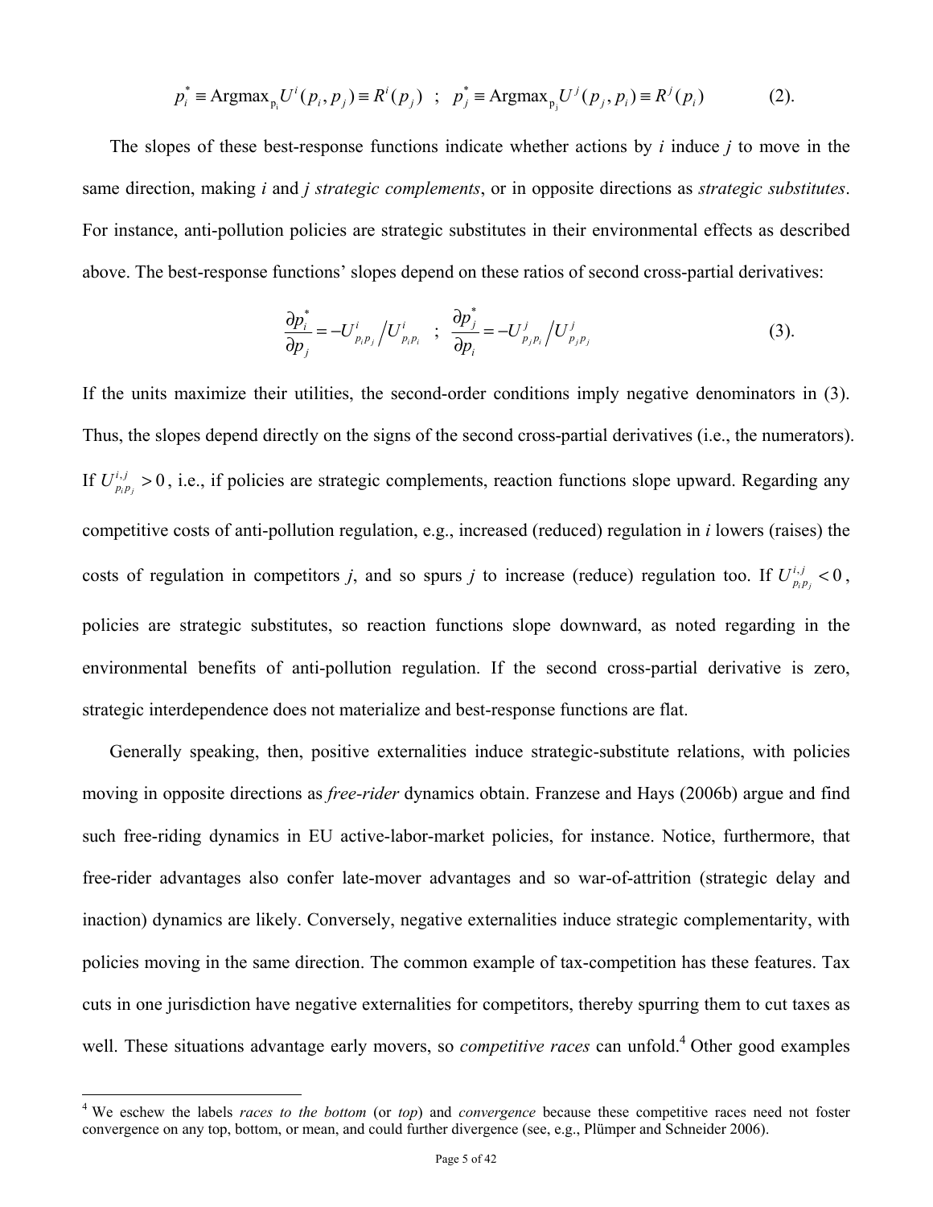$$p_i^* \equiv \text{Argmax}_{p_i} U^i(p_i, p_j) \equiv R^i(p_j) \quad ; \quad p_j^* \equiv \text{Argmax}_{p_j} U^j(p_j, p_i) \equiv R^j(p_i) \tag{2}$$

The slopes of these best-response functions indicate whether actions by $i$ induce $j$ to move in the same direction, making $i$ and $j$ *strategic complements*, or in opposite directions as *strategic substitutes*. For instance, anti-pollution policies are strategic substitutes in their environmental effects as described above. The best-response functions' slopes depend on these ratios of second cross-partial derivatives:

$$\frac{\partial p_i^*}{\partial p_j} = -U^i_{p_i p_j} \Big/ U^i_{p_i p_i} \quad ; \quad \frac{\partial p_j^*}{\partial p_i} = -U^j_{p_j p_i} \Big/ U^j_{p_j p_j} \tag{3}$$

If the units maximize their utilities, the second-order conditions imply negative denominators in (3). Thus, the slopes depend directly on the signs of the second cross-partial derivatives (i.e., the numerators). If $U^{i,j}_{p_i p_j} > 0$, i.e., if policies are strategic complements, reaction functions slope upward. Regarding any competitive costs of anti-pollution regulation, e.g., increased (reduced) regulation in $i$ lowers (raises) the costs of regulation in competitors $j$, and so spurs $j$ to increase (reduce) regulation too. If $U^{i,j}_{p_i p_j} < 0$, policies are strategic substitutes, so reaction functions slope downward, as noted regarding in the environmental benefits of anti-pollution regulation. If the second cross-partial derivative is zero, strategic interdependence does not materialize and best-response functions are flat.

Generally speaking, then, positive externalities induce strategic-substitute relations, with policies moving in opposite directions as *free-rider* dynamics obtain. Franzese and Hays (2006b) argue and find such free-riding dynamics in EU active-labor-market policies, for instance. Notice, furthermore, that free-rider advantages also confer late-mover advantages and so war-of-attrition (strategic delay and inaction) dynamics are likely. Conversely, negative externalities induce strategic complementarity, with policies moving in the same direction. The common example of tax-competition has these features. Tax cuts in one jurisdiction have negative externalities for competitors, thereby spurring them to cut taxes as well. These situations advantage early movers, so *competitive races* can unfold.[4] Other good examples

[4] We eschew the labels *races to the bottom* (or *top*) and *convergence* because these competitive races need not foster convergence on any top, bottom, or mean, and could further divergence (see, e.g., Plümper and Schneider 2006).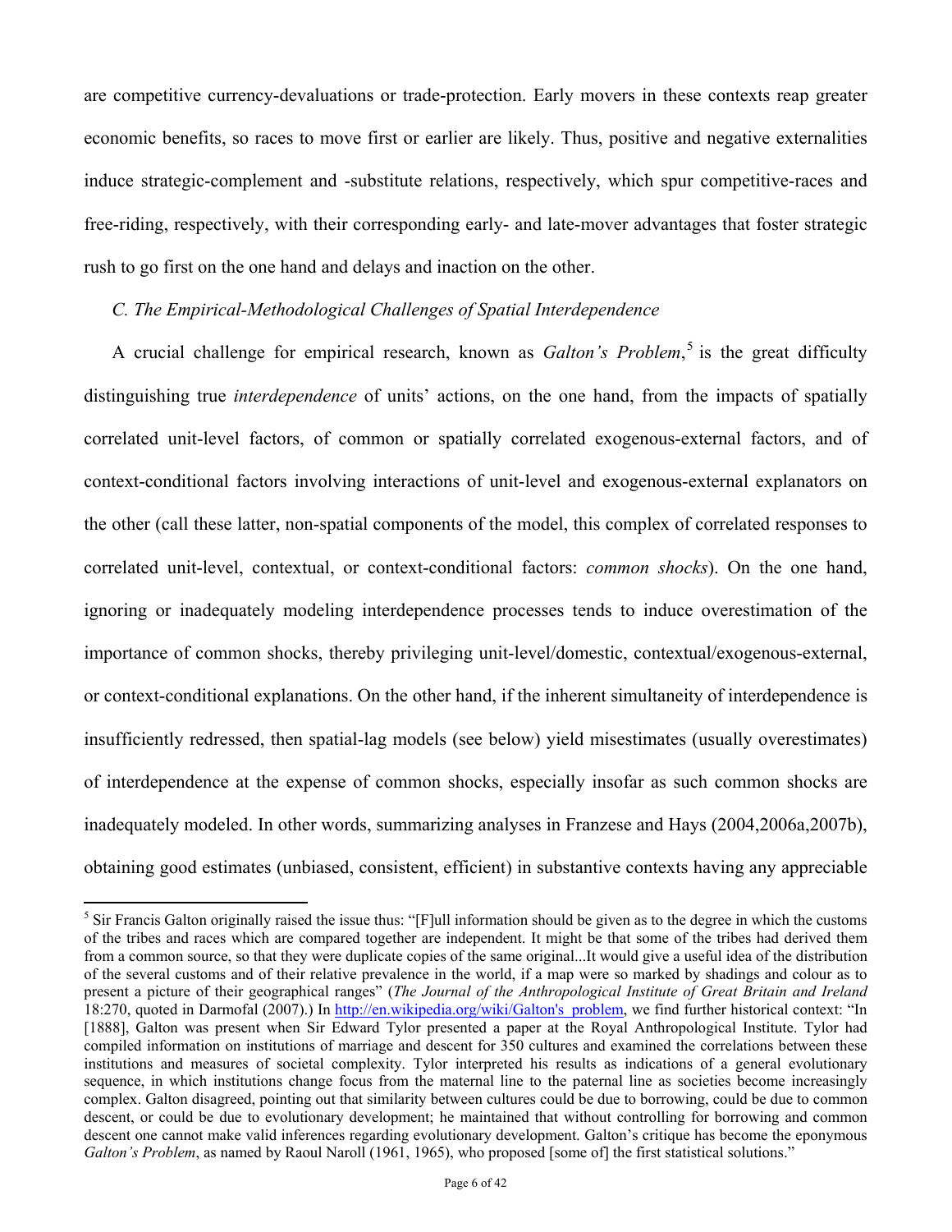are competitive currency-devaluations or trade-protection. Early movers in these contexts reap greater economic benefits, so races to move first or earlier are likely. Thus, positive and negative externalities induce strategic-complement and -substitute relations, respectively, which spur competitive-races and free-riding, respectively, with their corresponding early- and late-mover advantages that foster strategic rush to go first on the one hand and delays and inaction on the other.

### *C. The Empirical-Methodological Challenges of Spatial Interdependence*

A crucial challenge for empirical research, known as *Galton's Problem*,[5] is the great difficulty distinguishing true *interdependence* of units' actions, on the one hand, from the impacts of spatially correlated unit-level factors, of common or spatially correlated exogenous-external factors, and of context-conditional factors involving interactions of unit-level and exogenous-external explanators on the other (call these latter, non-spatial components of the model, this complex of correlated responses to correlated unit-level, contextual, or context-conditional factors: *common shocks*). On the one hand, ignoring or inadequately modeling interdependence processes tends to induce overestimation of the importance of common shocks, thereby privileging unit-level/domestic, contextual/exogenous-external, or context-conditional explanations. On the other hand, if the inherent simultaneity of interdependence is insufficiently redressed, then spatial-lag models (see below) yield misestimates (usually overestimates) of interdependence at the expense of common shocks, especially insofar as such common shocks are inadequately modeled. In other words, summarizing analyses in Franzese and Hays (2004,2006a,2007b), obtaining good estimates (unbiased, consistent, efficient) in substantive contexts having any appreciable

---

[5] Sir Francis Galton originally raised the issue thus: "[F]ull information should be given as to the degree in which the customs of the tribes and races which are compared together are independent. It might be that some of the tribes had derived them from a common source, so that they were duplicate copies of the same original...It would give a useful idea of the distribution of the several customs and of their relative prevalence in the world, if a map were so marked by shadings and colour as to present a picture of their geographical ranges" (*The Journal of the Anthropological Institute of Great Britain and Ireland* 18:270, quoted in Darmofal (2007).) In http://en.wikipedia.org/wiki/Galton's_problem, we find further historical context: "In [1888], Galton was present when Sir Edward Tylor presented a paper at the Royal Anthropological Institute. Tylor had compiled information on institutions of marriage and descent for 350 cultures and examined the correlations between these institutions and measures of societal complexity. Tylor interpreted his results as indications of a general evolutionary sequence, in which institutions change focus from the maternal line to the paternal line as societies become increasingly complex. Galton disagreed, pointing out that similarity between cultures could be due to borrowing, could be due to common descent, or could be due to evolutionary development; he maintained that without controlling for borrowing and common descent one cannot make valid inferences regarding evolutionary development. Galton's critique has become the eponymous *Galton's Problem*, as named by Raoul Naroll (1961, 1965), who proposed [some of] the first statistical solutions."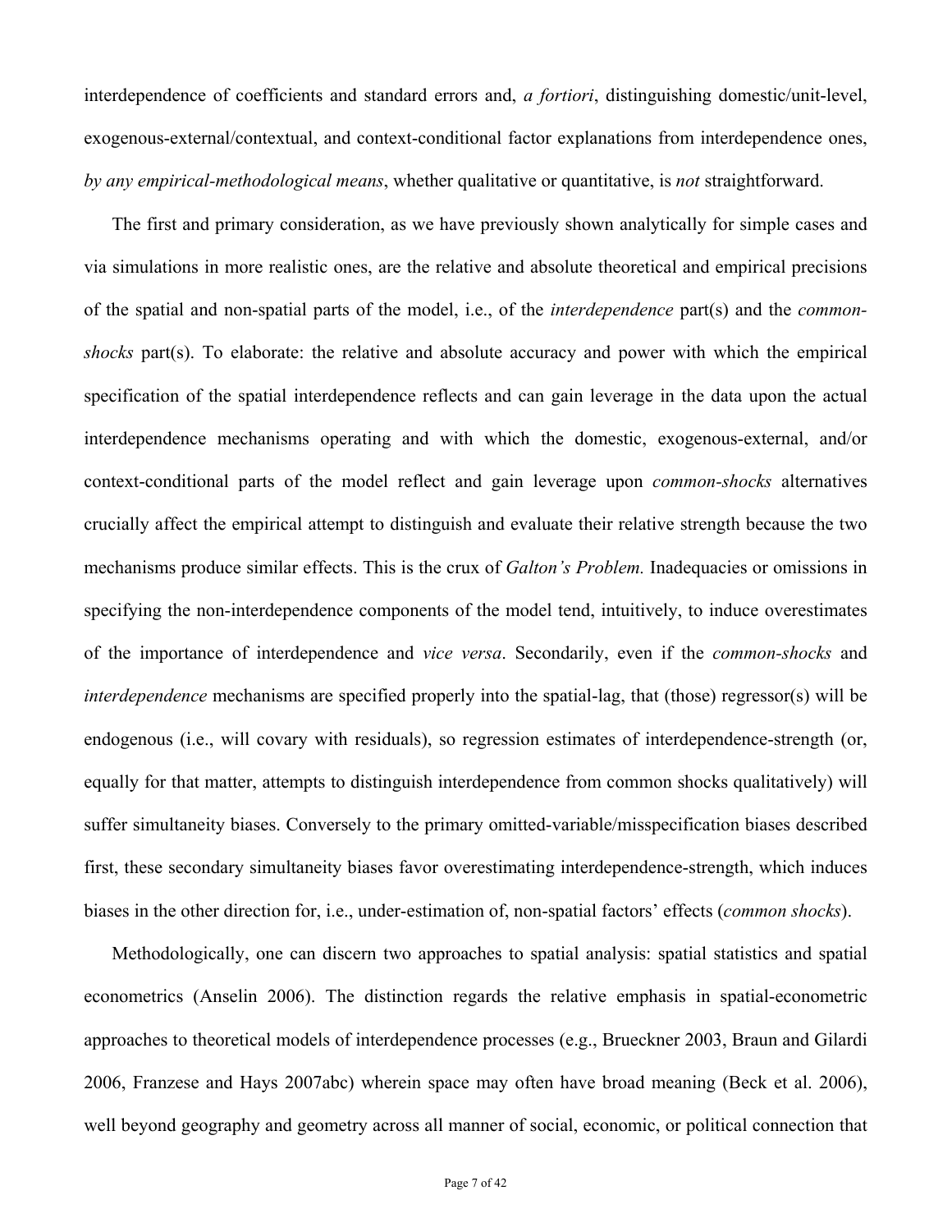interdependence of coefficients and standard errors and, *a fortiori*, distinguishing domestic/unit-level, exogenous-external/contextual, and context-conditional factor explanations from interdependence ones, *by any empirical-methodological means*, whether qualitative or quantitative, is *not* straightforward.

The first and primary consideration, as we have previously shown analytically for simple cases and via simulations in more realistic ones, are the relative and absolute theoretical and empirical precisions of the spatial and non-spatial parts of the model, i.e., of the *interdependence* part(s) and the *common-shocks* part(s). To elaborate: the relative and absolute accuracy and power with which the empirical specification of the spatial interdependence reflects and can gain leverage in the data upon the actual interdependence mechanisms operating and with which the domestic, exogenous-external, and/or context-conditional parts of the model reflect and gain leverage upon *common-shocks* alternatives crucially affect the empirical attempt to distinguish and evaluate their relative strength because the two mechanisms produce similar effects. This is the crux of *Galton's Problem.* Inadequacies or omissions in specifying the non-interdependence components of the model tend, intuitively, to induce overestimates of the importance of interdependence and *vice versa*. Secondarily, even if the *common-shocks* and *interdependence* mechanisms are specified properly into the spatial-lag, that (those) regressor(s) will be endogenous (i.e., will covary with residuals), so regression estimates of interdependence-strength (or, equally for that matter, attempts to distinguish interdependence from common shocks qualitatively) will suffer simultaneity biases. Conversely to the primary omitted-variable/misspecification biases described first, these secondary simultaneity biases favor overestimating interdependence-strength, which induces biases in the other direction for, i.e., under-estimation of, non-spatial factors' effects (*common shocks*).

Methodologically, one can discern two approaches to spatial analysis: spatial statistics and spatial econometrics (Anselin 2006). The distinction regards the relative emphasis in spatial-econometric approaches to theoretical models of interdependence processes (e.g., Brueckner 2003, Braun and Gilardi 2006, Franzese and Hays 2007abc) wherein space may often have broad meaning (Beck et al. 2006), well beyond geography and geometry across all manner of social, economic, or political connection that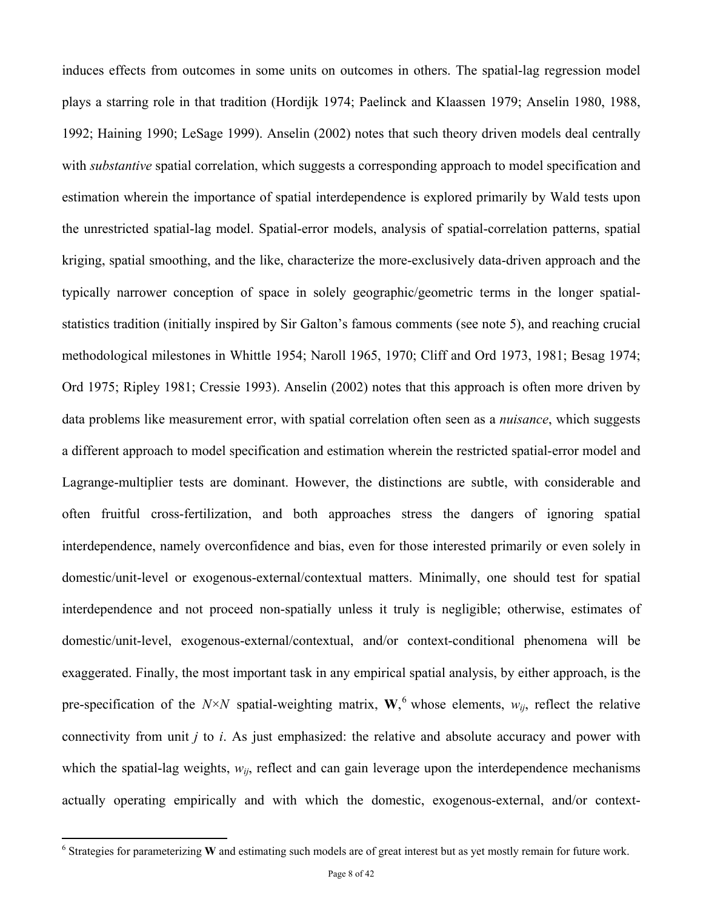induces effects from outcomes in some units on outcomes in others. The spatial-lag regression model plays a starring role in that tradition (Hordijk 1974; Paelinck and Klaassen 1979; Anselin 1980, 1988, 1992; Haining 1990; LeSage 1999). Anselin (2002) notes that such theory driven models deal centrally with *substantive* spatial correlation, which suggests a corresponding approach to model specification and estimation wherein the importance of spatial interdependence is explored primarily by Wald tests upon the unrestricted spatial-lag model. Spatial-error models, analysis of spatial-correlation patterns, spatial kriging, spatial smoothing, and the like, characterize the more-exclusively data-driven approach and the typically narrower conception of space in solely geographic/geometric terms in the longer spatial-statistics tradition (initially inspired by Sir Galton's famous comments (see note 5), and reaching crucial methodological milestones in Whittle 1954; Naroll 1965, 1970; Cliff and Ord 1973, 1981; Besag 1974; Ord 1975; Ripley 1981; Cressie 1993). Anselin (2002) notes that this approach is often more driven by data problems like measurement error, with spatial correlation often seen as a *nuisance*, which suggests a different approach to model specification and estimation wherein the restricted spatial-error model and Lagrange-multiplier tests are dominant. However, the distinctions are subtle, with considerable and often fruitful cross-fertilization, and both approaches stress the dangers of ignoring spatial interdependence, namely overconfidence and bias, even for those interested primarily or even solely in domestic/unit-level or exogenous-external/contextual matters. Minimally, one should test for spatial interdependence and not proceed non-spatially unless it truly is negligible; otherwise, estimates of domestic/unit-level, exogenous-external/contextual, and/or context-conditional phenomena will be exaggerated. Finally, the most important task in any empirical spatial analysis, by either approach, is the pre-specification of the $N \times N$ spatial-weighting matrix, $\mathbf{W}$,[6] whose elements, $w_{ij}$, reflect the relative connectivity from unit $j$ to $i$. As just emphasized: the relative and absolute accuracy and power with which the spatial-lag weights, $w_{ij}$, reflect and can gain leverage upon the interdependence mechanisms actually operating empirically and with which the domestic, exogenous-external, and/or context-

[6] Strategies for parameterizing **W** and estimating such models are of great interest but as yet mostly remain for future work.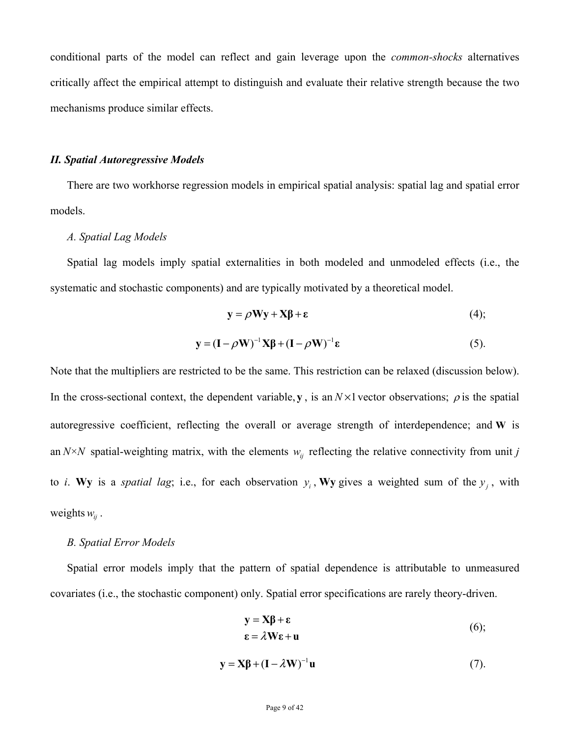conditional parts of the model can reflect and gain leverage upon the *common-shocks* alternatives critically affect the empirical attempt to distinguish and evaluate their relative strength because the two mechanisms produce similar effects.

### *II. Spatial Autoregressive Models*

There are two workhorse regression models in empirical spatial analysis: spatial lag and spatial error models.

#### *A. Spatial Lag Models*

Spatial lag models imply spatial externalities in both modeled and unmodeled effects (i.e., the systematic and stochastic components) and are typically motivated by a theoretical model.

$$\mathbf{y} = \rho\mathbf{W}\mathbf{y} + \mathbf{X}\boldsymbol{\beta} + \boldsymbol{\varepsilon} \qquad (4);$$

$$\mathbf{y} = (\mathbf{I} - \rho\mathbf{W})^{-1}\mathbf{X}\boldsymbol{\beta} + (\mathbf{I} - \rho\mathbf{W})^{-1}\boldsymbol{\varepsilon} \qquad (5).$$

Note that the multipliers are restricted to be the same. This restriction can be relaxed (discussion below). In the cross-sectional context, the dependent variable, $\mathbf{y}$, is an $N \times 1$ vector observations; $\rho$ is the spatial autoregressive coefficient, reflecting the overall or average strength of interdependence; and $\mathbf{W}$ is an $N{\times}N$ spatial-weighting matrix, with the elements $w_{ij}$ reflecting the relative connectivity from unit $j$ to $i$. $\mathbf{Wy}$ is a *spatial lag*; i.e., for each observation $y_i$, $\mathbf{Wy}$ gives a weighted sum of the $y_j$, with weights $w_{ij}$.

#### *B. Spatial Error Models*

Spatial error models imply that the pattern of spatial dependence is attributable to unmeasured covariates (i.e., the stochastic component) only. Spatial error specifications are rarely theory-driven.

$$\begin{aligned} \mathbf{y} &= \mathbf{X}\boldsymbol{\beta} + \boldsymbol{\varepsilon} \\ \boldsymbol{\varepsilon} &= \lambda\mathbf{W}\boldsymbol{\varepsilon} + \mathbf{u} \end{aligned} \qquad (6);$$

$$\mathbf{y} = \mathbf{X}\boldsymbol{\beta} + (\mathbf{I} - \lambda\mathbf{W})^{-1}\mathbf{u} \qquad (7).$$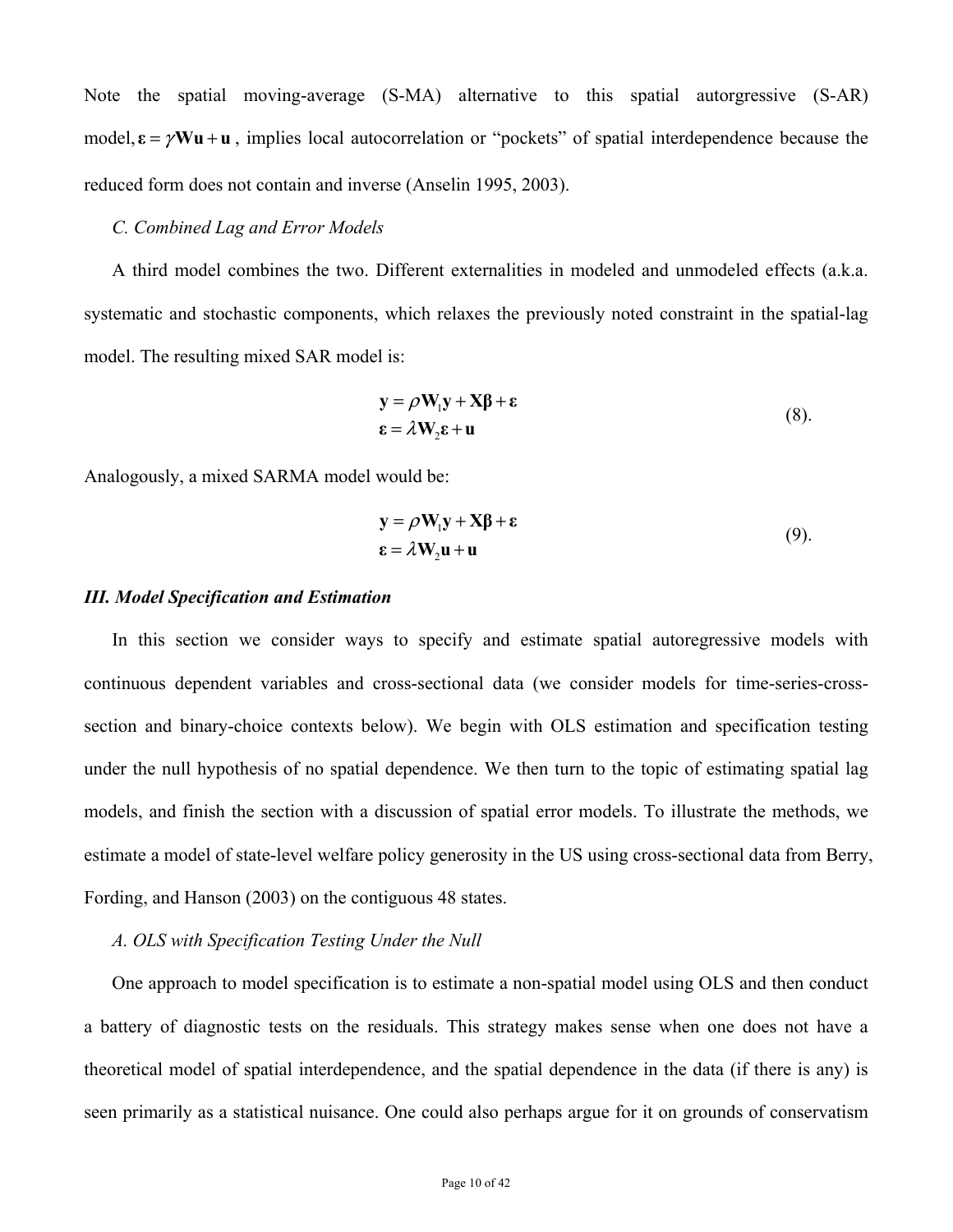Note the spatial moving-average (S-MA) alternative to this spatial autorgressive (S-AR) model, $\boldsymbol{\varepsilon} = \gamma \mathbf{W}\mathbf{u} + \mathbf{u}$ , implies local autocorrelation or "pockets" of spatial interdependence because the reduced form does not contain and inverse (Anselin 1995, 2003).

*C. Combined Lag and Error Models*

A third model combines the two. Different externalities in modeled and unmodeled effects (a.k.a. systematic and stochastic components, which relaxes the previously noted constraint in the spatial-lag model. The resulting mixed SAR model is:

$$
\begin{aligned}
\mathbf{y} &= \rho \mathbf{W}_1 \mathbf{y} + \mathbf{X}\boldsymbol{\beta} + \boldsymbol{\varepsilon} \\
\boldsymbol{\varepsilon} &= \lambda \mathbf{W}_2 \boldsymbol{\varepsilon} + \mathbf{u}
\end{aligned}
\tag{8}
$$

Analogously, a mixed SARMA model would be:

$$
\begin{aligned}
\mathbf{y} &= \rho \mathbf{W}_1 \mathbf{y} + \mathbf{X}\boldsymbol{\beta} + \boldsymbol{\varepsilon} \\
\boldsymbol{\varepsilon} &= \lambda \mathbf{W}_2 \mathbf{u} + \mathbf{u}
\end{aligned}
\tag{9}
$$

### *III. Model Specification and Estimation*

In this section we consider ways to specify and estimate spatial autoregressive models with continuous dependent variables and cross-sectional data (we consider models for time-series-cross-section and binary-choice contexts below). We begin with OLS estimation and specification testing under the null hypothesis of no spatial dependence. We then turn to the topic of estimating spatial lag models, and finish the section with a discussion of spatial error models. To illustrate the methods, we estimate a model of state-level welfare policy generosity in the US using cross-sectional data from Berry, Fording, and Hanson (2003) on the contiguous 48 states.

*A. OLS with Specification Testing Under the Null*

One approach to model specification is to estimate a non-spatial model using OLS and then conduct a battery of diagnostic tests on the residuals. This strategy makes sense when one does not have a theoretical model of spatial interdependence, and the spatial dependence in the data (if there is any) is seen primarily as a statistical nuisance. One could also perhaps argue for it on grounds of conservatism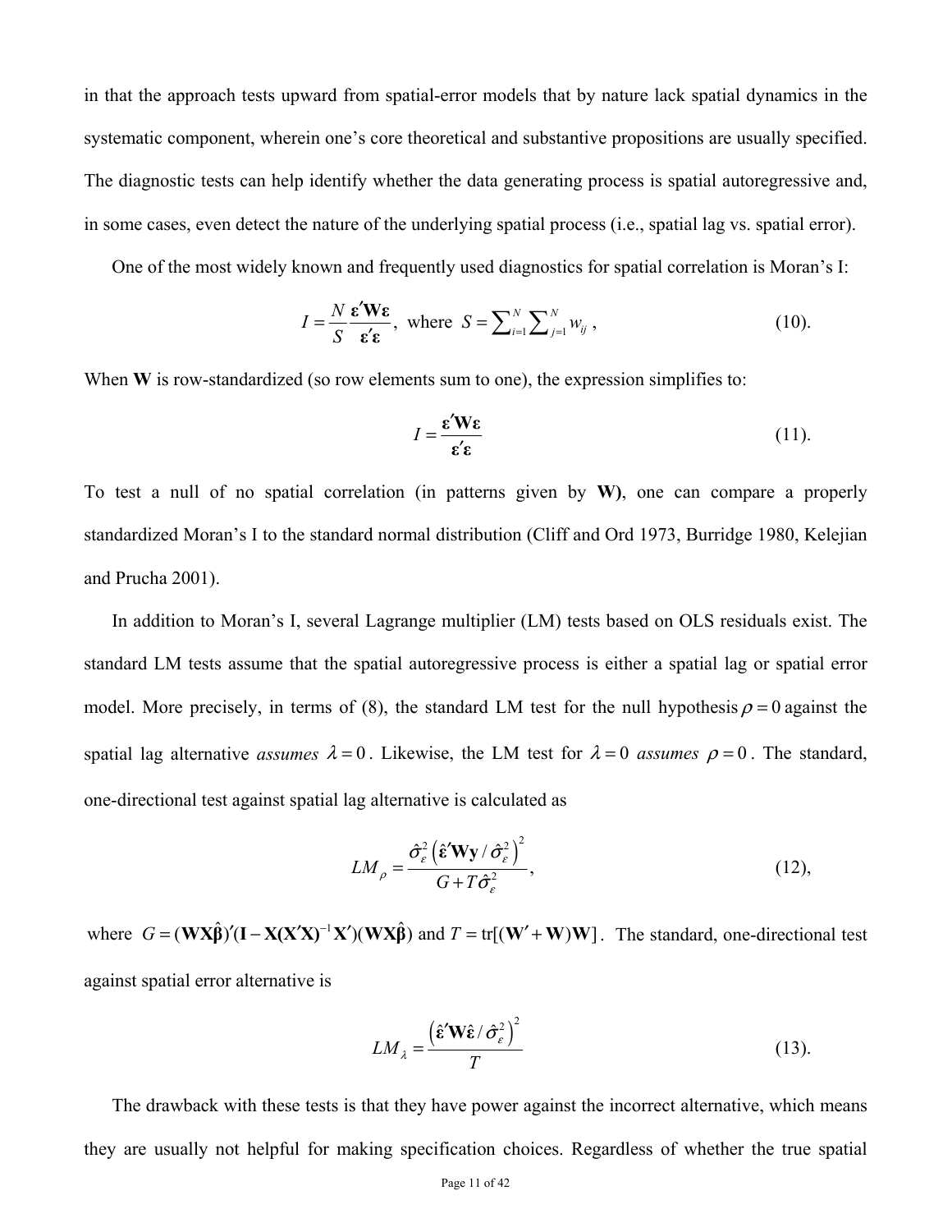in that the approach tests upward from spatial-error models that by nature lack spatial dynamics in the systematic component, wherein one's core theoretical and substantive propositions are usually specified. The diagnostic tests can help identify whether the data generating process is spatial autoregressive and, in some cases, even detect the nature of the underlying spatial process (i.e., spatial lag vs. spatial error).

One of the most widely known and frequently used diagnostics for spatial correlation is Moran's I:

$$I = \frac{N}{S}\frac{\boldsymbol{\varepsilon}'\mathbf{W}\boldsymbol{\varepsilon}}{\boldsymbol{\varepsilon}'\boldsymbol{\varepsilon}}, \text{ where } S = \sum\nolimits_{i=1}^{N}\sum\nolimits_{j=1}^{N} w_{ij} \,, \tag{10}$$

When **W** is row-standardized (so row elements sum to one), the expression simplifies to:

$$I = \frac{\boldsymbol{\varepsilon}'\mathbf{W}\boldsymbol{\varepsilon}}{\boldsymbol{\varepsilon}'\boldsymbol{\varepsilon}} \tag{11}$$

To test a null of no spatial correlation (in patterns given by **W**), one can compare a properly standardized Moran's I to the standard normal distribution (Cliff and Ord 1973, Burridge 1980, Kelejian and Prucha 2001).

In addition to Moran's I, several Lagrange multiplier (LM) tests based on OLS residuals exist. The standard LM tests assume that the spatial autoregressive process is either a spatial lag or spatial error model. More precisely, in terms of (8), the standard LM test for the null hypothesis $\rho = 0$ against the spatial lag alternative *assumes* $\lambda = 0$. Likewise, the LM test for $\lambda = 0$ *assumes* $\rho = 0$. The standard, one-directional test against spatial lag alternative is calculated as

$$LM_{\rho} = \frac{\hat{\sigma}_{\varepsilon}^{2}\left(\hat{\boldsymbol{\varepsilon}}'\mathbf{W}\mathbf{y}/\hat{\sigma}_{\varepsilon}^{2}\right)^{2}}{G + T\hat{\sigma}_{\varepsilon}^{2}}, \tag{12}$$

where $G = (\mathbf{W}\mathbf{X}\hat{\boldsymbol{\beta}})'(\mathbf{I} - \mathbf{X}(\mathbf{X}'\mathbf{X})^{-1}\mathbf{X}')(\mathbf{W}\mathbf{X}\hat{\boldsymbol{\beta}})$ and $T = \text{tr}[(\mathbf{W}' + \mathbf{W})\mathbf{W}]$. The standard, one-directional test against spatial error alternative is

$$LM_{\lambda} = \frac{\left(\hat{\boldsymbol{\varepsilon}}'\mathbf{W}\hat{\boldsymbol{\varepsilon}}/\hat{\sigma}_{\varepsilon}^{2}\right)^{2}}{T} \tag{13}$$

The drawback with these tests is that they have power against the incorrect alternative, which means they are usually not helpful for making specification choices. Regardless of whether the true spatial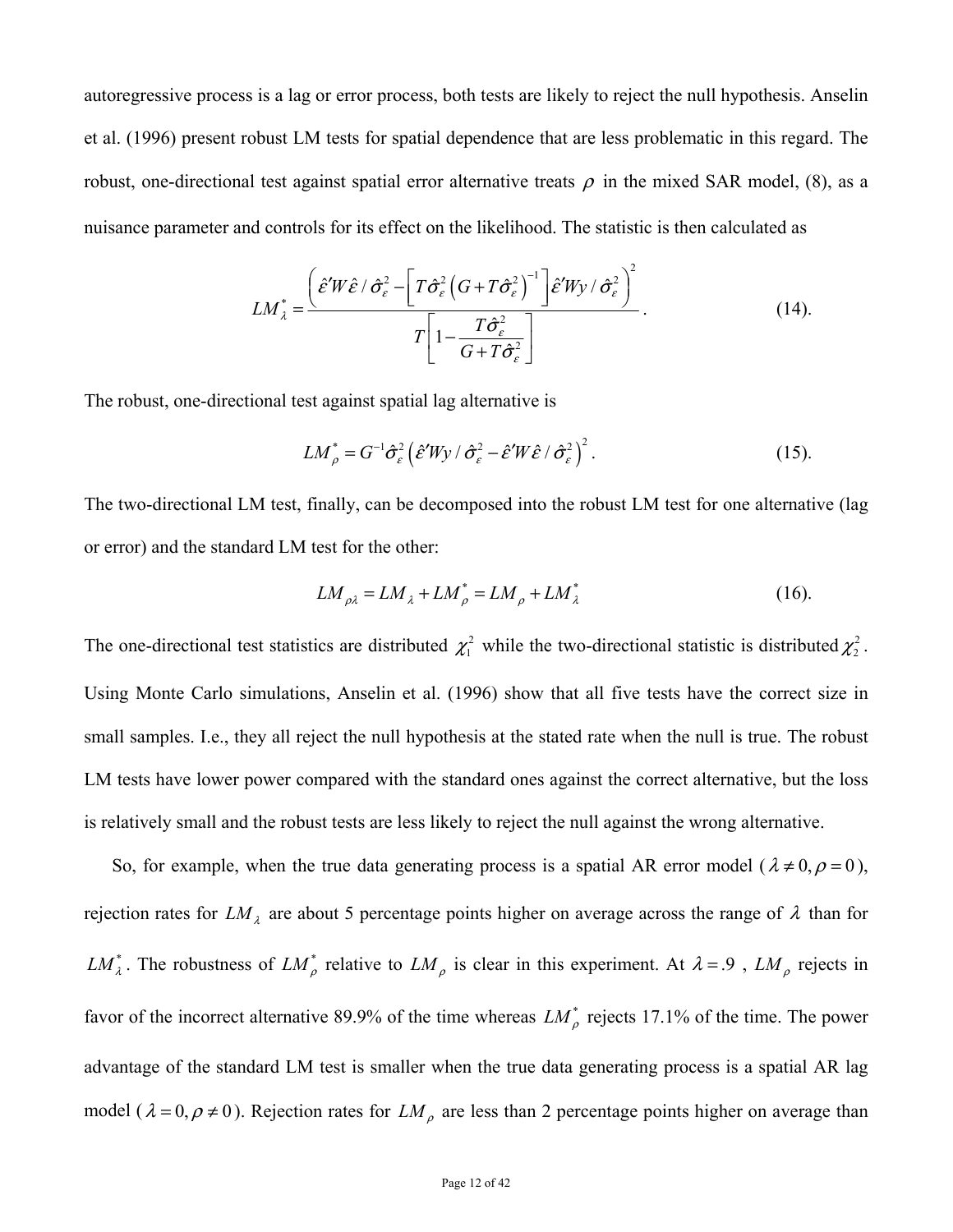autoregressive process is a lag or error process, both tests are likely to reject the null hypothesis. Anselin et al. (1996) present robust LM tests for spatial dependence that are less problematic in this regard. The robust, one-directional test against spatial error alternative treats $\rho$ in the mixed SAR model, (8), as a nuisance parameter and controls for its effect on the likelihood. The statistic is then calculated as

$$LM_{\lambda}^{*} = \frac{\left( \hat{\varepsilon}'W\hat{\varepsilon} / \hat{\sigma}_{\varepsilon}^{2} - \left[ T\hat{\sigma}_{\varepsilon}^{2} \left( G + T\hat{\sigma}_{\varepsilon}^{2} \right)^{-1} \right] \hat{\varepsilon}'Wy / \hat{\sigma}_{\varepsilon}^{2} \right)^{2}}{T\left[ 1 - \frac{T\hat{\sigma}_{\varepsilon}^{2}}{G + T\hat{\sigma}_{\varepsilon}^{2}} \right]}. \quad (14).$$

The robust, one-directional test against spatial lag alternative is

$$LM_{\rho}^{*} = G^{-1}\hat{\sigma}_{\varepsilon}^{2} \left( \hat{\varepsilon}'Wy / \hat{\sigma}_{\varepsilon}^{2} - \hat{\varepsilon}'W\hat{\varepsilon} / \hat{\sigma}_{\varepsilon}^{2} \right)^{2}. \quad (15).$$

The two-directional LM test, finally, can be decomposed into the robust LM test for one alternative (lag or error) and the standard LM test for the other:

$$LM_{\rho\lambda} = LM_{\lambda} + LM_{\rho}^{*} = LM_{\rho} + LM_{\lambda}^{*} \quad (16).$$

The one-directional test statistics are distributed $\chi_1^2$ while the two-directional statistic is distributed $\chi_2^2$. Using Monte Carlo simulations, Anselin et al. (1996) show that all five tests have the correct size in small samples. I.e., they all reject the null hypothesis at the stated rate when the null is true. The robust LM tests have lower power compared with the standard ones against the correct alternative, but the loss is relatively small and the robust tests are less likely to reject the null against the wrong alternative.

So, for example, when the true data generating process is a spatial AR error model ($\lambda \neq 0, \rho = 0$), rejection rates for $LM_{\lambda}$ are about 5 percentage points higher on average across the range of $\lambda$ than for $LM_{\lambda}^{*}$. The robustness of $LM_{\rho}^{*}$ relative to $LM_{\rho}$ is clear in this experiment. At $\lambda = .9$, $LM_{\rho}$ rejects in favor of the incorrect alternative 89.9% of the time whereas $LM_{\rho}^{*}$ rejects 17.1% of the time. The power advantage of the standard LM test is smaller when the true data generating process is a spatial AR lag model ($\lambda = 0, \rho \neq 0$). Rejection rates for $LM_{\rho}$ are less than 2 percentage points higher on average than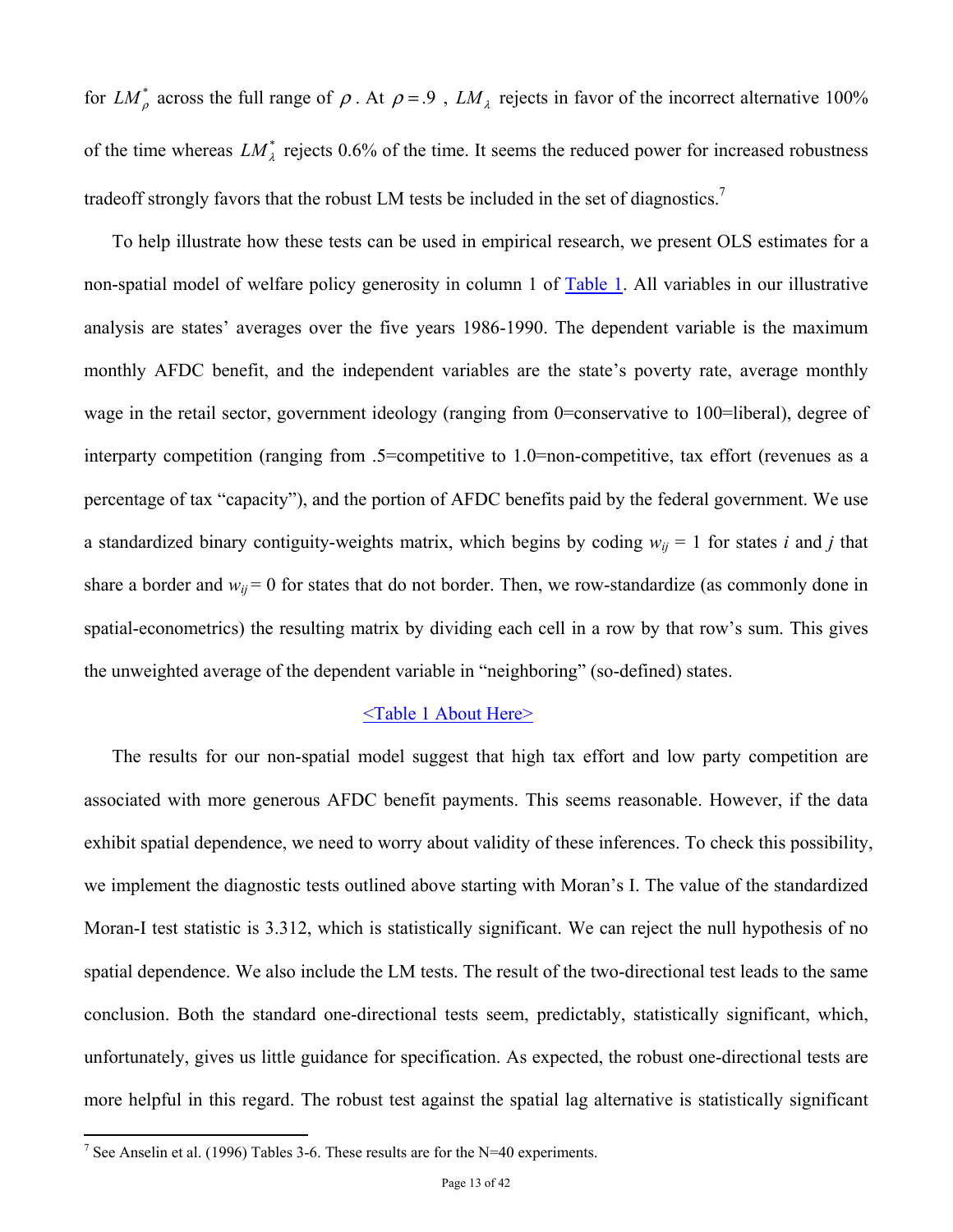for $LM_{\rho}^{*}$ across the full range of $\rho$. At $\rho = .9$, $LM_{\lambda}$ rejects in favor of the incorrect alternative 100% of the time whereas $LM_{\lambda}^{*}$ rejects 0.6% of the time. It seems the reduced power for increased robustness tradeoff strongly favors that the robust LM tests be included in the set of diagnostics.[7]

To help illustrate how these tests can be used in empirical research, we present OLS estimates for a non-spatial model of welfare policy generosity in column 1 of Table 1. All variables in our illustrative analysis are states' averages over the five years 1986-1990. The dependent variable is the maximum monthly AFDC benefit, and the independent variables are the state's poverty rate, average monthly wage in the retail sector, government ideology (ranging from 0=conservative to 100=liberal), degree of interparty competition (ranging from .5=competitive to 1.0=non-competitive, tax effort (revenues as a percentage of tax "capacity"), and the portion of AFDC benefits paid by the federal government. We use a standardized binary contiguity-weights matrix, which begins by coding $w_{ij} = 1$ for states $i$ and $j$ that share a border and $w_{ij} = 0$ for states that do not border. Then, we row-standardize (as commonly done in spatial-econometrics) the resulting matrix by dividing each cell in a row by that row's sum. This gives the unweighted average of the dependent variable in "neighboring" (so-defined) states.

<Table 1 About Here>

The results for our non-spatial model suggest that high tax effort and low party competition are associated with more generous AFDC benefit payments. This seems reasonable. However, if the data exhibit spatial dependence, we need to worry about validity of these inferences. To check this possibility, we implement the diagnostic tests outlined above starting with Moran's I. The value of the standardized Moran-I test statistic is 3.312, which is statistically significant. We can reject the null hypothesis of no spatial dependence. We also include the LM tests. The result of the two-directional test leads to the same conclusion. Both the standard one-directional tests seem, predictably, statistically significant, which, unfortunately, gives us little guidance for specification. As expected, the robust one-directional tests are more helpful in this regard. The robust test against the spatial lag alternative is statistically significant

[7] See Anselin et al. (1996) Tables 3-6. These results are for the N=40 experiments.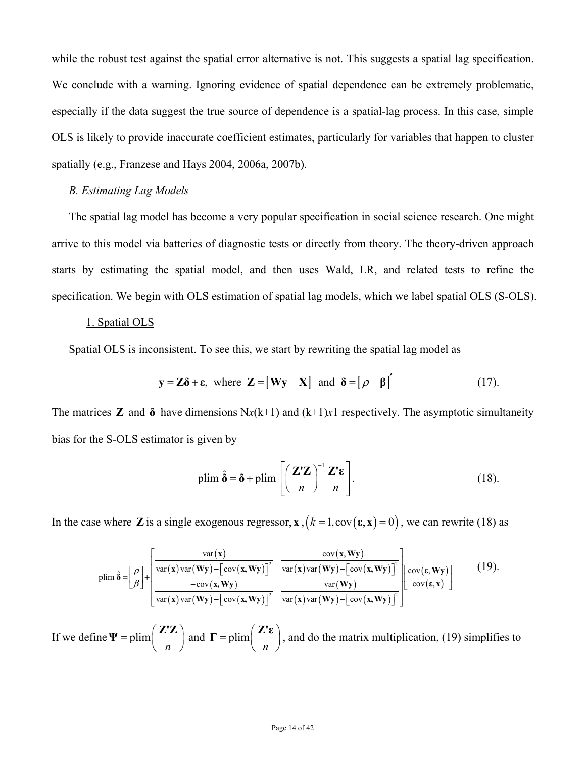while the robust test against the spatial error alternative is not. This suggests a spatial lag specification. We conclude with a warning. Ignoring evidence of spatial dependence can be extremely problematic, especially if the data suggest the true source of dependence is a spatial-lag process. In this case, simple OLS is likely to provide inaccurate coefficient estimates, particularly for variables that happen to cluster spatially (e.g., Franzese and Hays 2004, 2006a, 2007b).

*B. Estimating Lag Models*

The spatial lag model has become a very popular specification in social science research. One might arrive to this model via batteries of diagnostic tests or directly from theory. The theory-driven approach starts by estimating the spatial model, and then uses Wald, LR, and related tests to refine the specification. We begin with OLS estimation of spatial lag models, which we label spatial OLS (S-OLS).

1. Spatial OLS

Spatial OLS is inconsistent. To see this, we start by rewriting the spatial lag model as

$$\mathbf{y} = \mathbf{Z\delta} + \boldsymbol{\varepsilon}, \text{ where } \mathbf{Z} = \begin{bmatrix} \mathbf{Wy} & \mathbf{X} \end{bmatrix} \text{ and } \boldsymbol{\delta} = \begin{bmatrix} \rho & \boldsymbol{\beta} \end{bmatrix}' \quad (17).$$

The matrices $\mathbf{Z}$ and $\boldsymbol{\delta}$ have dimensions N*x*(k+1) and (k+1)*x*1 respectively. The asymptotic simultaneity bias for the S-OLS estimator is given by

$$\text{plim } \hat{\boldsymbol{\delta}} = \boldsymbol{\delta} + \text{plim}\left[\left(\frac{\mathbf{Z'Z}}{n}\right)^{-1}\frac{\mathbf{Z'\varepsilon}}{n}\right]. \quad (18).$$

In the case where $\mathbf{Z}$ is a single exogenous regressor, $\mathbf{x}$, $\left(k=1, \text{cov}(\boldsymbol{\varepsilon},\mathbf{x})=0\right)$, we can rewrite (18) as

$$\text{plim } \hat{\boldsymbol{\delta}} = \begin{bmatrix} \rho \\ \beta \end{bmatrix} + \begin{bmatrix} \frac{\text{var}(\mathbf{x})}{\text{var}(\mathbf{x})\text{var}(\mathbf{Wy}) - \left[\text{cov}(\mathbf{x},\mathbf{Wy})\right]^2} & \frac{-\text{cov}(\mathbf{x},\mathbf{Wy})}{\text{var}(\mathbf{x})\text{var}(\mathbf{Wy}) - \left[\text{cov}(\mathbf{x},\mathbf{Wy})\right]^2} \\ \frac{-\text{cov}(\mathbf{x},\mathbf{Wy})}{\text{var}(\mathbf{x})\text{var}(\mathbf{Wy}) - \left[\text{cov}(\mathbf{x},\mathbf{Wy})\right]^2} & \frac{\text{var}(\mathbf{Wy})}{\text{var}(\mathbf{x})\text{var}(\mathbf{Wy}) - \left[\text{cov}(\mathbf{x},\mathbf{Wy})\right]^2} \end{bmatrix} \begin{bmatrix} \text{cov}(\boldsymbol{\varepsilon},\mathbf{Wy}) \\ \text{cov}(\boldsymbol{\varepsilon},\mathbf{x}) \end{bmatrix} \quad (19).$$

If we define $\boldsymbol{\Psi} = \text{plim}\left(\frac{\mathbf{Z'Z}}{n}\right)$ and $\boldsymbol{\Gamma} = \text{plim}\left(\frac{\mathbf{Z'\varepsilon}}{n}\right)$, and do the matrix multiplication, (19) simplifies to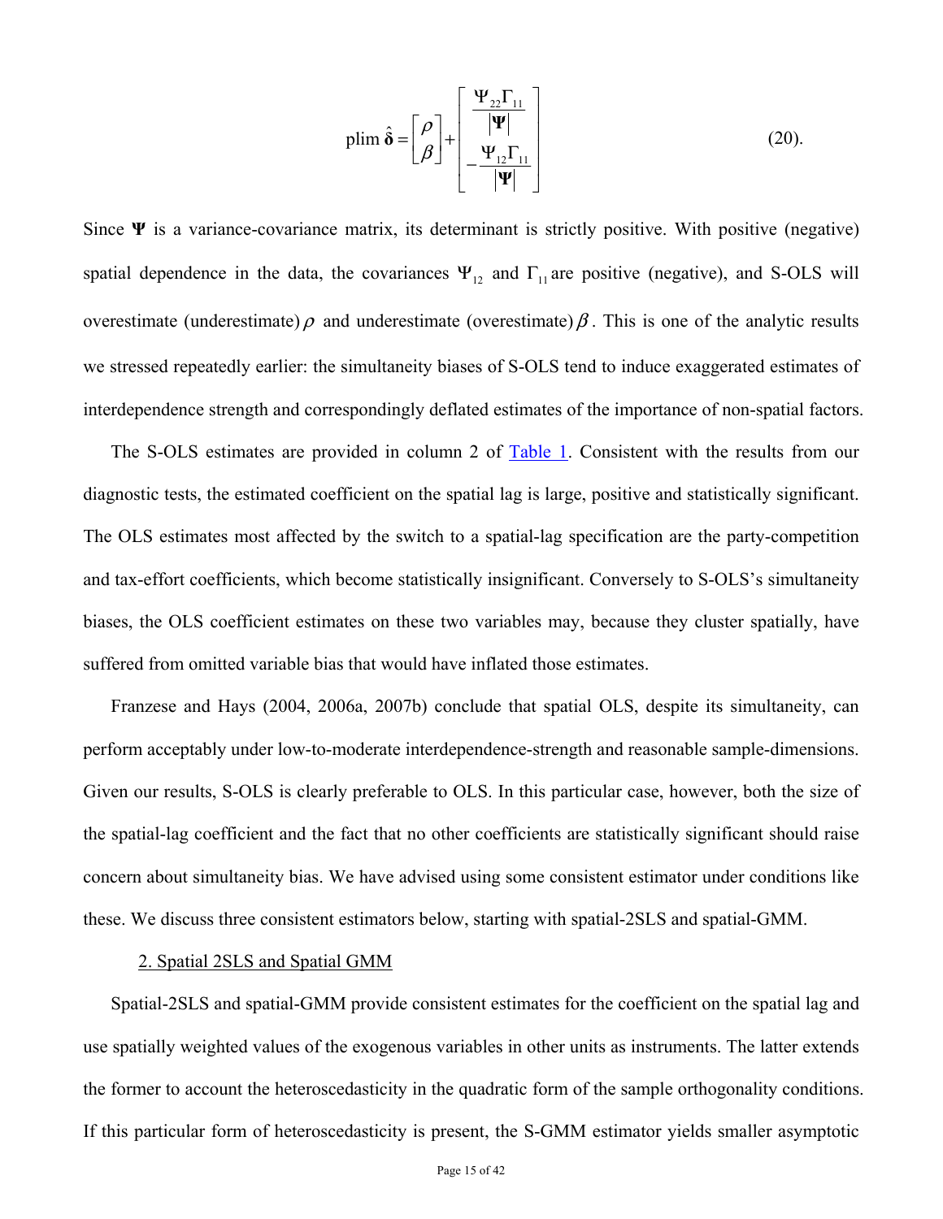$$\text{plim } \hat{\boldsymbol{\delta}} = \begin{bmatrix} \rho \\ \beta \end{bmatrix} + \begin{bmatrix} \dfrac{\Psi_{22}\Gamma_{11}}{|\boldsymbol{\Psi}|} \\ -\dfrac{\Psi_{12}\Gamma_{11}}{|\boldsymbol{\Psi}|} \end{bmatrix} \tag{20}$$

Since $\boldsymbol{\Psi}$ is a variance-covariance matrix, its determinant is strictly positive. With positive (negative) spatial dependence in the data, the covariances $\Psi_{12}$ and $\Gamma_{11}$ are positive (negative), and S-OLS will overestimate (underestimate) $\rho$ and underestimate (overestimate) $\beta$. This is one of the analytic results we stressed repeatedly earlier: the simultaneity biases of S-OLS tend to induce exaggerated estimates of interdependence strength and correspondingly deflated estimates of the importance of non-spatial factors.

The S-OLS estimates are provided in column 2 of Table 1. Consistent with the results from our diagnostic tests, the estimated coefficient on the spatial lag is large, positive and statistically significant. The OLS estimates most affected by the switch to a spatial-lag specification are the party-competition and tax-effort coefficients, which become statistically insignificant. Conversely to S-OLS's simultaneity biases, the OLS coefficient estimates on these two variables may, because they cluster spatially, have suffered from omitted variable bias that would have inflated those estimates.

Franzese and Hays (2004, 2006a, 2007b) conclude that spatial OLS, despite its simultaneity, can perform acceptably under low-to-moderate interdependence-strength and reasonable sample-dimensions. Given our results, S-OLS is clearly preferable to OLS. In this particular case, however, both the size of the spatial-lag coefficient and the fact that no other coefficients are statistically significant should raise concern about simultaneity bias. We have advised using some consistent estimator under conditions like these. We discuss three consistent estimators below, starting with spatial-2SLS and spatial-GMM.

2. Spatial 2SLS and Spatial GMM

Spatial-2SLS and spatial-GMM provide consistent estimates for the coefficient on the spatial lag and use spatially weighted values of the exogenous variables in other units as instruments. The latter extends the former to account the heteroscedasticity in the quadratic form of the sample orthogonality conditions. If this particular form of heteroscedasticity is present, the S-GMM estimator yields smaller asymptotic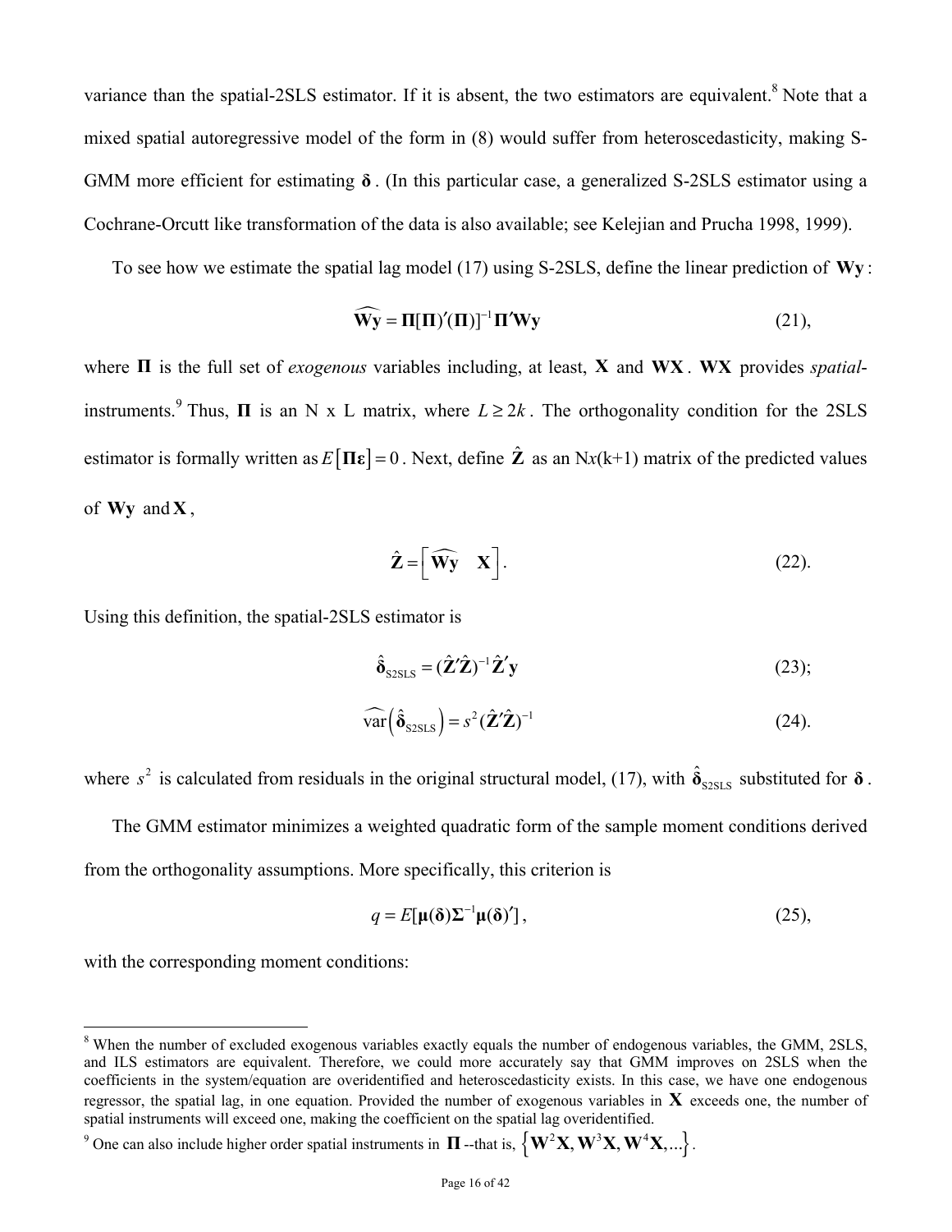variance than the spatial-2SLS estimator. If it is absent, the two estimators are equivalent.[8] Note that a mixed spatial autoregressive model of the form in (8) would suffer from heteroscedasticity, making S-GMM more efficient for estimating $\boldsymbol{\delta}$. (In this particular case, a generalized S-2SLS estimator using a Cochrane-Orcutt like transformation of the data is also available; see Kelejian and Prucha 1998, 1999).

To see how we estimate the spatial lag model (17) using S-2SLS, define the linear prediction of $\mathbf{Wy}$:

$$\widehat{\mathbf{Wy}} = \boldsymbol{\Pi}[\boldsymbol{\Pi})'(\boldsymbol{\Pi})]^{-1}\boldsymbol{\Pi}'\mathbf{Wy} \tag{21}$$

where $\boldsymbol{\Pi}$ is the full set of *exogenous* variables including, at least, $\mathbf{X}$ and $\mathbf{WX}$. $\mathbf{WX}$ provides *spatial*-instruments.[9] Thus, $\boldsymbol{\Pi}$ is an N x L matrix, where $L \geq 2k$. The orthogonality condition for the 2SLS estimator is formally written as $E\left[\boldsymbol{\Pi\varepsilon}\right]=0$. Next, define $\hat{\mathbf{Z}}$ as an N$x$(k+1) matrix of the predicted values of $\mathbf{Wy}$ and $\mathbf{X}$,

$$\hat{\mathbf{Z}} = \left[\widehat{\mathbf{Wy}} \quad \mathbf{X}\right]. \tag{22}$$

Using this definition, the spatial-2SLS estimator is

$$\hat{\boldsymbol{\delta}}_{\text{S2SLS}} = (\hat{\mathbf{Z}}'\hat{\mathbf{Z}})^{-1}\hat{\mathbf{Z}}'\mathbf{y} \tag{23}$$

$$\widehat{\text{var}}\left(\hat{\boldsymbol{\delta}}_{\text{S2SLS}}\right) = s^2(\hat{\mathbf{Z}}'\hat{\mathbf{Z}})^{-1} \tag{24}$$

where $s^2$ is calculated from residuals in the original structural model, (17), with $\hat{\boldsymbol{\delta}}_{\text{S2SLS}}$ substituted for $\boldsymbol{\delta}$.

The GMM estimator minimizes a weighted quadratic form of the sample moment conditions derived from the orthogonality assumptions. More specifically, this criterion is

$$q = E[\boldsymbol{\mu}(\boldsymbol{\delta})\boldsymbol{\Sigma}^{-1}\boldsymbol{\mu}(\boldsymbol{\delta})'], \tag{25}$$

with the corresponding moment conditions:

---

[8] When the number of excluded exogenous variables exactly equals the number of endogenous variables, the GMM, 2SLS, and ILS estimators are equivalent. Therefore, we could more accurately say that GMM improves on 2SLS when the coefficients in the system/equation are overidentified and heteroscedasticity exists. In this case, we have one endogenous regressor, the spatial lag, in one equation. Provided the number of exogenous variables in $\mathbf{X}$ exceeds one, the number of spatial instruments will exceed one, making the coefficient on the spatial lag overidentified.

[9] One can also include higher order spatial instruments in $\boldsymbol{\Pi}$ --that is, $\left\{\mathbf{W}^2\mathbf{X}, \mathbf{W}^3\mathbf{X}, \mathbf{W}^4\mathbf{X}, \ldots\right\}$.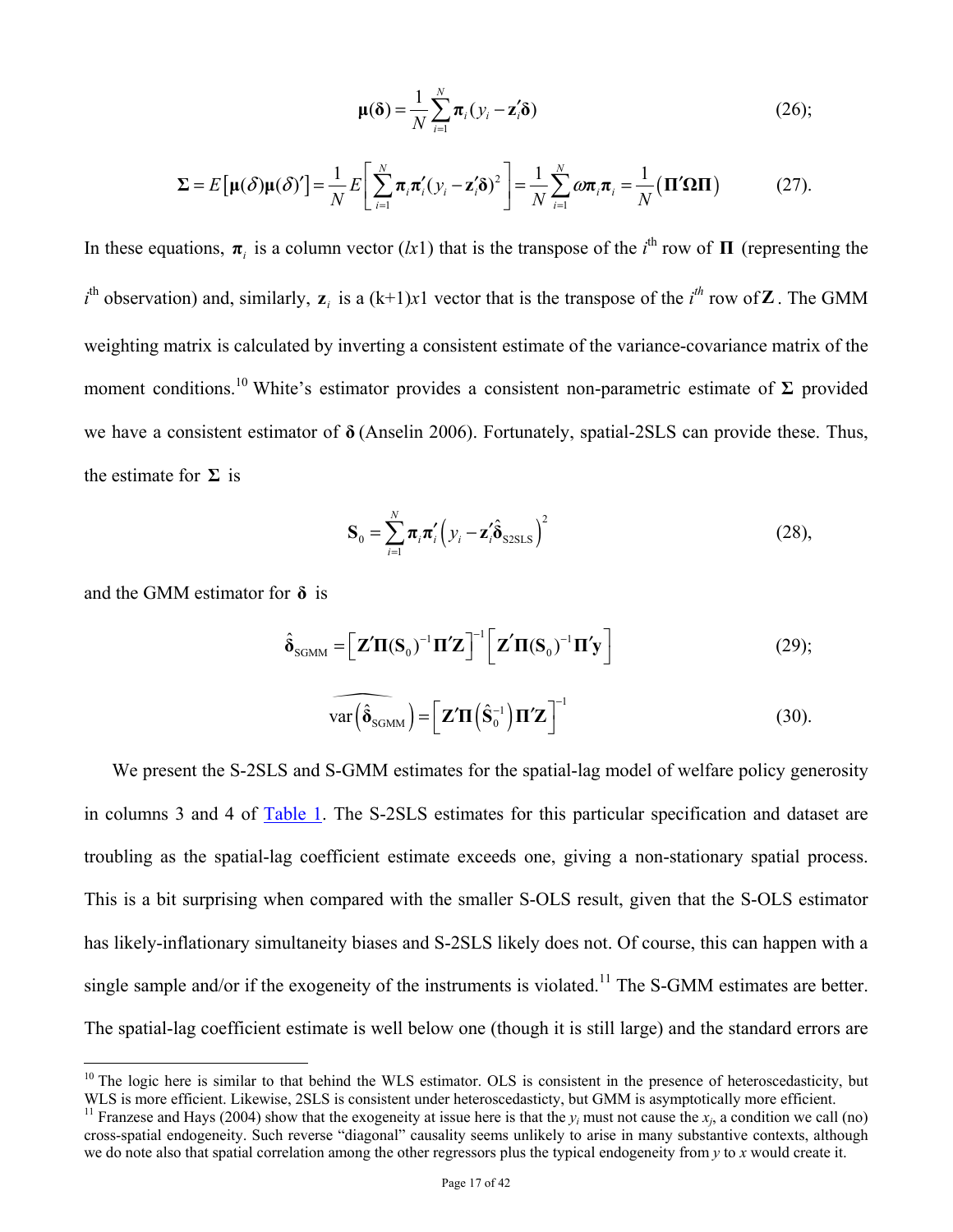$$\boldsymbol{\mu}(\boldsymbol{\delta}) = \frac{1}{N}\sum_{i=1}^{N}\boldsymbol{\pi}_i(y_i - \mathbf{z}_i'\boldsymbol{\delta}) \qquad (26);$$

$$\boldsymbol{\Sigma} = E\left[\boldsymbol{\mu}(\delta)\boldsymbol{\mu}(\delta)'\right] = \frac{1}{N}E\left[\sum_{i=1}^{N}\boldsymbol{\pi}_i\boldsymbol{\pi}_i'(y_i - \mathbf{z}_i'\boldsymbol{\delta})^2\right] = \frac{1}{N}\sum_{i=1}^{N}\omega\boldsymbol{\pi}_i\boldsymbol{\pi}_i = \frac{1}{N}\left(\boldsymbol{\Pi}'\boldsymbol{\Omega}\boldsymbol{\Pi}\right) \qquad (27).$$

In these equations, $\boldsymbol{\pi}_i$ is a column vector ($l$x1) that is the transpose of the $i^{\text{th}}$ row of $\boldsymbol{\Pi}$ (representing the $i^{\text{th}}$ observation) and, similarly, $\mathbf{z}_i$ is a (k+1)$x$1 vector that is the transpose of the $i^{th}$ row of $\mathbf{Z}$. The GMM weighting matrix is calculated by inverting a consistent estimate of the variance-covariance matrix of the moment conditions.[10] White's estimator provides a consistent non-parametric estimate of $\boldsymbol{\Sigma}$ provided we have a consistent estimator of $\boldsymbol{\delta}$ (Anselin 2006). Fortunately, spatial-2SLS can provide these. Thus, the estimate for $\boldsymbol{\Sigma}$ is

$$\mathbf{S}_0 = \sum_{i=1}^{N}\boldsymbol{\pi}_i\boldsymbol{\pi}_i'\left(y_i - \mathbf{z}_i'\hat{\boldsymbol{\delta}}_{\text{S2SLS}}\right)^2 \qquad (28),$$

and the GMM estimator for $\boldsymbol{\delta}$ is

$$\hat{\boldsymbol{\delta}}_{\text{SGMM}} = \left[\mathbf{Z}'\boldsymbol{\Pi}(\mathbf{S}_0)^{-1}\boldsymbol{\Pi}'\mathbf{Z}\right]^{-1}\left[\mathbf{Z}'\boldsymbol{\Pi}(\mathbf{S}_0)^{-1}\boldsymbol{\Pi}'\mathbf{y}\right] \qquad (29);$$

$$\widehat{\text{var}\left(\hat{\boldsymbol{\delta}}_{\text{SGMM}}\right)} = \left[\mathbf{Z}'\boldsymbol{\Pi}\left(\hat{\mathbf{S}}_0^{-1}\right)\boldsymbol{\Pi}'\mathbf{Z}\right]^{-1} \qquad (30).$$

We present the S-2SLS and S-GMM estimates for the spatial-lag model of welfare policy generosity in columns 3 and 4 of Table 1. The S-2SLS estimates for this particular specification and dataset are troubling as the spatial-lag coefficient estimate exceeds one, giving a non-stationary spatial process. This is a bit surprising when compared with the smaller S-OLS result, given that the S-OLS estimator has likely-inflationary simultaneity biases and S-2SLS likely does not. Of course, this can happen with a single sample and/or if the exogeneity of the instruments is violated.[11] The S-GMM estimates are better. The spatial-lag coefficient estimate is well below one (though it is still large) and the standard errors are

---

[10] The logic here is similar to that behind the WLS estimator. OLS is consistent in the presence of heteroscedasticity, but WLS is more efficient. Likewise, 2SLS is consistent under heteroscedasticty, but GMM is asymptotically more efficient.

[11] Franzese and Hays (2004) show that the exogeneity at issue here is that the $y_i$ must not cause the $x_j$, a condition we call (no) cross-spatial endogeneity. Such reverse "diagonal" causality seems unlikely to arise in many substantive contexts, although we do note also that spatial correlation among the other regressors plus the typical endogeneity from $y$ to $x$ would create it.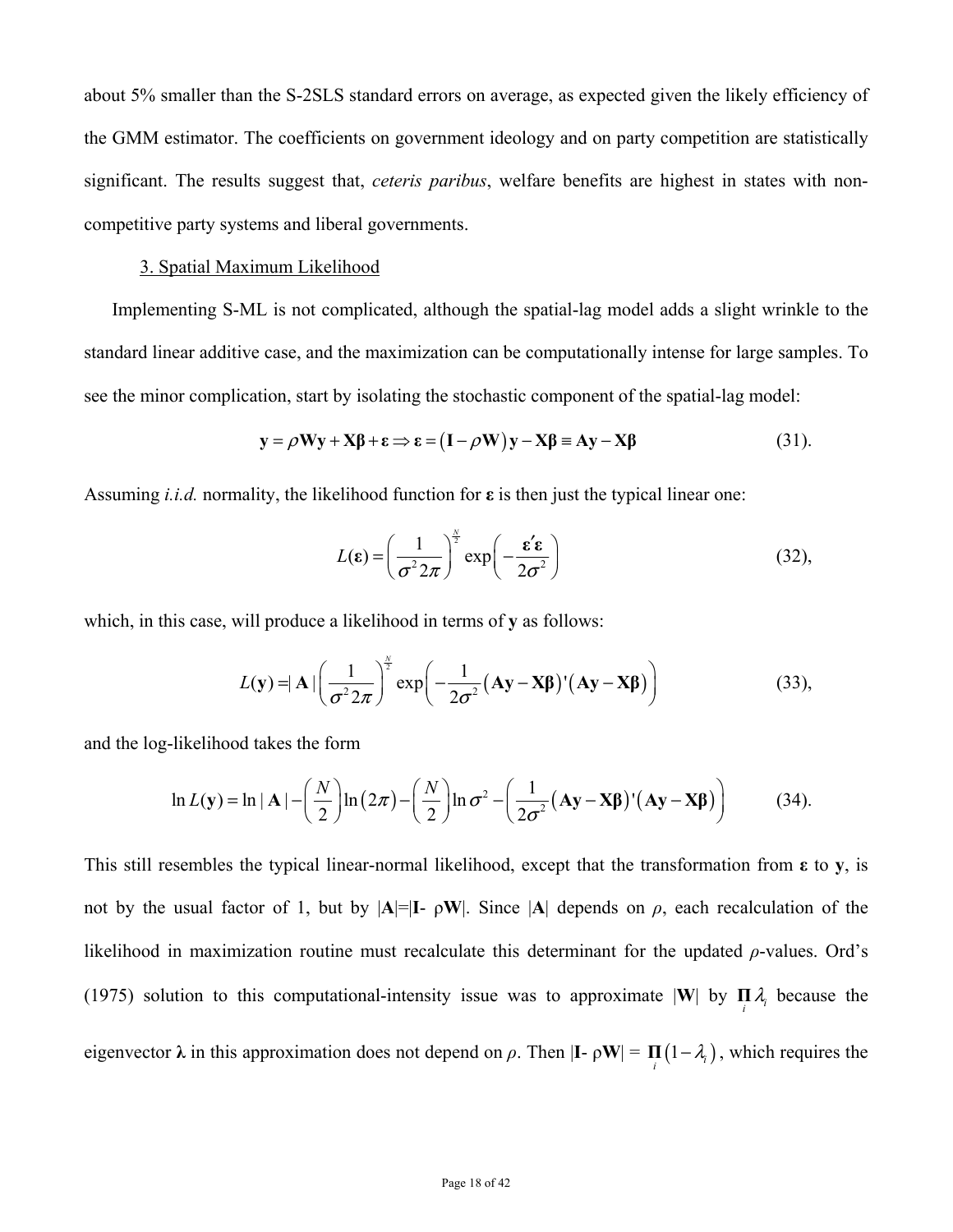about 5% smaller than the S-2SLS standard errors on average, as expected given the likely efficiency of the GMM estimator. The coefficients on government ideology and on party competition are statistically significant. The results suggest that, *ceteris paribus*, welfare benefits are highest in states with non-competitive party systems and liberal governments.

### 3. Spatial Maximum Likelihood

Implementing S-ML is not complicated, although the spatial-lag model adds a slight wrinkle to the standard linear additive case, and the maximization can be computationally intense for large samples. To see the minor complication, start by isolating the stochastic component of the spatial-lag model:

$$\mathbf{y} = \rho\mathbf{W}\mathbf{y} + \mathbf{X}\boldsymbol{\beta} + \boldsymbol{\varepsilon} \Rightarrow \boldsymbol{\varepsilon} = \left(\mathbf{I} - \rho\mathbf{W}\right)\mathbf{y} - \mathbf{X}\boldsymbol{\beta} \equiv \mathbf{A}\mathbf{y} - \mathbf{X}\boldsymbol{\beta} \qquad (31).$$

Assuming *i.i.d.* normality, the likelihood function for $\boldsymbol{\varepsilon}$ is then just the typical linear one:

$$L(\boldsymbol{\varepsilon}) = \left(\frac{1}{\sigma^2 2\pi}\right)^{\frac{N}{2}} \exp\left(-\frac{\boldsymbol{\varepsilon}'\boldsymbol{\varepsilon}}{2\sigma^2}\right) \qquad (32),$$

which, in this case, will produce a likelihood in terms of $\mathbf{y}$ as follows:

$$L(\mathbf{y}) = |\mathbf{A}| \left(\frac{1}{\sigma^2 2\pi}\right)^{\frac{N}{2}} \exp\left(-\frac{1}{2\sigma^2}\left(\mathbf{A}\mathbf{y} - \mathbf{X}\boldsymbol{\beta}\right)'\left(\mathbf{A}\mathbf{y} - \mathbf{X}\boldsymbol{\beta}\right)\right) \qquad (33),$$

and the log-likelihood takes the form

$$\ln L(\mathbf{y}) = \ln|\mathbf{A}| - \left(\frac{N}{2}\right)\ln\left(2\pi\right) - \left(\frac{N}{2}\right)\ln\sigma^2 - \left(\frac{1}{2\sigma^2}\left(\mathbf{A}\mathbf{y} - \mathbf{X}\boldsymbol{\beta}\right)'\left(\mathbf{A}\mathbf{y} - \mathbf{X}\boldsymbol{\beta}\right)\right) \qquad (34).$$

This still resembles the typical linear-normal likelihood, except that the transformation from $\boldsymbol{\varepsilon}$ to $\mathbf{y}$, is not by the usual factor of 1, but by $|\mathbf{A}|=|\mathbf{I}-\rho\mathbf{W}|$. Since $|\mathbf{A}|$ depends on $\rho$, each recalculation of the likelihood in maximization routine must recalculate this determinant for the updated $\rho$-values. Ord's (1975) solution to this computational-intensity issue was to approximate $|\mathbf{W}|$ by $\prod_i \lambda_i$ because the eigenvector $\boldsymbol{\lambda}$ in this approximation does not depend on $\rho$. Then $|\mathbf{I}-\rho\mathbf{W}| = \prod_i \left(1-\lambda_i\right)$, which requires the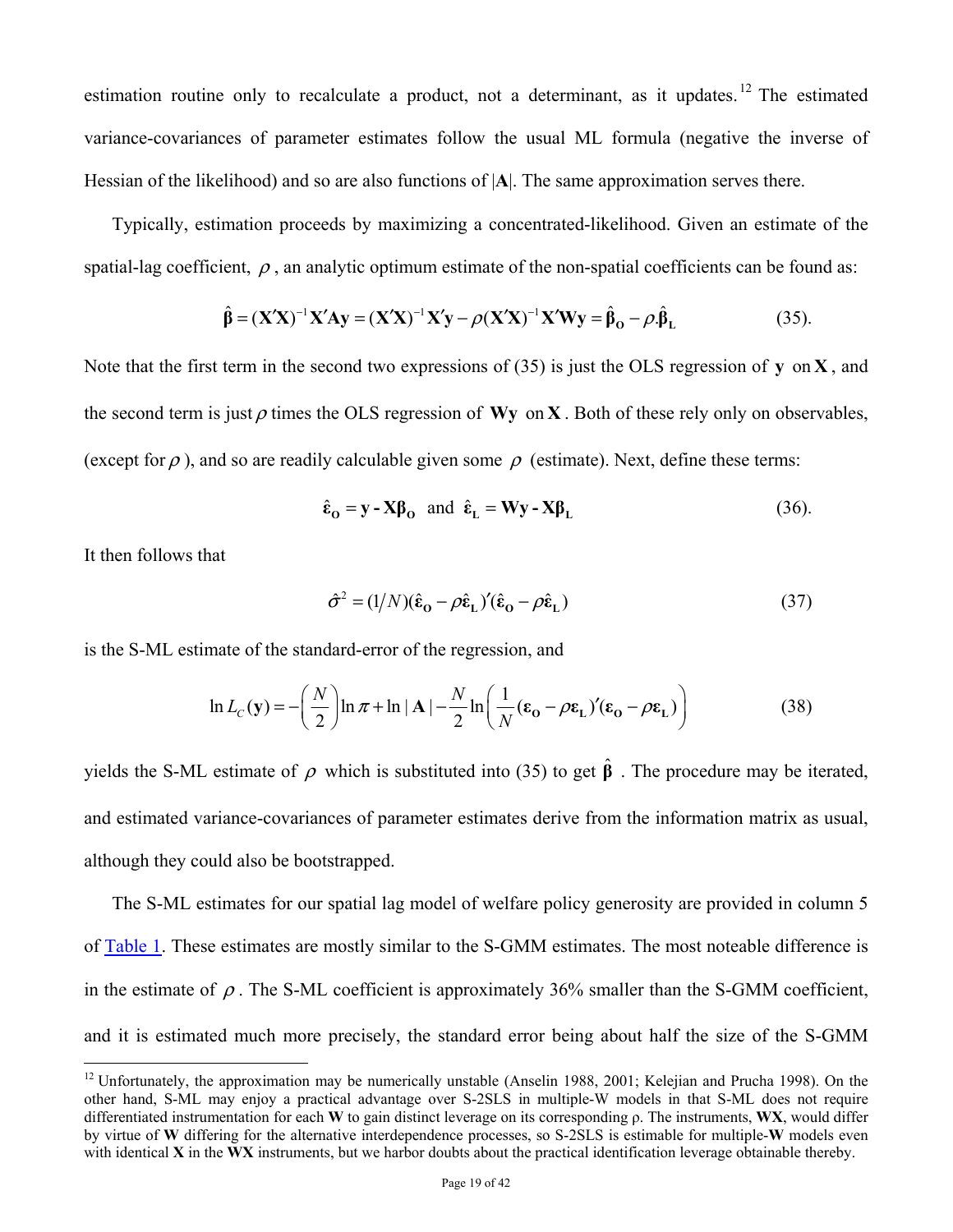estimation routine only to recalculate a product, not a determinant, as it updates.[12] The estimated variance-covariances of parameter estimates follow the usual ML formula (negative the inverse of Hessian of the likelihood) and so are also functions of $|\mathbf{A}|$. The same approximation serves there.

Typically, estimation proceeds by maximizing a concentrated-likelihood. Given an estimate of the spatial-lag coefficient, $\rho$, an analytic optimum estimate of the non-spatial coefficients can be found as:

$$\hat{\boldsymbol{\beta}} = (\mathbf{X}'\mathbf{X})^{-1}\mathbf{X}'\mathbf{A}\mathbf{y} = (\mathbf{X}'\mathbf{X})^{-1}\mathbf{X}'\mathbf{y} - \rho(\mathbf{X}'\mathbf{X})^{-1}\mathbf{X}'\mathbf{W}\mathbf{y} = \hat{\boldsymbol{\beta}}_{\mathbf{O}} - \rho.\hat{\boldsymbol{\beta}}_{\mathbf{L}} \qquad (35).$$

Note that the first term in the second two expressions of (35) is just the OLS regression of $\mathbf{y}$ on $\mathbf{X}$, and the second term is just $\rho$ times the OLS regression of $\mathbf{Wy}$ on $\mathbf{X}$. Both of these rely only on observables, (except for $\rho$), and so are readily calculable given some $\rho$ (estimate). Next, define these terms:

$$\hat{\boldsymbol{\varepsilon}}_{\mathbf{O}} = \mathbf{y} - \mathbf{X}\boldsymbol{\beta}_{\mathbf{O}} \text{ and } \hat{\boldsymbol{\varepsilon}}_{\mathbf{L}} = \mathbf{W}\mathbf{y} - \mathbf{X}\boldsymbol{\beta}_{\mathbf{L}} \qquad (36).$$

It then follows that

$$\hat{\sigma}^2 = (1/N)(\hat{\boldsymbol{\varepsilon}}_{\mathbf{O}} - \rho\hat{\boldsymbol{\varepsilon}}_{\mathbf{L}})'(\hat{\boldsymbol{\varepsilon}}_{\mathbf{O}} - \rho\hat{\boldsymbol{\varepsilon}}_{\mathbf{L}}) \qquad (37)$$

is the S-ML estimate of the standard-error of the regression, and

$$\ln L_C(\mathbf{y}) = -\left(\frac{N}{2}\right)\ln\pi + \ln|\mathbf{A}| - \frac{N}{2}\ln\left(\frac{1}{N}(\boldsymbol{\varepsilon}_{\mathbf{O}} - \rho\boldsymbol{\varepsilon}_{\mathbf{L}})'(\boldsymbol{\varepsilon}_{\mathbf{O}} - \rho\boldsymbol{\varepsilon}_{\mathbf{L}})\right) \qquad (38)$$

yields the S-ML estimate of $\rho$ which is substituted into (35) to get $\hat{\boldsymbol{\beta}}$. The procedure may be iterated, and estimated variance-covariances of parameter estimates derive from the information matrix as usual, although they could also be bootstrapped.

The S-ML estimates for our spatial lag model of welfare policy generosity are provided in column 5 of Table 1. These estimates are mostly similar to the S-GMM estimates. The most noteable difference is in the estimate of $\rho$. The S-ML coefficient is approximately 36% smaller than the S-GMM coefficient, and it is estimated much more precisely, the standard error being about half the size of the S-GMM

[12] Unfortunately, the approximation may be numerically unstable (Anselin 1988, 2001; Kelejian and Prucha 1998). On the other hand, S-ML may enjoy a practical advantage over S-2SLS in multiple-W models in that S-ML does not require differentiated instrumentation for each **W** to gain distinct leverage on its corresponding ρ. The instruments, **WX**, would differ by virtue of **W** differing for the alternative interdependence processes, so S-2SLS is estimable for multiple-**W** models even with identical **X** in the **WX** instruments, but we harbor doubts about the practical identification leverage obtainable thereby.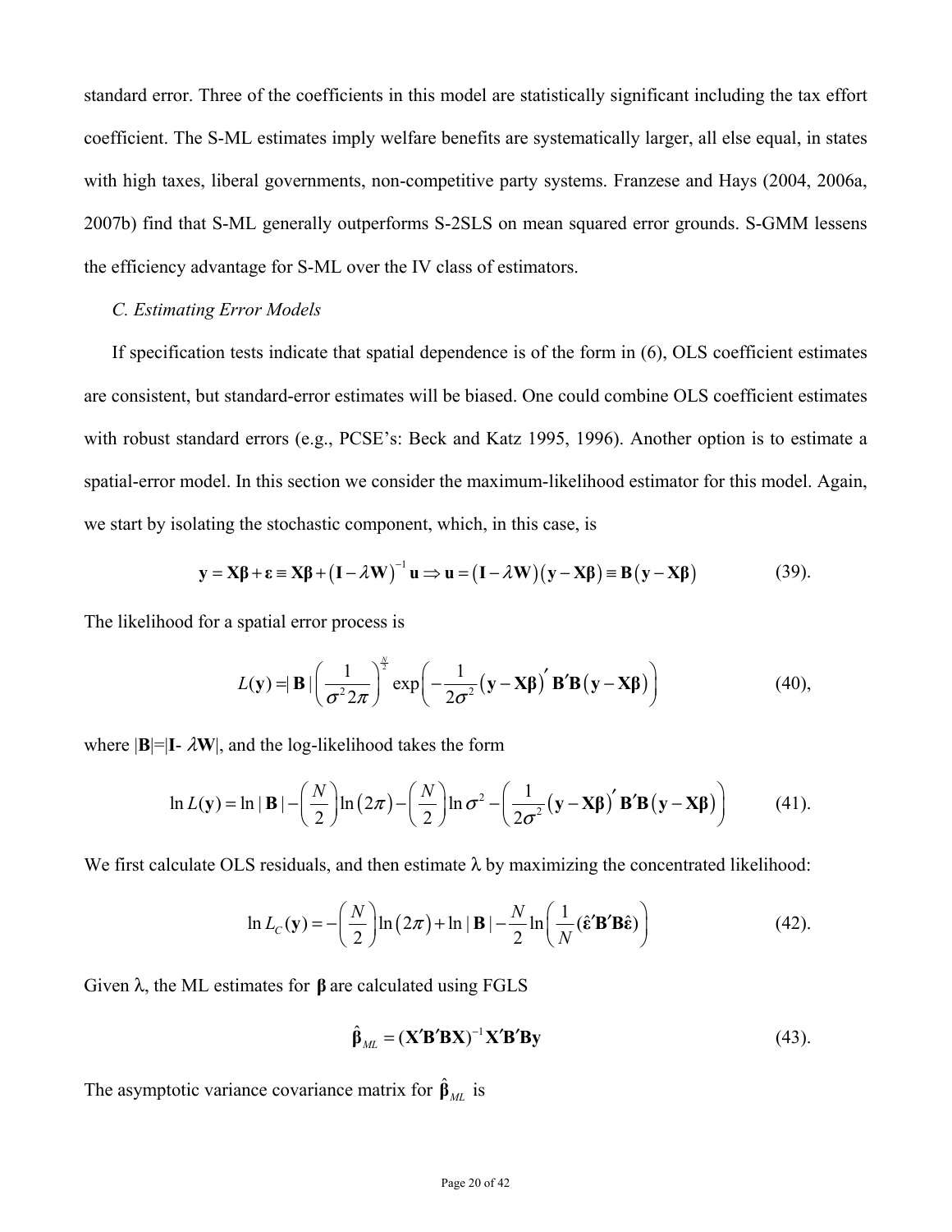standard error. Three of the coefficients in this model are statistically significant including the tax effort coefficient. The S-ML estimates imply welfare benefits are systematically larger, all else equal, in states with high taxes, liberal governments, non-competitive party systems. Franzese and Hays (2004, 2006a, 2007b) find that S-ML generally outperforms S-2SLS on mean squared error grounds. S-GMM lessens the efficiency advantage for S-ML over the IV class of estimators.

*C. Estimating Error Models*

If specification tests indicate that spatial dependence is of the form in (6), OLS coefficient estimates are consistent, but standard-error estimates will be biased. One could combine OLS coefficient estimates with robust standard errors (e.g., PCSE's: Beck and Katz 1995, 1996). Another option is to estimate a spatial-error model. In this section we consider the maximum-likelihood estimator for this model. Again, we start by isolating the stochastic component, which, in this case, is

$$\mathbf{y} = \mathbf{X\beta} + \boldsymbol{\varepsilon} \equiv \mathbf{X\beta} + \left(\mathbf{I} - \lambda\mathbf{W}\right)^{-1}\mathbf{u} \Rightarrow \mathbf{u} = \left(\mathbf{I} - \lambda\mathbf{W}\right)\left(\mathbf{y} - \mathbf{X\beta}\right) \equiv \mathbf{B}\left(\mathbf{y} - \mathbf{X\beta}\right) \qquad (39).$$

The likelihood for a spatial error process is

$$L(\mathbf{y}) = |\,\mathbf{B}\,|\left(\frac{1}{\sigma^2 2\pi}\right)^{\frac{N}{2}} \exp\left(-\frac{1}{2\sigma^2}\left(\mathbf{y} - \mathbf{X\beta}\right)' \mathbf{B}'\mathbf{B}\left(\mathbf{y} - \mathbf{X\beta}\right)\right) \qquad (40),$$

where $|\mathbf{B}|=|\mathbf{I}- \lambda\mathbf{W}|$, and the log-likelihood takes the form

$$\ln L(\mathbf{y}) = \ln|\,\mathbf{B}\,| - \left(\frac{N}{2}\right)\ln\left(2\pi\right) - \left(\frac{N}{2}\right)\ln\sigma^2 - \left(\frac{1}{2\sigma^2}\left(\mathbf{y} - \mathbf{X\beta}\right)' \mathbf{B}'\mathbf{B}\left(\mathbf{y} - \mathbf{X\beta}\right)\right) \qquad (41).$$

We first calculate OLS residuals, and then estimate $\lambda$ by maximizing the concentrated likelihood:

$$\ln L_C(\mathbf{y}) = -\left(\frac{N}{2}\right)\ln\left(2\pi\right) + \ln|\,\mathbf{B}\,| - \frac{N}{2}\ln\left(\frac{1}{N}(\hat{\boldsymbol{\varepsilon}}'\mathbf{B}'\mathbf{B}\hat{\boldsymbol{\varepsilon}})\right) \qquad (42).$$

Given $\lambda$, the ML estimates for $\boldsymbol{\beta}$ are calculated using FGLS

$$\hat{\boldsymbol{\beta}}_{ML} = (\mathbf{X}'\mathbf{B}'\mathbf{B}\mathbf{X})^{-1}\mathbf{X}'\mathbf{B}'\mathbf{B}\mathbf{y} \qquad (43).$$

The asymptotic variance covariance matrix for $\hat{\boldsymbol{\beta}}_{ML}$ is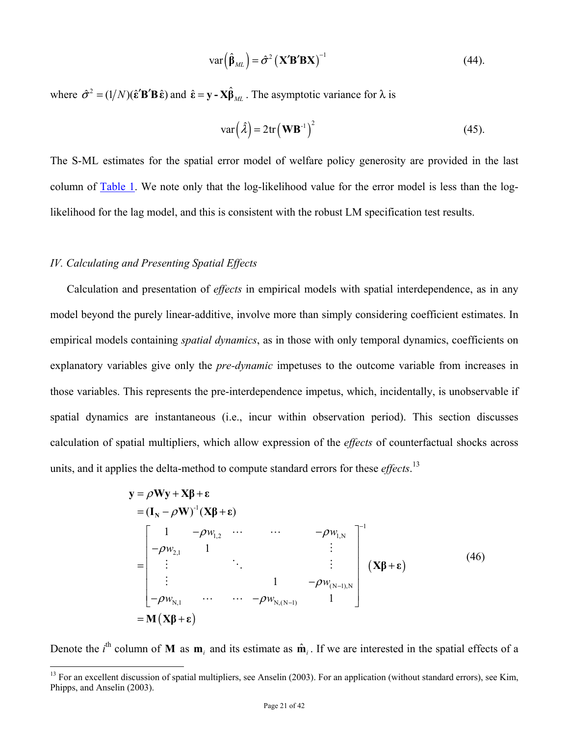$$\text{var}\left(\hat{\boldsymbol{\beta}}_{ML}\right) = \hat{\sigma}^2 \left(\mathbf{X}'\mathbf{B}'\mathbf{B}\mathbf{X}\right)^{-1} \quad (44).$$

where $\hat{\sigma}^2 = (1/N)(\hat{\boldsymbol{\varepsilon}}'\mathbf{B}'\mathbf{B}\,\hat{\boldsymbol{\varepsilon}})$ and $\hat{\boldsymbol{\varepsilon}} = \mathbf{y} - \mathbf{X}\hat{\boldsymbol{\beta}}_{ML}$. The asymptotic variance for $\lambda$ is

$$\text{var}\left(\hat{\lambda}\right) = 2\text{tr}\left(\mathbf{W}\mathbf{B}^{-1}\right)^2 \quad (45).$$

The S-ML estimates for the spatial error model of welfare policy generosity are provided in the last column of Table 1. We note only that the log-likelihood value for the error model is less than the log-likelihood for the lag model, and this is consistent with the robust LM specification test results.

### *IV. Calculating and Presenting Spatial Effects*

Calculation and presentation of *effects* in empirical models with spatial interdependence, as in any model beyond the purely linear-additive, involve more than simply considering coefficient estimates. In empirical models containing *spatial dynamics*, as in those with only temporal dynamics, coefficients on explanatory variables give only the *pre-dynamic* impetuses to the outcome variable from increases in those variables. This represents the pre-interdependence impetus, which, incidentally, is unobservable if spatial dynamics are instantaneous (i.e., incur within observation period). This section discusses calculation of spatial multipliers, which allow expression of the *effects* of counterfactual shocks across units, and it applies the delta-method to compute standard errors for these *effects*.[13]

$$
\begin{aligned}
\mathbf{y} &= \rho\mathbf{W}\mathbf{y} + \mathbf{X}\boldsymbol{\beta} + \boldsymbol{\varepsilon} \\
&= (\mathbf{I_N} - \rho\mathbf{W})^{-1}(\mathbf{X}\boldsymbol{\beta} + \boldsymbol{\varepsilon}) \\
&= \begin{bmatrix}
1 & -\rho w_{1,2} & \cdots & \cdots & -\rho w_{1,\mathrm{N}} \\
-\rho w_{2,1} & 1 & & & \vdots \\
\vdots & & \ddots & & \vdots \\
\vdots & & & 1 & -\rho w_{(\mathrm{N}-1),\mathrm{N}} \\
-\rho w_{\mathrm{N},1} & \cdots & \cdots & -\rho w_{\mathrm{N},(\mathrm{N}-1)} & 1
\end{bmatrix}^{-1} \left(\mathbf{X}\boldsymbol{\beta} + \boldsymbol{\varepsilon}\right) \\
&= \mathbf{M}\left(\mathbf{X}\boldsymbol{\beta} + \boldsymbol{\varepsilon}\right)
\end{aligned}
\quad (46)
$$

Denote the $i^{\text{th}}$ column of $\mathbf{M}$ as $\mathbf{m}_i$ and its estimate as $\hat{\mathbf{m}}_i$. If we are interested in the spatial effects of a

[13] For an excellent discussion of spatial multipliers, see Anselin (2003). For an application (without standard errors), see Kim, Phipps, and Anselin (2003).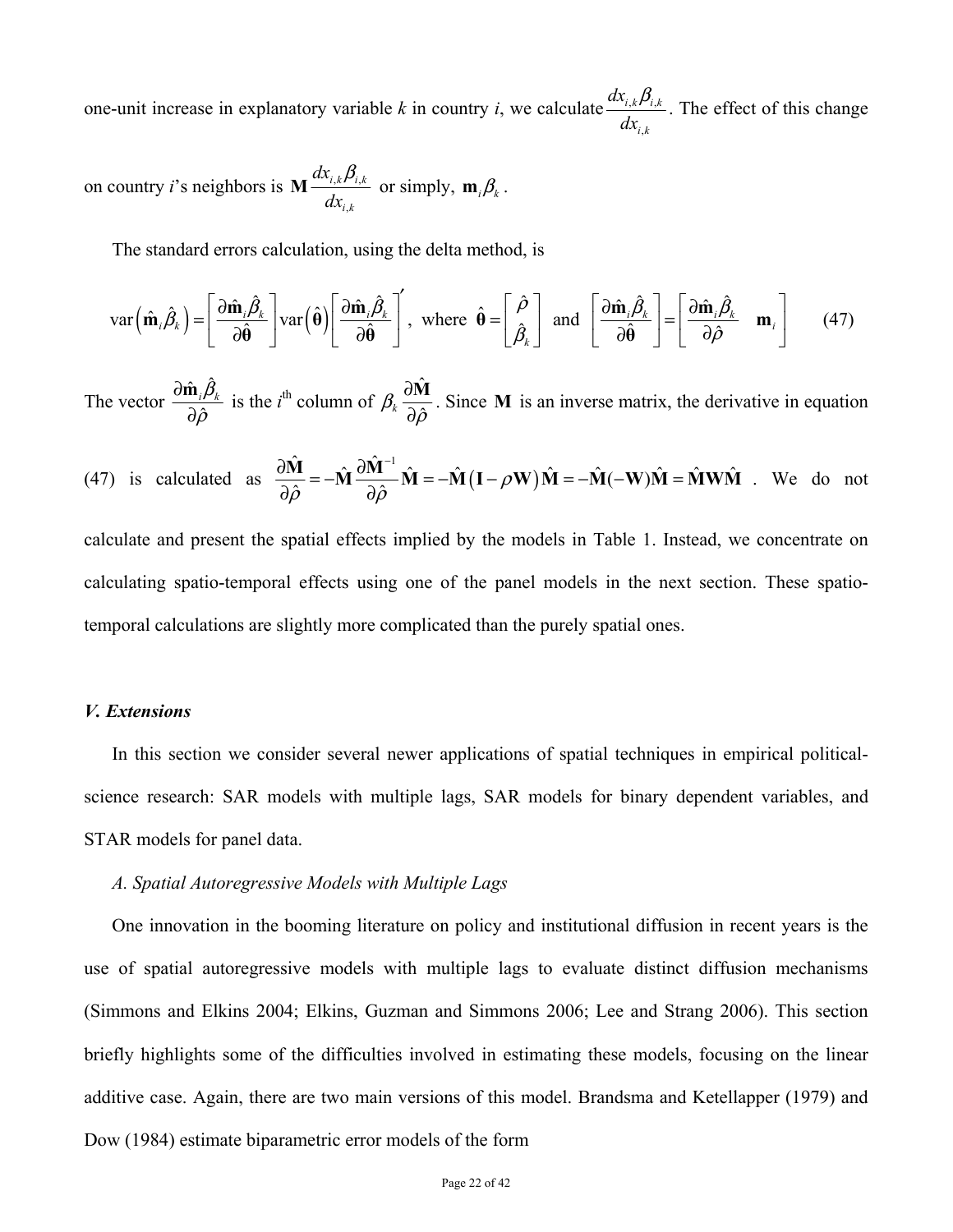one-unit increase in explanatory variable $k$ in country $i$, we calculate $\frac{dx_{i,k}\beta_{i,k}}{dx_{i,k}}$. The effect of this change on country $i$'s neighbors is $\mathbf{M}\frac{dx_{i,k}\beta_{i,k}}{dx_{i,k}}$ or simply, $\mathbf{m}_i\beta_k$.

The standard errors calculation, using the delta method, is

$$\text{var}\left(\hat{\mathbf{m}}_i\hat{\beta}_k\right) = \left[\frac{\partial\hat{\mathbf{m}}_i\hat{\beta}_k}{\partial\hat{\boldsymbol{\theta}}}\right]\text{var}\left(\hat{\boldsymbol{\theta}}\right)\left[\frac{\partial\hat{\mathbf{m}}_i\hat{\beta}_k}{\partial\hat{\boldsymbol{\theta}}}\right]', \text{ where } \hat{\boldsymbol{\theta}} = \begin{bmatrix}\hat{\rho} \\ \hat{\beta}_k\end{bmatrix} \text{ and } \left[\frac{\partial\hat{\mathbf{m}}_i\hat{\beta}_k}{\partial\hat{\boldsymbol{\theta}}}\right] = \left[\frac{\partial\hat{\mathbf{m}}_i\hat{\beta}_k}{\partial\hat{\rho}} \quad \mathbf{m}_i\right] \tag{47}$$

The vector $\frac{\partial\hat{\mathbf{m}}_i\hat{\beta}_k}{\partial\hat{\rho}}$ is the $i^{\text{th}}$ column of $\beta_k\frac{\partial\hat{\mathbf{M}}}{\partial\hat{\rho}}$. Since $\mathbf{M}$ is an inverse matrix, the derivative in equation (47) is calculated as $\frac{\partial\hat{\mathbf{M}}}{\partial\hat{\rho}} = -\hat{\mathbf{M}}\frac{\partial\hat{\mathbf{M}}^{-1}}{\partial\hat{\rho}}\hat{\mathbf{M}} = -\hat{\mathbf{M}}\left(\mathbf{I}-\rho\mathbf{W}\right)\hat{\mathbf{M}} = -\hat{\mathbf{M}}(-\mathbf{W})\hat{\mathbf{M}} = \hat{\mathbf{M}}\mathbf{W}\hat{\mathbf{M}}$. We do not calculate and present the spatial effects implied by the models in Table 1. Instead, we concentrate on calculating spatio-temporal effects using one of the panel models in the next section. These spatio-temporal calculations are slightly more complicated than the purely spatial ones.

### *V. Extensions*

In this section we consider several newer applications of spatial techniques in empirical political-science research: SAR models with multiple lags, SAR models for binary dependent variables, and STAR models for panel data.

#### *A. Spatial Autoregressive Models with Multiple Lags*

One innovation in the booming literature on policy and institutional diffusion in recent years is the use of spatial autoregressive models with multiple lags to evaluate distinct diffusion mechanisms (Simmons and Elkins 2004; Elkins, Guzman and Simmons 2006; Lee and Strang 2006). This section briefly highlights some of the difficulties involved in estimating these models, focusing on the linear additive case. Again, there are two main versions of this model. Brandsma and Ketellapper (1979) and Dow (1984) estimate biparametric error models of the form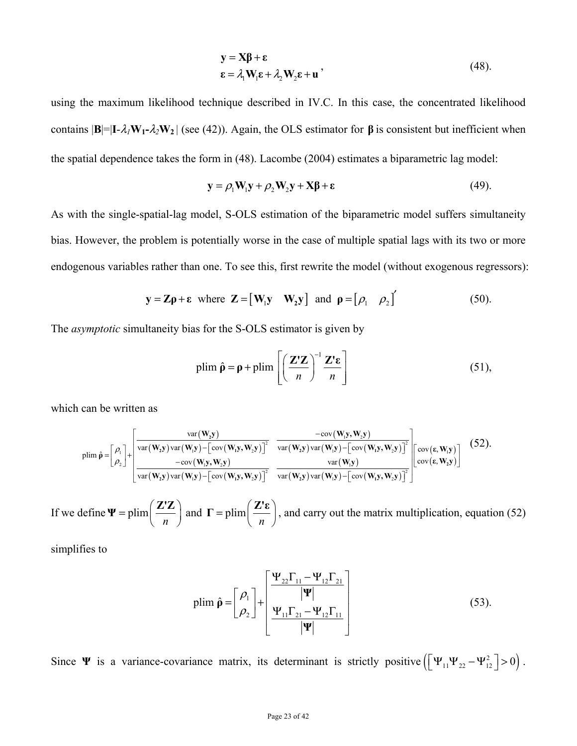$$
\begin{aligned}
\mathbf{y} &= \mathbf{X}\boldsymbol{\beta} + \boldsymbol{\varepsilon} \\
\boldsymbol{\varepsilon} &= \lambda_1 \mathbf{W}_1 \boldsymbol{\varepsilon} + \lambda_2 \mathbf{W}_2 \boldsymbol{\varepsilon} + \mathbf{u}
\end{aligned}, \tag{48}
$$

using the maximum likelihood technique described in IV.C. In this case, the concentrated likelihood contains $|\mathbf{B}|=|\mathbf{I}-\lambda_1\mathbf{W_1}-\lambda_2\mathbf{W_2}|$ (see (42)). Again, the OLS estimator for $\boldsymbol{\beta}$ is consistent but inefficient when the spatial dependence takes the form in (48). Lacombe (2004) estimates a biparametric lag model:

$$
\mathbf{y} = \rho_1 \mathbf{W}_1 \mathbf{y} + \rho_2 \mathbf{W}_2 \mathbf{y} + \mathbf{X}\boldsymbol{\beta} + \boldsymbol{\varepsilon} \tag{49}
$$

As with the single-spatial-lag model, S-OLS estimation of the biparametric model suffers simultaneity bias. However, the problem is potentially worse in the case of multiple spatial lags with its two or more endogenous variables rather than one. To see this, first rewrite the model (without exogenous regressors):

$$
\mathbf{y} = \mathbf{Z}\boldsymbol{\rho} + \boldsymbol{\varepsilon} \;\text{ where }\; \mathbf{Z} = \begin{bmatrix} \mathbf{W}_1\mathbf{y} & \mathbf{W_2}\mathbf{y} \end{bmatrix} \;\text{ and }\; \boldsymbol{\rho} = \begin{bmatrix} \rho_1 & \rho_2 \end{bmatrix}' \tag{50}
$$

The *asymptotic* simultaneity bias for the S-OLS estimator is given by

$$
\text{plim } \hat{\boldsymbol{\rho}} = \boldsymbol{\rho} + \text{plim}\left[ \left( \frac{\mathbf{Z'Z}}{n} \right)^{-1} \frac{\mathbf{Z'}\boldsymbol{\varepsilon}}{n} \right] \tag{51}
$$

which can be written as

$$
\text{plim } \hat{\boldsymbol{\rho}} = \begin{bmatrix} \rho_1 \\ \rho_2 \end{bmatrix} + \begin{bmatrix} \dfrac{\text{var}(\mathbf{W_2 y})}{\text{var}(\mathbf{W_2 y})\text{var}(\mathbf{W_1 y}) - \left[\text{cov}(\mathbf{W_1 y}, \mathbf{W_2 y})\right]^2} & \dfrac{-\text{cov}(\mathbf{W_1 y}, \mathbf{W_2 y})}{\text{var}(\mathbf{W_2 y})\text{var}(\mathbf{W_1 y}) - \left[\text{cov}(\mathbf{W_1 y}, \mathbf{W_2 y})\right]^2} \\ \dfrac{-\text{cov}(\mathbf{W_1 y}, \mathbf{W_2 y})}{\text{var}(\mathbf{W_2 y})\text{var}(\mathbf{W_1 y}) - \left[\text{cov}(\mathbf{W_1 y}, \mathbf{W_2 y})\right]^2} & \dfrac{\text{var}(\mathbf{W_1 y})}{\text{var}(\mathbf{W_2 y})\text{var}(\mathbf{W_1 y}) - \left[\text{cov}(\mathbf{W_1 y}, \mathbf{W_2 y})\right]^2} \end{bmatrix} \begin{bmatrix} \text{cov}(\boldsymbol{\varepsilon}, \mathbf{W_1 y}) \\ \text{cov}(\boldsymbol{\varepsilon}, \mathbf{W_2 y}) \end{bmatrix} \tag{52}
$$

If we define $\boldsymbol{\Psi} = \text{plim}\left(\dfrac{\mathbf{Z'Z}}{n}\right)$ and $\boldsymbol{\Gamma} = \text{plim}\left(\dfrac{\mathbf{Z'}\boldsymbol{\varepsilon}}{n}\right)$, and carry out the matrix multiplication, equation (52) simplifies to

$$
\text{plim } \hat{\boldsymbol{\rho}} = \begin{bmatrix} \rho_1 \\ \rho_2 \end{bmatrix} + \begin{bmatrix} \dfrac{\Psi_{22}\Gamma_{11} - \Psi_{12}\Gamma_{21}}{|\boldsymbol{\Psi}|} \\ \dfrac{\Psi_{11}\Gamma_{21} - \Psi_{12}\Gamma_{11}}{|\boldsymbol{\Psi}|} \end{bmatrix} \tag{53}
$$

Since $\boldsymbol{\Psi}$ is a variance-covariance matrix, its determinant is strictly positive $\left(\left[\Psi_{11}\Psi_{22} - \Psi_{12}^2\right] > 0\right)$.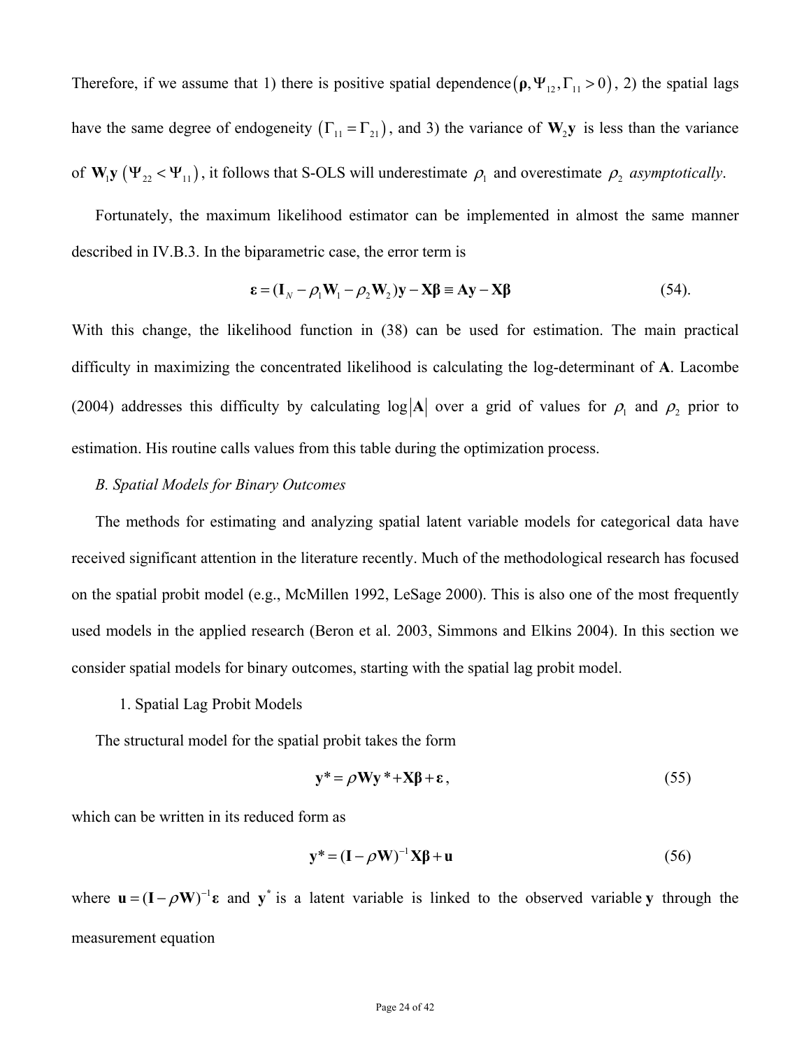Therefore, if we assume that 1) there is positive spatial dependence $(\boldsymbol{\rho}, \Psi_{12}, \Gamma_{11} > 0)$, 2) the spatial lags have the same degree of endogeneity $(\Gamma_{11} = \Gamma_{21})$, and 3) the variance of $\mathbf{W}_2\mathbf{y}$ is less than the variance of $\mathbf{W}_1\mathbf{y}$ $(\Psi_{22} < \Psi_{11})$, it follows that S-OLS will underestimate $\rho_1$ and overestimate $\rho_2$ *asymptotically*.

Fortunately, the maximum likelihood estimator can be implemented in almost the same manner described in IV.B.3. In the biparametric case, the error term is

$$\boldsymbol{\varepsilon} = (\mathbf{I}_N - \rho_1\mathbf{W}_1 - \rho_2\mathbf{W}_2)\mathbf{y} - \mathbf{X}\boldsymbol{\beta} \equiv \mathbf{A}\mathbf{y} - \mathbf{X}\boldsymbol{\beta} \tag{54}$$

With this change, the likelihood function in (38) can be used for estimation. The main practical difficulty in maximizing the concentrated likelihood is calculating the log-determinant of $\mathbf{A}$. Lacombe (2004) addresses this difficulty by calculating $\log|\mathbf{A}|$ over a grid of values for $\rho_1$ and $\rho_2$ prior to estimation. His routine calls values from this table during the optimization process.

*B. Spatial Models for Binary Outcomes*

The methods for estimating and analyzing spatial latent variable models for categorical data have received significant attention in the literature recently. Much of the methodological research has focused on the spatial probit model (e.g., McMillen 1992, LeSage 2000). This is also one of the most frequently used models in the applied research (Beron et al. 2003, Simmons and Elkins 2004). In this section we consider spatial models for binary outcomes, starting with the spatial lag probit model.

1. Spatial Lag Probit Models

The structural model for the spatial probit takes the form

$$\mathbf{y}^* = \rho\mathbf{W}\mathbf{y}^* + \mathbf{X}\boldsymbol{\beta} + \boldsymbol{\varepsilon}, \tag{55}$$

which can be written in its reduced form as

$$\mathbf{y}^* = (\mathbf{I} - \rho\mathbf{W})^{-1}\mathbf{X}\boldsymbol{\beta} + \mathbf{u} \tag{56}$$

where $\mathbf{u} = (\mathbf{I} - \rho\mathbf{W})^{-1}\boldsymbol{\varepsilon}$ and $\mathbf{y}^*$ is a latent variable is linked to the observed variable $\mathbf{y}$ through the measurement equation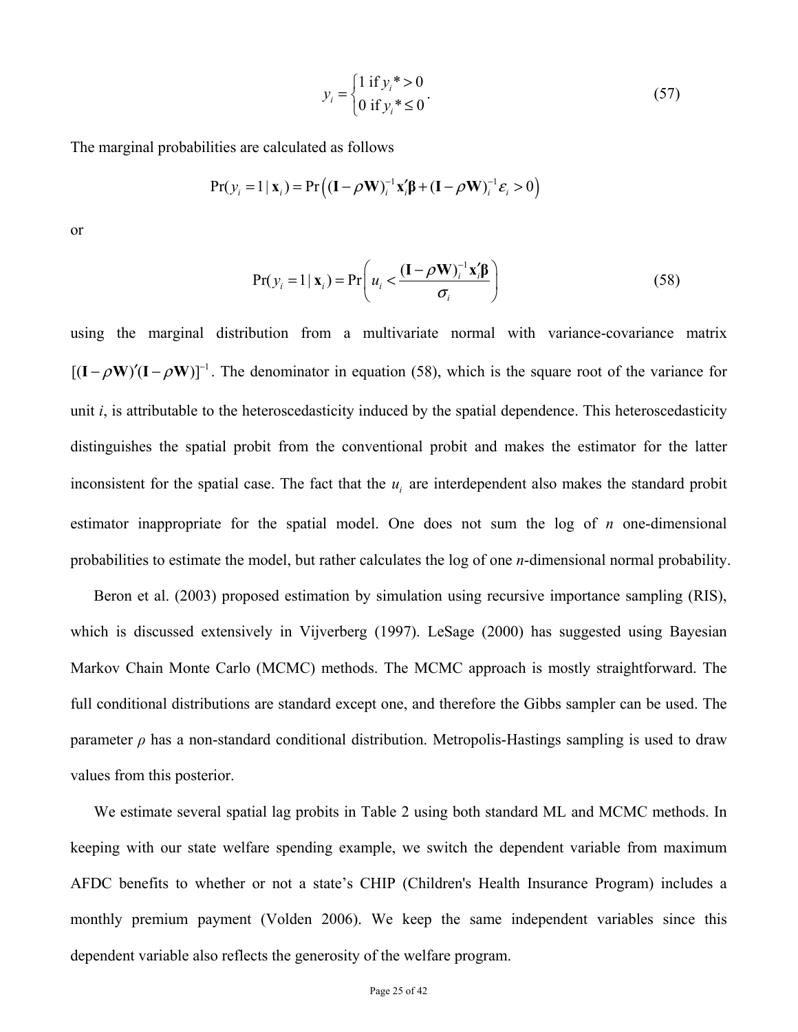$$y_i = \begin{cases} 1 \text{ if } y_i^* > 0 \\ 0 \text{ if } y_i^* \le 0 \end{cases}. \tag{57}$$

The marginal probabilities are calculated as follows

$$\Pr(y_i = 1 \mid \mathbf{x}_i) = \Pr\left( (\mathbf{I} - \rho \mathbf{W})_i^{-1} \mathbf{x}_i' \boldsymbol{\beta} + (\mathbf{I} - \rho \mathbf{W})_i^{-1} \varepsilon_i > 0 \right)$$

or

$$\Pr(y_i = 1 \mid \mathbf{x}_i) = \Pr\left( u_i < \frac{(\mathbf{I} - \rho \mathbf{W})_i^{-1} \mathbf{x}_i' \boldsymbol{\beta}}{\sigma_i} \right) \tag{58}$$

using the marginal distribution from a multivariate normal with variance-covariance matrix $[(\mathbf{I} - \rho \mathbf{W})'(\mathbf{I} - \rho \mathbf{W})]^{-1}$. The denominator in equation (58), which is the square root of the variance for unit $i$, is attributable to the heteroscedasticity induced by the spatial dependence. This heteroscedasticity distinguishes the spatial probit from the conventional probit and makes the estimator for the latter inconsistent for the spatial case. The fact that the $u_i$ are interdependent also makes the standard probit estimator inappropriate for the spatial model. One does not sum the log of $n$ one-dimensional probabilities to estimate the model, but rather calculates the log of one $n$-dimensional normal probability.

Beron et al. (2003) proposed estimation by simulation using recursive importance sampling (RIS), which is discussed extensively in Vijverberg (1997). LeSage (2000) has suggested using Bayesian Markov Chain Monte Carlo (MCMC) methods. The MCMC approach is mostly straightforward. The full conditional distributions are standard except one, and therefore the Gibbs sampler can be used. The parameter $\rho$ has a non-standard conditional distribution. Metropolis-Hastings sampling is used to draw values from this posterior.

We estimate several spatial lag probits in Table 2 using both standard ML and MCMC methods. In keeping with our state welfare spending example, we switch the dependent variable from maximum AFDC benefits to whether or not a state's CHIP (Children's Health Insurance Program) includes a monthly premium payment (Volden 2006). We keep the same independent variables since this dependent variable also reflects the generosity of the welfare program.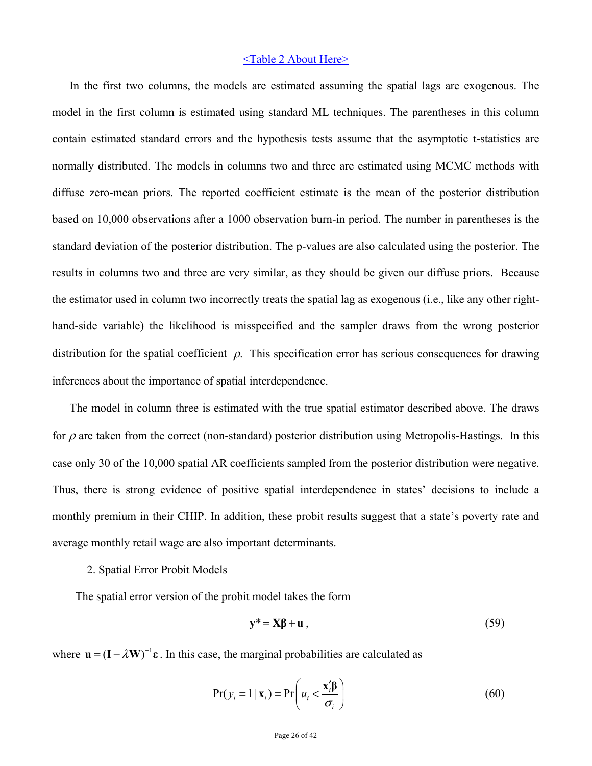<Table 2 About Here>

In the first two columns, the models are estimated assuming the spatial lags are exogenous. The model in the first column is estimated using standard ML techniques. The parentheses in this column contain estimated standard errors and the hypothesis tests assume that the asymptotic t-statistics are normally distributed. The models in columns two and three are estimated using MCMC methods with diffuse zero-mean priors. The reported coefficient estimate is the mean of the posterior distribution based on 10,000 observations after a 1000 observation burn-in period. The number in parentheses is the standard deviation of the posterior distribution. The p-values are also calculated using the posterior. The results in columns two and three are very similar, as they should be given our diffuse priors. Because the estimator used in column two incorrectly treats the spatial lag as exogenous (i.e., like any other right-hand-side variable) the likelihood is misspecified and the sampler draws from the wrong posterior distribution for the spatial coefficient $\rho$. This specification error has serious consequences for drawing inferences about the importance of spatial interdependence.

The model in column three is estimated with the true spatial estimator described above. The draws for $\rho$ are taken from the correct (non-standard) posterior distribution using Metropolis-Hastings. In this case only 30 of the 10,000 spatial AR coefficients sampled from the posterior distribution were negative. Thus, there is strong evidence of positive spatial interdependence in states' decisions to include a monthly premium in their CHIP. In addition, these probit results suggest that a state's poverty rate and average monthly retail wage are also important determinants.

2. Spatial Error Probit Models

The spatial error version of the probit model takes the form

$$\mathbf{y}^* = \mathbf{X}\boldsymbol{\beta} + \mathbf{u}\,, \tag{59}$$

where $\mathbf{u} = (\mathbf{I} - \lambda\mathbf{W})^{-1}\boldsymbol{\varepsilon}$. In this case, the marginal probabilities are calculated as

$$\Pr(y_i = 1 \mid \mathbf{x}_i) = \Pr\left(u_i < \frac{\mathbf{x}_i'\boldsymbol{\beta}}{\sigma_i}\right) \tag{60}$$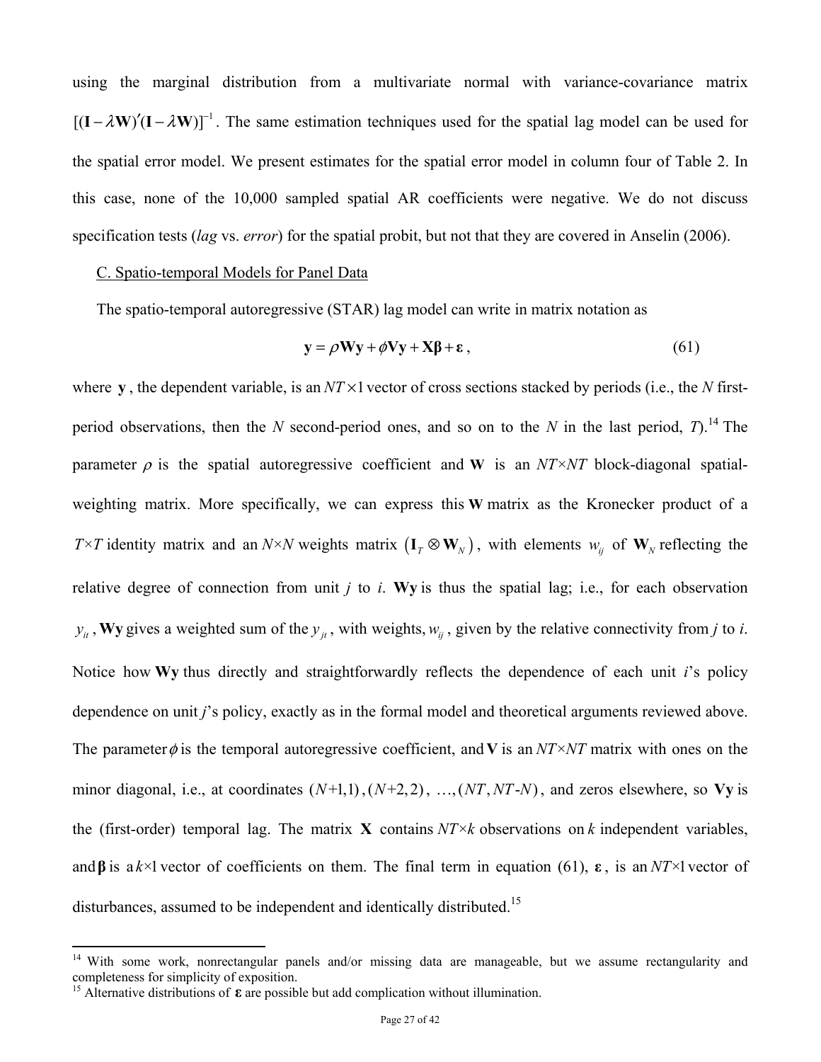using the marginal distribution from a multivariate normal with variance-covariance matrix $[(\mathbf{I}-\lambda\mathbf{W})'(\mathbf{I}-\lambda\mathbf{W})]^{-1}$. The same estimation techniques used for the spatial lag model can be used for the spatial error model. We present estimates for the spatial error model in column four of Table 2. In this case, none of the 10,000 sampled spatial AR coefficients were negative. We do not discuss specification tests (*lag* vs. *error*) for the spatial probit, but not that they are covered in Anselin (2006).

C. Spatio-temporal Models for Panel Data

The spatio-temporal autoregressive (STAR) lag model can write in matrix notation as

$$\mathbf{y} = \rho\mathbf{W}\mathbf{y} + \phi\mathbf{V}\mathbf{y} + \mathbf{X}\boldsymbol{\beta} + \boldsymbol{\varepsilon}, \tag{61}$$

where $\mathbf{y}$, the dependent variable, is an $NT \times 1$ vector of cross sections stacked by periods (i.e., the $N$ first-period observations, then the $N$ second-period ones, and so on to the $N$ in the last period, $T$).[14] The parameter $\rho$ is the spatial autoregressive coefficient and $\mathbf{W}$ is an $NT\times NT$ block-diagonal spatial-weighting matrix. More specifically, we can express this $\mathbf{W}$ matrix as the Kronecker product of a $T\times T$ identity matrix and an $N\times N$ weights matrix $(\mathbf{I}_T \otimes \mathbf{W}_N)$, with elements $w_{ij}$ of $\mathbf{W}_N$ reflecting the relative degree of connection from unit $j$ to $i$. $\mathbf{W}\mathbf{y}$ is thus the spatial lag; i.e., for each observation $y_{it}$, $\mathbf{W}\mathbf{y}$ gives a weighted sum of the $y_{jt}$, with weights, $w_{ij}$, given by the relative connectivity from $j$ to $i$. Notice how $\mathbf{W}\mathbf{y}$ thus directly and straightforwardly reflects the dependence of each unit $i$'s policy dependence on unit $j$'s policy, exactly as in the formal model and theoretical arguments reviewed above. The parameter $\phi$ is the temporal autoregressive coefficient, and $\mathbf{V}$ is an $NT\times NT$ matrix with ones on the minor diagonal, i.e., at coordinates $(N+1,1), (N+2,2), \ldots, (NT, NT\text{-}N)$, and zeros elsewhere, so $\mathbf{V}\mathbf{y}$ is the (first-order) temporal lag. The matrix $\mathbf{X}$ contains $NT\times k$ observations on $k$ independent variables, and $\boldsymbol{\beta}$ is a $k\times 1$ vector of coefficients on them. The final term in equation (61), $\boldsymbol{\varepsilon}$, is an $NT\times 1$ vector of disturbances, assumed to be independent and identically distributed.[15]

---

[14] With some work, nonrectangular panels and/or missing data are manageable, but we assume rectangularity and completeness for simplicity of exposition.

[15] Alternative distributions of $\boldsymbol{\varepsilon}$ are possible but add complication without illumination.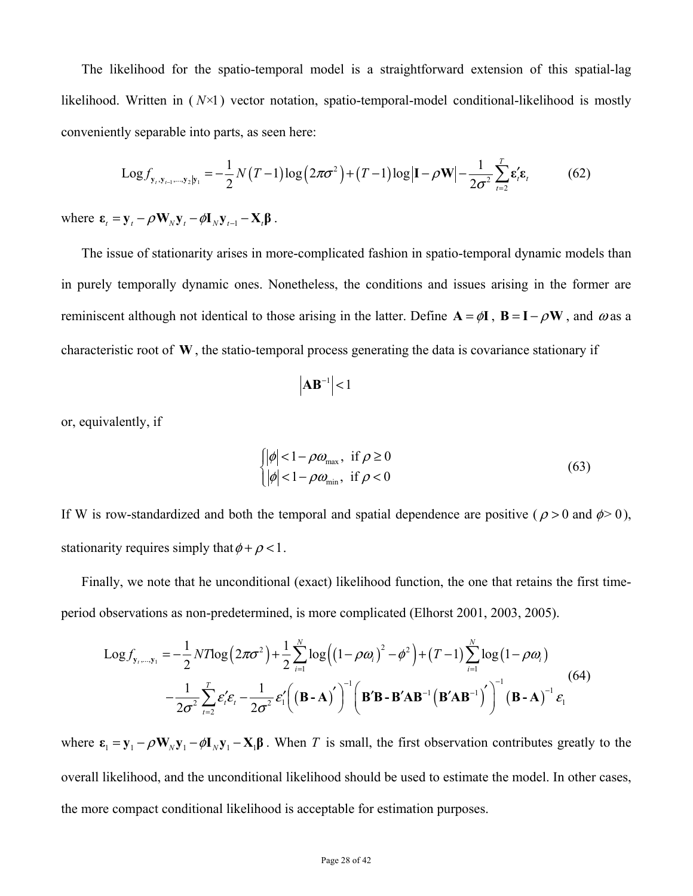The likelihood for the spatio-temporal model is a straightforward extension of this spatial-lag likelihood. Written in ($N$×1) vector notation, spatio-temporal-model conditional-likelihood is mostly conveniently separable into parts, as seen here:

$$\text{Log} f_{\mathbf{y}_t, \mathbf{y}_{t-1}, \ldots, \mathbf{y}_2 | \mathbf{y}_1} = -\frac{1}{2} N(T-1)\log\left(2\pi\sigma^2\right) + (T-1)\log\left|\mathbf{I} - \rho\mathbf{W}\right| - \frac{1}{2\sigma^2}\sum_{t=2}^{T} \boldsymbol{\varepsilon}_t' \boldsymbol{\varepsilon}_t \qquad (62)$$

where $\boldsymbol{\varepsilon}_t = \mathbf{y}_t - \rho\mathbf{W}_N\mathbf{y}_t - \phi\mathbf{I}_N\mathbf{y}_{t-1} - \mathbf{X}_t\boldsymbol{\beta}$.

The issue of stationarity arises in more-complicated fashion in spatio-temporal dynamic models than in purely temporally dynamic ones. Nonetheless, the conditions and issues arising in the former are reminiscent although not identical to those arising in the latter. Define $\mathbf{A} = \phi\mathbf{I}$, $\mathbf{B} = \mathbf{I} - \rho\mathbf{W}$, and $\omega$ as a characteristic root of $\mathbf{W}$, the statio-temporal process generating the data is covariance stationary if

$$\left|\mathbf{A}\mathbf{B}^{-1}\right| < 1$$

or, equivalently, if

$$\begin{cases} |\phi| < 1 - \rho\omega_{\max}, & \text{if } \rho \geq 0 \\ |\phi| < 1 - \rho\omega_{\min}, & \text{if } \rho < 0 \end{cases} \qquad (63)$$

If W is row-standardized and both the temporal and spatial dependence are positive ($\rho > 0$ and $\phi > 0$), stationarity requires simply that $\phi + \rho < 1$.

Finally, we note that he unconditional (exact) likelihood function, the one that retains the first time-period observations as non-predetermined, is more complicated (Elhorst 2001, 2003, 2005).

$$\begin{aligned} \text{Log} f_{\mathbf{y}_t, \ldots, \mathbf{y}_1} = & -\frac{1}{2} NT\log\left(2\pi\sigma^2\right) + \frac{1}{2}\sum_{i=1}^{N}\log\left(\left(1-\rho\omega_i\right)^2 - \phi^2\right) + (T-1)\sum_{i=1}^{N}\log\left(1-\rho\omega_i\right) \\ & - \frac{1}{2\sigma^2}\sum_{t=2}^{T}\varepsilon_t'\varepsilon_t - \frac{1}{2\sigma^2}\varepsilon_1'\left(\left(\mathbf{B} - \mathbf{A}\right)'\right)^{-1}\left(\mathbf{B}'\mathbf{B} - \mathbf{B}'\mathbf{A}\mathbf{B}^{-1}\left(\mathbf{B}'\mathbf{A}\mathbf{B}^{-1}\right)'\right)^{-1}\left(\mathbf{B} - \mathbf{A}\right)^{-1}\varepsilon_1 \end{aligned} \qquad (64)$$

where $\boldsymbol{\varepsilon}_1 = \mathbf{y}_1 - \rho\mathbf{W}_N\mathbf{y}_1 - \phi\mathbf{I}_N\mathbf{y}_1 - \mathbf{X}_1\boldsymbol{\beta}$. When $T$ is small, the first observation contributes greatly to the overall likelihood, and the unconditional likelihood should be used to estimate the model. In other cases, the more compact conditional likelihood is acceptable for estimation purposes.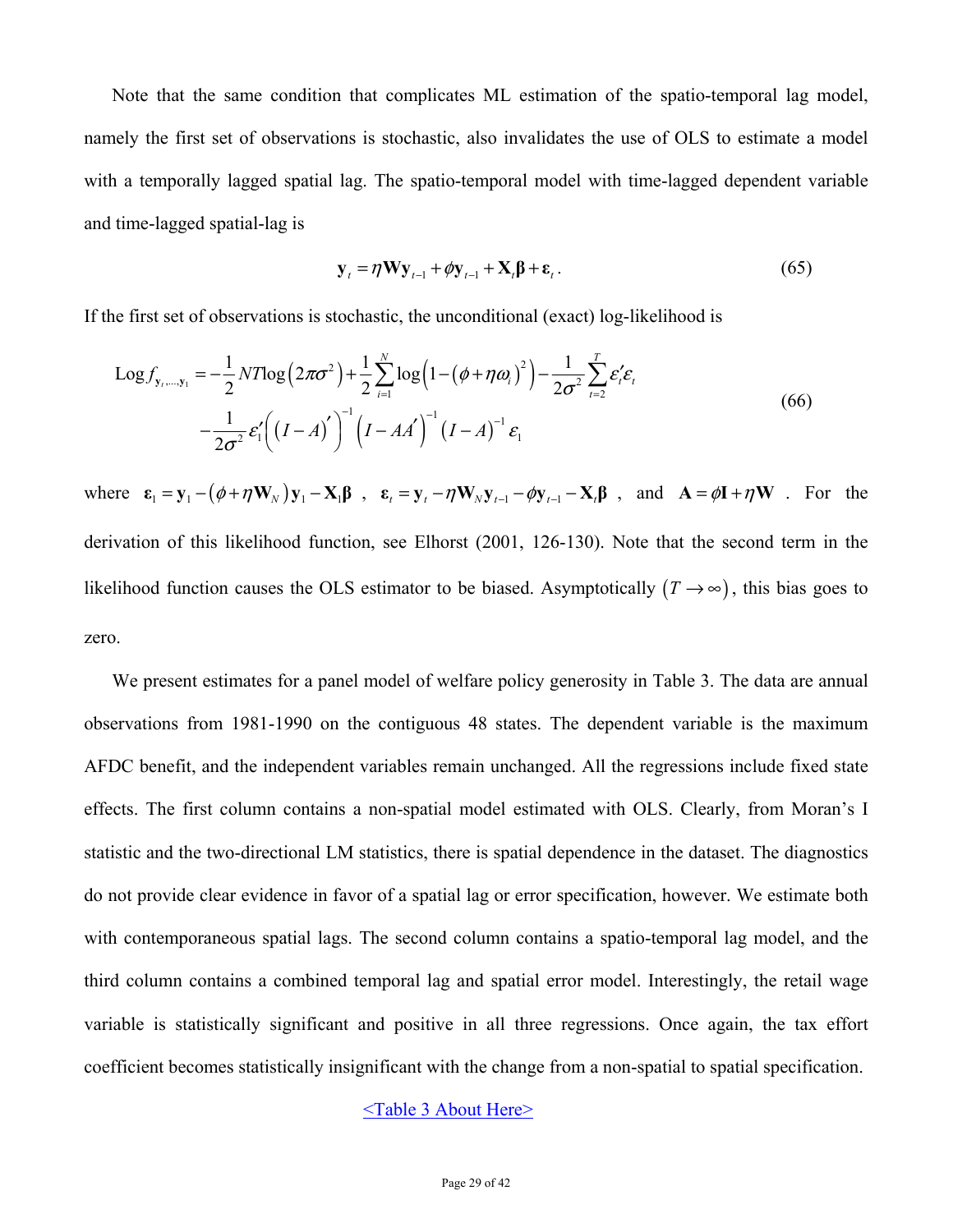Note that the same condition that complicates ML estimation of the spatio-temporal lag model, namely the first set of observations is stochastic, also invalidates the use of OLS to estimate a model with a temporally lagged spatial lag. The spatio-temporal model with time-lagged dependent variable and time-lagged spatial-lag is

$$\mathbf{y}_t = \eta \mathbf{W} \mathbf{y}_{t-1} + \phi \mathbf{y}_{t-1} + \mathbf{X}_t \boldsymbol{\beta} + \boldsymbol{\varepsilon}_t . \tag{65}$$

If the first set of observations is stochastic, the unconditional (exact) log-likelihood is

$$\begin{aligned} \text{Log}\, f_{\mathbf{y}_t,\ldots,\mathbf{y}_1} = & -\frac{1}{2} NT \log\left(2\pi\sigma^2\right) + \frac{1}{2}\sum_{i=1}^{N} \log\left(1-\left(\phi+\eta\omega_i\right)^2\right) - \frac{1}{2\sigma^2}\sum_{t=2}^{T} \varepsilon_t' \varepsilon_t \\ & -\frac{1}{2\sigma^2} \varepsilon_1' \left(\left(I-A\right)'\right)^{-1} \left(I - AA'\right)^{-1} \left(I-A\right)^{-1} \varepsilon_1 \end{aligned} \tag{66}$$

where $\boldsymbol{\varepsilon}_1 = \mathbf{y}_1 - \left(\phi + \eta \mathbf{W}_N\right)\mathbf{y}_1 - \mathbf{X}_1\boldsymbol{\beta}$ , $\boldsymbol{\varepsilon}_t = \mathbf{y}_t - \eta \mathbf{W}_N \mathbf{y}_{t-1} - \phi \mathbf{y}_{t-1} - \mathbf{X}_t \boldsymbol{\beta}$ , and $\mathbf{A} = \phi \mathbf{I} + \eta \mathbf{W}$ . For the derivation of this likelihood function, see Elhorst (2001, 126-130). Note that the second term in the likelihood function causes the OLS estimator to be biased. Asymptotically $\left(T \to \infty\right)$, this bias goes to zero.

We present estimates for a panel model of welfare policy generosity in Table 3. The data are annual observations from 1981-1990 on the contiguous 48 states. The dependent variable is the maximum AFDC benefit, and the independent variables remain unchanged. All the regressions include fixed state effects. The first column contains a non-spatial model estimated with OLS. Clearly, from Moran's I statistic and the two-directional LM statistics, there is spatial dependence in the dataset. The diagnostics do not provide clear evidence in favor of a spatial lag or error specification, however. We estimate both with contemporaneous spatial lags. The second column contains a spatio-temporal lag model, and the third column contains a combined temporal lag and spatial error model. Interestingly, the retail wage variable is statistically significant and positive in all three regressions. Once again, the tax effort coefficient becomes statistically insignificant with the change from a non-spatial to spatial specification.

<Table 3 About Here>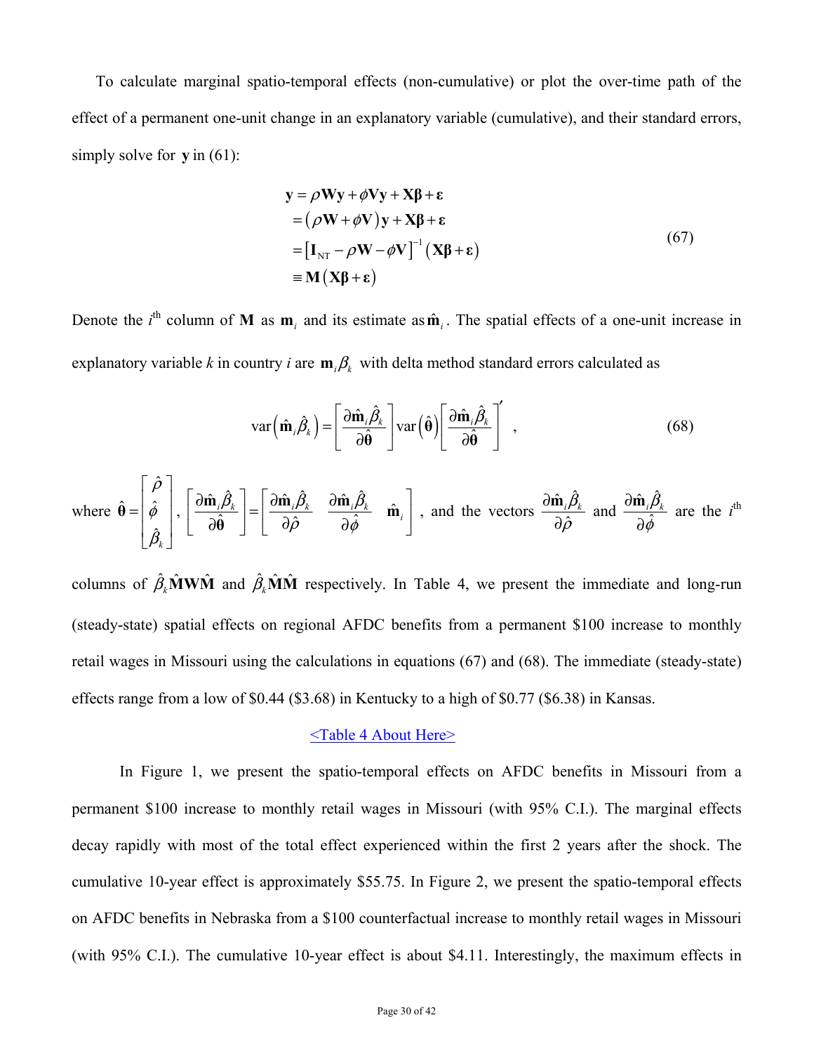To calculate marginal spatio-temporal effects (non-cumulative) or plot the over-time path of the effect of a permanent one-unit change in an explanatory variable (cumulative), and their standard errors, simply solve for $\mathbf{y}$ in (61):

$$
\begin{aligned}
\mathbf{y} &= \rho\mathbf{W}\mathbf{y} + \phi\mathbf{V}\mathbf{y} + \mathbf{X}\boldsymbol{\beta} + \boldsymbol{\varepsilon} \\
&= \left(\rho\mathbf{W} + \phi\mathbf{V}\right)\mathbf{y} + \mathbf{X}\boldsymbol{\beta} + \boldsymbol{\varepsilon} \\
&= \left[\mathbf{I}_{\mathrm{NT}} - \rho\mathbf{W} - \phi\mathbf{V}\right]^{-1}\left(\mathbf{X}\boldsymbol{\beta} + \boldsymbol{\varepsilon}\right) \\
&\equiv \mathbf{M}\left(\mathbf{X}\boldsymbol{\beta} + \boldsymbol{\varepsilon}\right)
\end{aligned}
\tag{67}
$$

Denote the $i^{\text{th}}$ column of $\mathbf{M}$ as $\mathbf{m}_i$ and its estimate as $\hat{\mathbf{m}}_i$. The spatial effects of a one-unit increase in explanatory variable *k* in country *i* are $\mathbf{m}_i\beta_k$ with delta method standard errors calculated as

$$
\operatorname{var}\left(\hat{\mathbf{m}}_i\hat{\beta}_k\right) = \left[\frac{\partial\hat{\mathbf{m}}_i\hat{\beta}_k}{\partial\hat{\boldsymbol{\theta}}}\right]\operatorname{var}\left(\hat{\boldsymbol{\theta}}\right)\left[\frac{\partial\hat{\mathbf{m}}_i\hat{\beta}_k}{\partial\hat{\boldsymbol{\theta}}}\right]' \quad , \tag{68}
$$

where $\hat{\boldsymbol{\theta}} = \begin{bmatrix}\hat{\rho} \\ \hat{\phi} \\ \hat{\beta}_k\end{bmatrix}$, $\left[\frac{\partial\hat{\mathbf{m}}_i\hat{\beta}_k}{\partial\hat{\boldsymbol{\theta}}}\right] = \left[\frac{\partial\hat{\mathbf{m}}_i\hat{\beta}_k}{\partial\hat{\rho}} \quad \frac{\partial\hat{\mathbf{m}}_i\hat{\beta}_k}{\partial\hat{\phi}} \quad \hat{\mathbf{m}}_i\right]$, and the vectors $\frac{\partial\hat{\mathbf{m}}_i\hat{\beta}_k}{\partial\hat{\rho}}$ and $\frac{\partial\hat{\mathbf{m}}_i\hat{\beta}_k}{\partial\hat{\phi}}$ are the $i^{\text{th}}$ columns of $\hat{\beta}_k\hat{\mathbf{M}}\mathbf{W}\hat{\mathbf{M}}$ and $\hat{\beta}_k\hat{\mathbf{M}}\hat{\mathbf{M}}$ respectively. In Table 4, we present the immediate and long-run (steady-state) spatial effects on regional AFDC benefits from a permanent \$100 increase to monthly retail wages in Missouri using the calculations in equations (67) and (68). The immediate (steady-state) effects range from a low of \$0.44 (\$3.68) in Kentucky to a high of \$0.77 (\$6.38) in Kansas.

<Table 4 About Here>

In Figure 1, we present the spatio-temporal effects on AFDC benefits in Missouri from a permanent \$100 increase to monthly retail wages in Missouri (with 95% C.I.). The marginal effects decay rapidly with most of the total effect experienced within the first 2 years after the shock. The cumulative 10-year effect is approximately \$55.75. In Figure 2, we present the spatio-temporal effects on AFDC benefits in Nebraska from a \$100 counterfactual increase to monthly retail wages in Missouri (with 95% C.I.). The cumulative 10-year effect is about \$4.11. Interestingly, the maximum effects in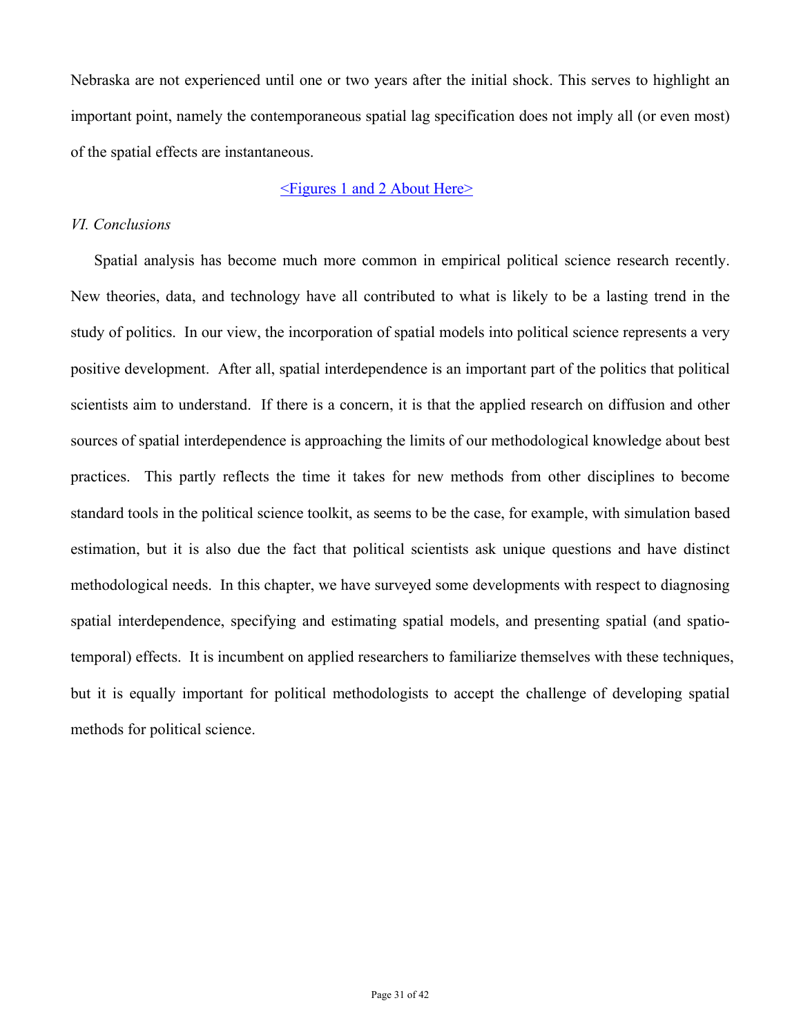Nebraska are not experienced until one or two years after the initial shock. This serves to highlight an important point, namely the contemporaneous spatial lag specification does not imply all (or even most) of the spatial effects are instantaneous.

<Figures 1 and 2 About Here>

### *VI. Conclusions*

Spatial analysis has become much more common in empirical political science research recently. New theories, data, and technology have all contributed to what is likely to be a lasting trend in the study of politics. In our view, the incorporation of spatial models into political science represents a very positive development. After all, spatial interdependence is an important part of the politics that political scientists aim to understand. If there is a concern, it is that the applied research on diffusion and other sources of spatial interdependence is approaching the limits of our methodological knowledge about best practices. This partly reflects the time it takes for new methods from other disciplines to become standard tools in the political science toolkit, as seems to be the case, for example, with simulation based estimation, but it is also due the fact that political scientists ask unique questions and have distinct methodological needs. In this chapter, we have surveyed some developments with respect to diagnosing spatial interdependence, specifying and estimating spatial models, and presenting spatial (and spatio-temporal) effects. It is incumbent on applied researchers to familiarize themselves with these techniques, but it is equally important for political methodologists to accept the challenge of developing spatial methods for political science.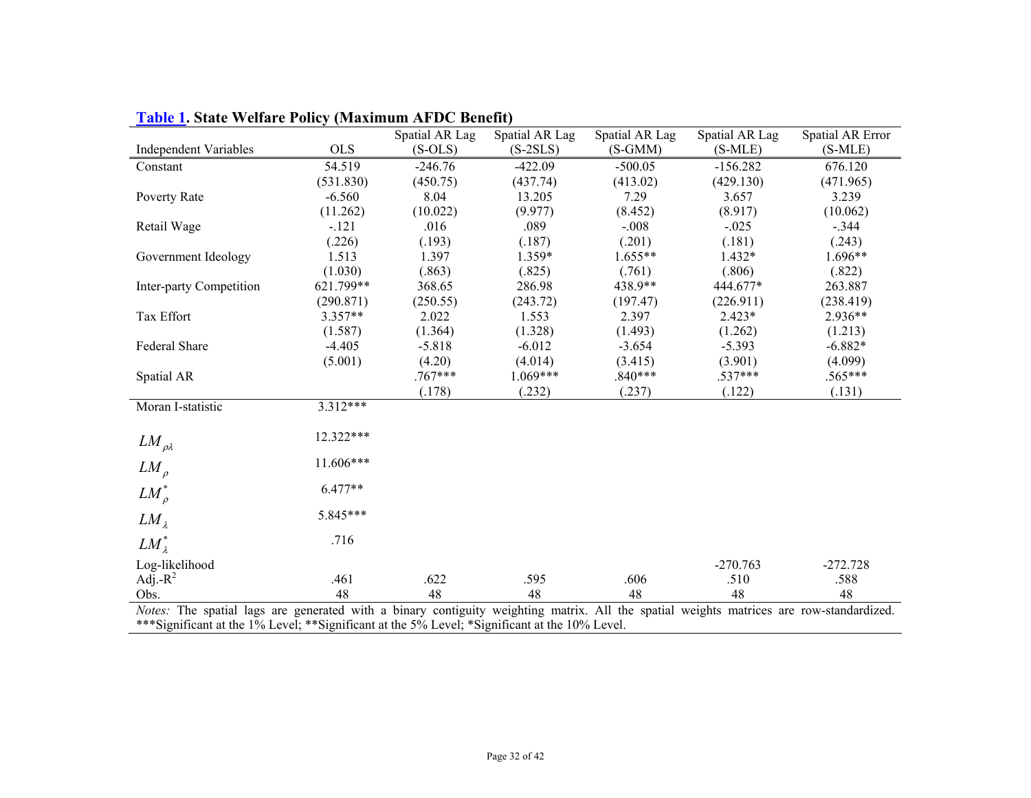**Table 1. State Welfare Policy (Maximum AFDC Benefit)**

| Independent Variables | OLS | Spatial AR Lag (S-OLS) | Spatial AR Lag (S-2SLS) | Spatial AR Lag (S-GMM) | Spatial AR Lag (S-MLE) | Spatial AR Error (S-MLE) |
|---|---|---|---|---|---|---|
| Constant | 54.519 | -246.76 | -422.09 | -500.05 | -156.282 | 676.120 |
| | (531.830) | (450.75) | (437.74) | (413.02) | (429.130) | (471.965) |
| Poverty Rate | -6.560 | 8.04 | 13.205 | 7.29 | 3.657 | 3.239 |
| | (11.262) | (10.022) | (9.977) | (8.452) | (8.917) | (10.062) |
| Retail Wage | -.121 | .016 | .089 | -.008 | -.025 | -.344 |
| | (.226) | (.193) | (.187) | (.201) | (.181) | (.243) |
| Government Ideology | 1.513 | 1.397 | 1.359* | 1.655** | 1.432* | 1.696** |
| | (1.030) | (.863) | (.825) | (.761) | (.806) | (.822) |
| Inter-party Competition | 621.799** | 368.65 | 286.98 | 438.9** | 444.677* | 263.887 |
| | (290.871) | (250.55) | (243.72) | (197.47) | (226.911) | (238.419) |
| Tax Effort | 3.357** | 2.022 | 1.553 | 2.397 | 2.423* | 2.936** |
| | (1.587) | (1.364) | (1.328) | (1.493) | (1.262) | (1.213) |
| Federal Share | -4.405 | -5.818 | -6.012 | -3.654 | -5.393 | -6.882* |
| | (5.001) | (4.20) | (4.014) | (3.415) | (3.901) | (4.099) |
| Spatial AR | | .767*** | 1.069*** | .840*** | .537*** | .565*** |
| | | (.178) | (.232) | (.237) | (.122) | (.131) |
| Moran I-statistic | 3.312*** | | | | | |
| $LM_{\rho\lambda}$ | 12.322*** | | | | | |
| $LM_{\rho}$ | 11.606*** | | | | | |
| $LM_{\rho}^{*}$ | 6.477** | | | | | |
| $LM_{\lambda}$ | 5.845*** | | | | | |
| $LM_{\lambda}^{*}$ | .716 | | | | | |
| Log-likelihood | | | | | -270.763 | -272.728 |
| Adj.-$R^2$ | .461 | .622 | .595 | .606 | .510 | .588 |
| Obs. | 48 | 48 | 48 | 48 | 48 | 48 |

*Notes:* The spatial lags are generated with a binary contiguity weighting matrix. All the spatial weights matrices are row-standardized. ***Significant at the 1% Level; **Significant at the 5% Level; *Significant at the 10% Level.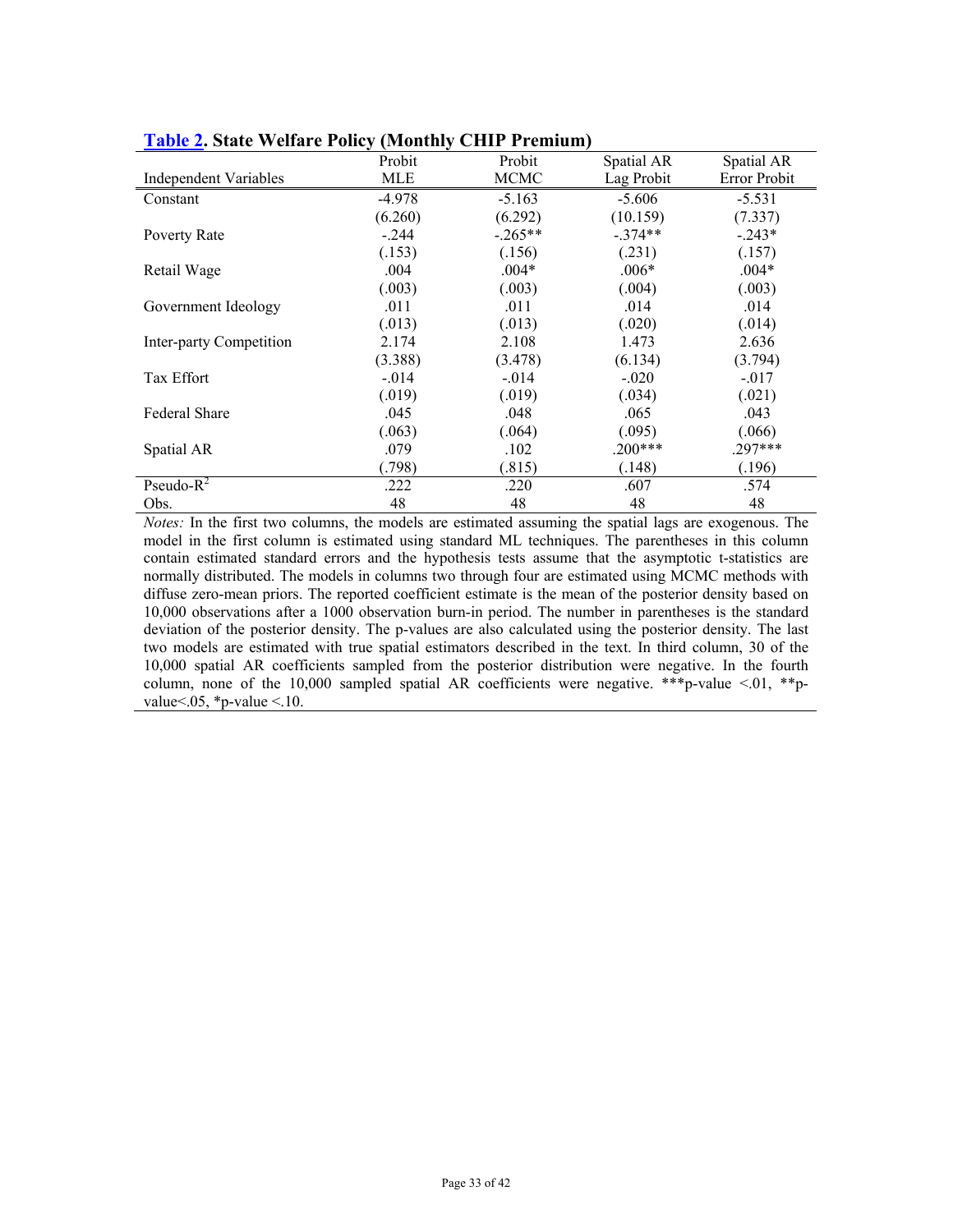**Table 2. State Welfare Policy (Monthly CHIP Premium)**

| Independent Variables | Probit MLE | Probit MCMC | Spatial AR Lag Probit | Spatial AR Error Probit |
|---|---|---|---|---|
| Constant | -4.978 | -5.163 | -5.606 | -5.531 |
| | (6.260) | (6.292) | (10.159) | (7.337) |
| Poverty Rate | -.244 | -.265** | -.374** | -.243* |
| | (.153) | (.156) | (.231) | (.157) |
| Retail Wage | .004 | .004* | .006* | .004* |
| | (.003) | (.003) | (.004) | (.003) |
| Government Ideology | .011 | .011 | .014 | .014 |
| | (.013) | (.013) | (.020) | (.014) |
| Inter-party Competition | 2.174 | 2.108 | 1.473 | 2.636 |
| | (3.388) | (3.478) | (6.134) | (3.794) |
| Tax Effort | -.014 | -.014 | -.020 | -.017 |
| | (.019) | (.019) | (.034) | (.021) |
| Federal Share | .045 | .048 | .065 | .043 |
| | (.063) | (.064) | (.095) | (.066) |
| Spatial AR | .079 | .102 | .200*** | .297*** |
| | (.798) | (.815) | (.148) | (.196) |
| Pseudo-$R^2$ | .222 | .220 | .607 | .574 |
| Obs. | 48 | 48 | 48 | 48 |

*Notes:* In the first two columns, the models are estimated assuming the spatial lags are exogenous. The model in the first column is estimated using standard ML techniques. The parentheses in this column contain estimated standard errors and the hypothesis tests assume that the asymptotic t-statistics are normally distributed. The models in columns two through four are estimated using MCMC methods with diffuse zero-mean priors. The reported coefficient estimate is the mean of the posterior density based on 10,000 observations after a 1000 observation burn-in period. The number in parentheses is the standard deviation of the posterior density. The p-values are also calculated using the posterior density. The last two models are estimated with true spatial estimators described in the text. In third column, 30 of the 10,000 spatial AR coefficients sampled from the posterior distribution were negative. In the fourth column, none of the 10,000 sampled spatial AR coefficients were negative. ***p-value <.01, **p-value<.05, *p-value <.10.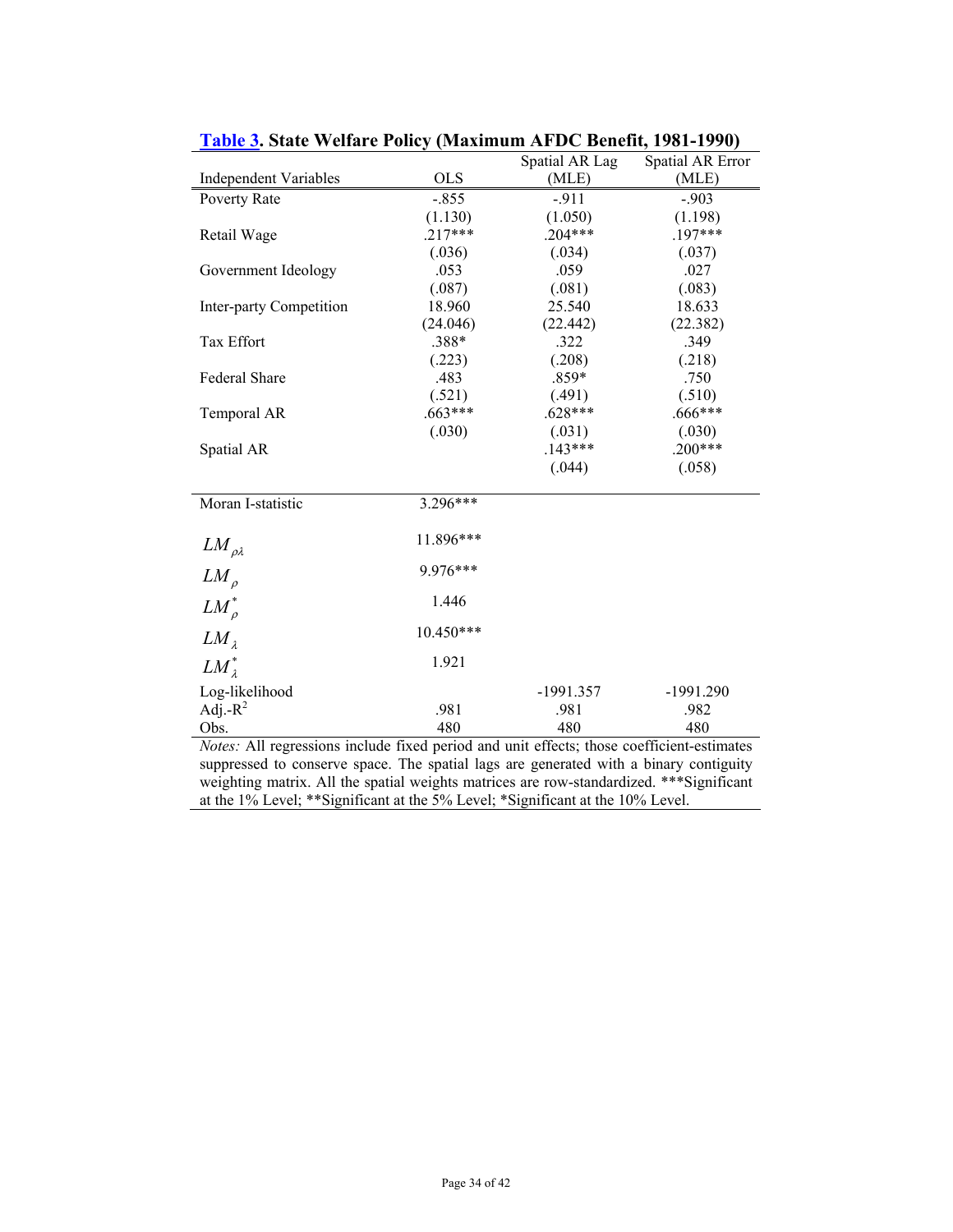**Table 3. State Welfare Policy (Maximum AFDC Benefit, 1981-1990)**

| Independent Variables | OLS | Spatial AR Lag (MLE) | Spatial AR Error (MLE) |
|---|---|---|---|
| Poverty Rate | -.855 | -.911 | -.903 |
| | (1.130) | (1.050) | (1.198) |
| Retail Wage | .217*** | .204*** | .197*** |
| | (.036) | (.034) | (.037) |
| Government Ideology | .053 | .059 | .027 |
| | (.087) | (.081) | (.083) |
| Inter-party Competition | 18.960 | 25.540 | 18.633 |
| | (24.046) | (22.442) | (22.382) |
| Tax Effort | .388* | .322 | .349 |
| | (.223) | (.208) | (.218) |
| Federal Share | .483 | .859* | .750 |
| | (.521) | (.491) | (.510) |
| Temporal AR | .663*** | .628*** | .666*** |
| | (.030) | (.031) | (.030) |
| Spatial AR | | .143*** | .200*** |
| | | (.044) | (.058) |
| Moran I-statistic | 3.296*** | | |
| $LM_{\rho\lambda}$ | 11.896*** | | |
| $LM_{\rho}$ | 9.976*** | | |
| $LM^{*}_{\rho}$ | 1.446 | | |
| $LM_{\lambda}$ | 10.450*** | | |
| $LM^{*}_{\lambda}$ | 1.921 | | |
| Log-likelihood | | -1991.357 | -1991.290 |
| Adj.-$R^2$ | .981 | .981 | .982 |
| Obs. | 480 | 480 | 480 |

*Notes:* All regressions include fixed period and unit effects; those coefficient-estimates suppressed to conserve space. The spatial lags are generated with a binary contiguity weighting matrix. All the spatial weights matrices are row-standardized. ***Significant at the 1% Level; **Significant at the 5% Level; *Significant at the 10% Level.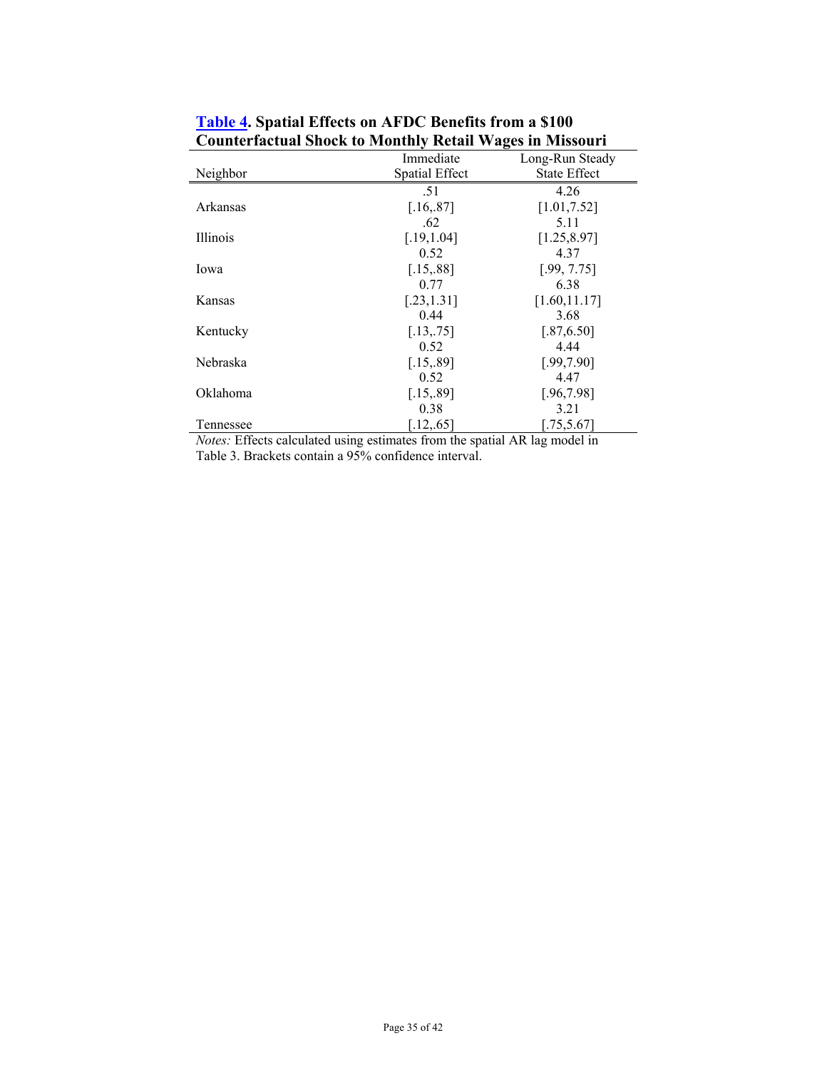**Table 4. Spatial Effects on AFDC Benefits from a $100 Counterfactual Shock to Monthly Retail Wages in Missouri**

| Neighbor | Immediate Spatial Effect | Long-Run Steady State Effect |
|---|---|---|
| Arkansas | .51<br>[.16,.87] | 4.26<br>[1.01,7.52] |
| Illinois | .62<br>[.19,1.04] | 5.11<br>[1.25,8.97] |
| Iowa | 0.52<br>[.15,.88] | 4.37<br>[.99, 7.75] |
| Kansas | 0.77<br>[.23,1.31] | 6.38<br>[1.60,11.17] |
| Kentucky | 0.44<br>[.13,.75] | 3.68<br>[.87,6.50] |
| Nebraska | 0.52<br>[.15,.89] | 4.44<br>[.99,7.90] |
| Oklahoma | 0.52<br>[.15,.89] | 4.47<br>[.96,7.98] |
| Tennessee | 0.38<br>[.12,.65] | 3.21<br>[.75,5.67] |

*Notes:* Effects calculated using estimates from the spatial AR lag model in Table 3. Brackets contain a 95% confidence interval.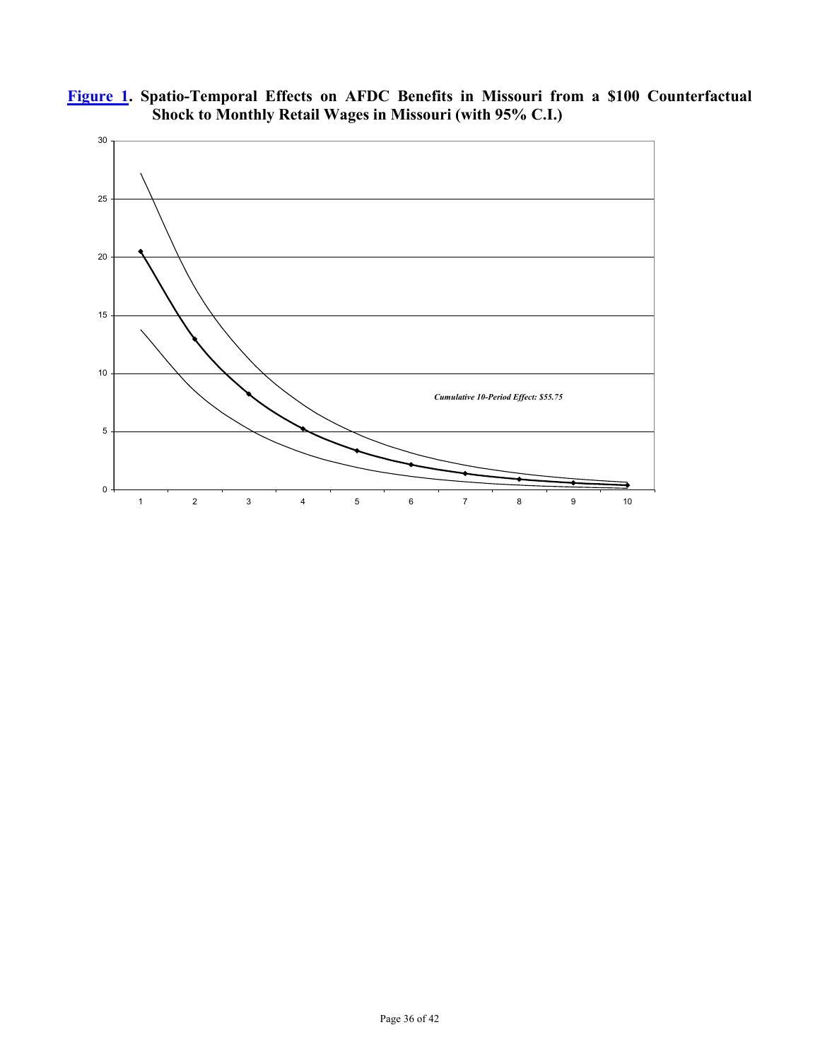**Figure 1. Spatio-Temporal Effects on AFDC Benefits in Missouri from a $100 Counterfactual Shock to Monthly Retail Wages in Missouri (with 95% C.I.)**

*Cumulative 10-Period Effect: $55.75*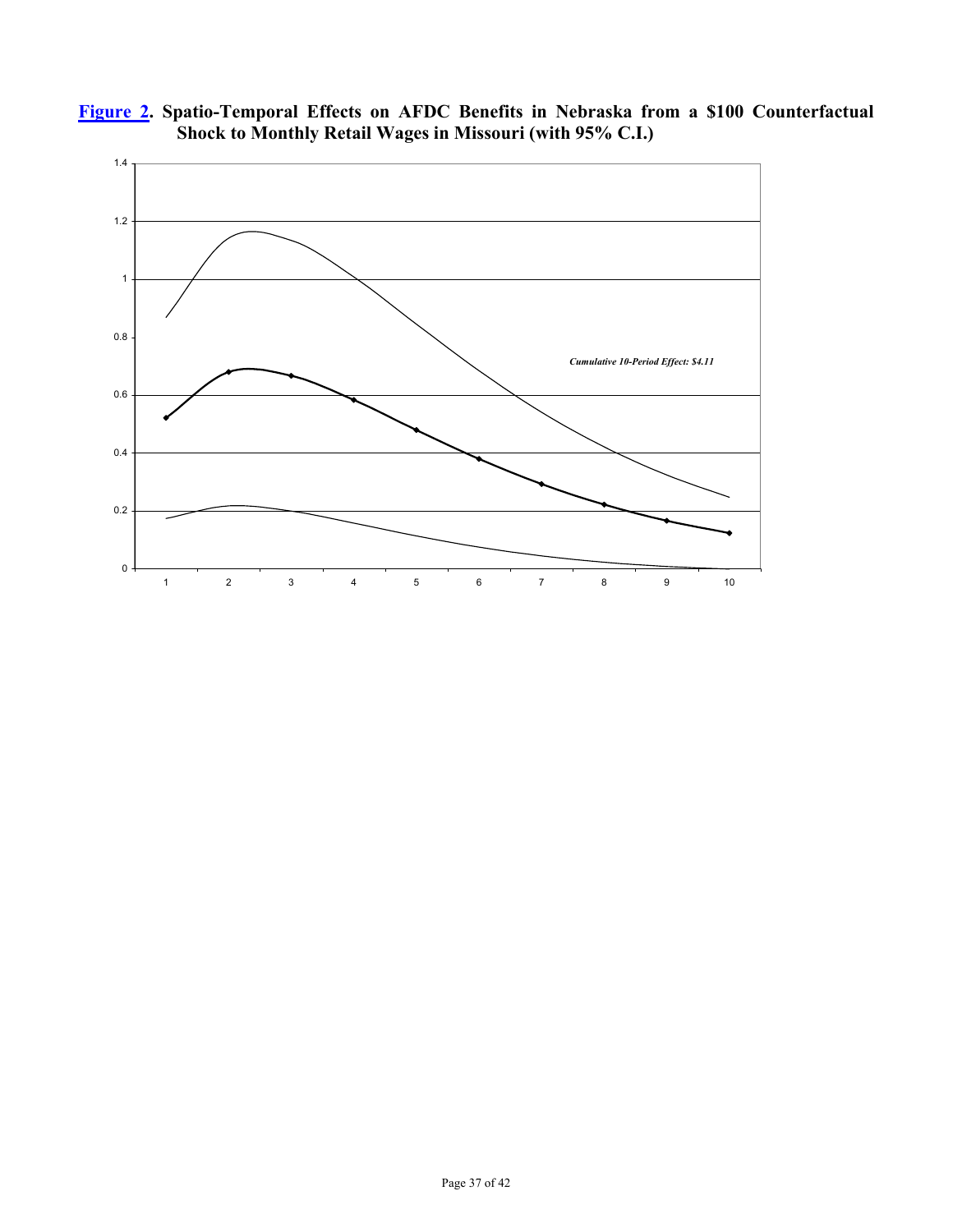**Figure 2. Spatio-Temporal Effects on AFDC Benefits in Nebraska from a $100 Counterfactual Shock to Monthly Retail Wages in Missouri (with 95% C.I.)**

*Cumulative 10-Period Effect: $4.11*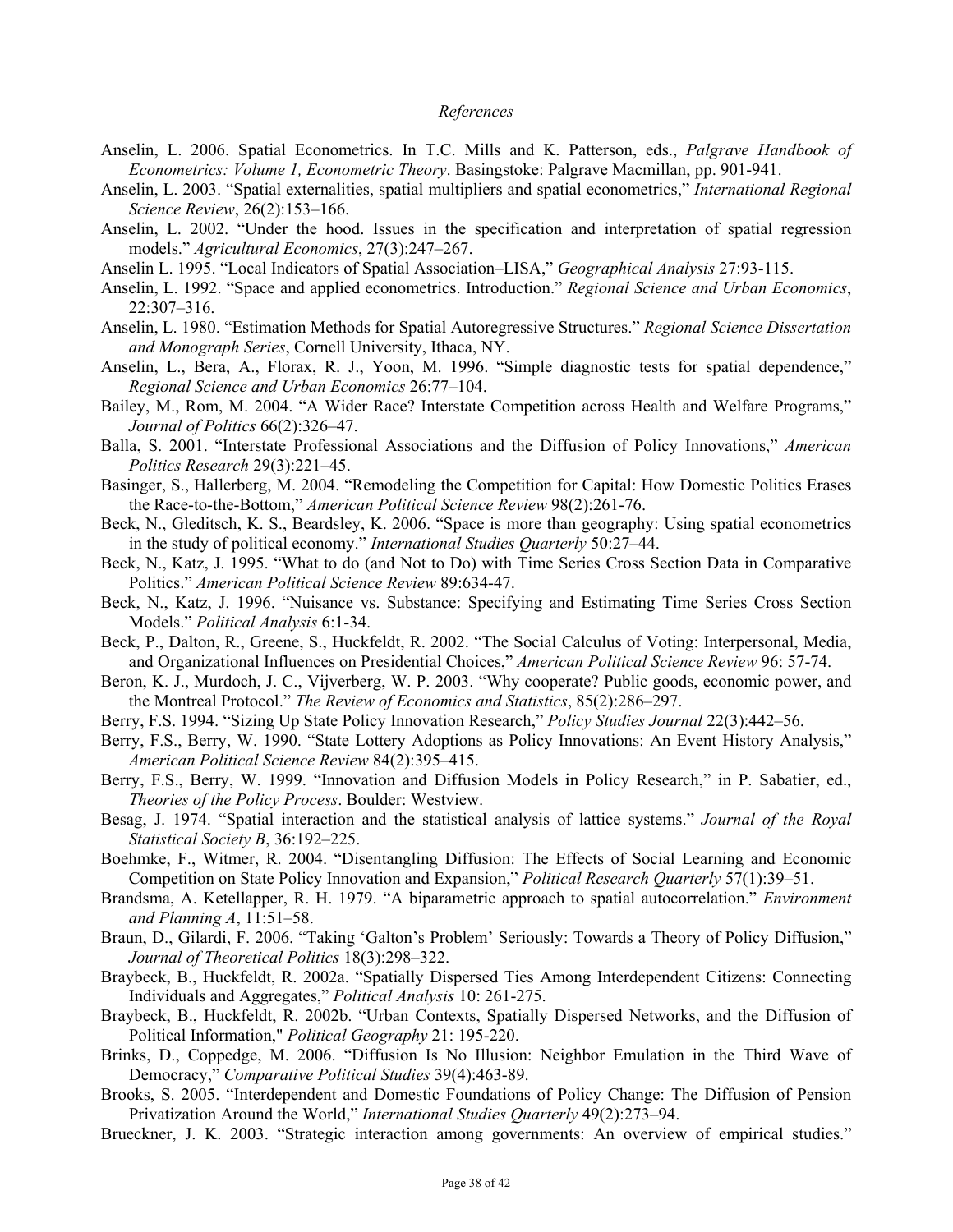*References*

Anselin, L. 2006. Spatial Econometrics. In T.C. Mills and K. Patterson, eds., *Palgrave Handbook of Econometrics: Volume 1, Econometric Theory*. Basingstoke: Palgrave Macmillan, pp. 901-941.

Anselin, L. 2003. "Spatial externalities, spatial multipliers and spatial econometrics," *International Regional Science Review*, 26(2):153–166.

Anselin, L. 2002. "Under the hood. Issues in the specification and interpretation of spatial regression models." *Agricultural Economics*, 27(3):247–267.

Anselin L. 1995. "Local Indicators of Spatial Association–LISA," *Geographical Analysis* 27:93-115.

Anselin, L. 1992. "Space and applied econometrics. Introduction." *Regional Science and Urban Economics*, 22:307–316.

Anselin, L. 1980. "Estimation Methods for Spatial Autoregressive Structures." *Regional Science Dissertation and Monograph Series*, Cornell University, Ithaca, NY.

Anselin, L., Bera, A., Florax, R. J., Yoon, M. 1996. "Simple diagnostic tests for spatial dependence," *Regional Science and Urban Economics* 26:77–104.

Bailey, M., Rom, M. 2004. "A Wider Race? Interstate Competition across Health and Welfare Programs," *Journal of Politics* 66(2):326–47.

Balla, S. 2001. "Interstate Professional Associations and the Diffusion of Policy Innovations," *American Politics Research* 29(3):221–45.

Basinger, S., Hallerberg, M. 2004. "Remodeling the Competition for Capital: How Domestic Politics Erases the Race-to-the-Bottom," *American Political Science Review* 98(2):261-76.

Beck, N., Gleditsch, K. S., Beardsley, K. 2006. "Space is more than geography: Using spatial econometrics in the study of political economy." *International Studies Quarterly* 50:27–44.

Beck, N., Katz, J. 1995. "What to do (and Not to Do) with Time Series Cross Section Data in Comparative Politics." *American Political Science Review* 89:634-47.

Beck, N., Katz, J. 1996. "Nuisance vs. Substance: Specifying and Estimating Time Series Cross Section Models." *Political Analysis* 6:1-34.

Beck, P., Dalton, R., Greene, S., Huckfeldt, R. 2002. "The Social Calculus of Voting: Interpersonal, Media, and Organizational Influences on Presidential Choices," *American Political Science Review* 96: 57-74.

Beron, K. J., Murdoch, J. C., Vijverberg, W. P. 2003. "Why cooperate? Public goods, economic power, and the Montreal Protocol." *The Review of Economics and Statistics*, 85(2):286–297.

Berry, F.S. 1994. "Sizing Up State Policy Innovation Research," *Policy Studies Journal* 22(3):442–56.

Berry, F.S., Berry, W. 1990. "State Lottery Adoptions as Policy Innovations: An Event History Analysis," *American Political Science Review* 84(2):395–415.

Berry, F.S., Berry, W. 1999. "Innovation and Diffusion Models in Policy Research," in P. Sabatier, ed., *Theories of the Policy Process*. Boulder: Westview.

Besag, J. 1974. "Spatial interaction and the statistical analysis of lattice systems." *Journal of the Royal Statistical Society B*, 36:192–225.

Boehmke, F., Witmer, R. 2004. "Disentangling Diffusion: The Effects of Social Learning and Economic Competition on State Policy Innovation and Expansion," *Political Research Quarterly* 57(1):39–51.

Brandsma, A. Ketellapper, R. H. 1979. "A biparametric approach to spatial autocorrelation." *Environment and Planning A*, 11:51–58.

Braun, D., Gilardi, F. 2006. "Taking 'Galton's Problem' Seriously: Towards a Theory of Policy Diffusion," *Journal of Theoretical Politics* 18(3):298–322.

Braybeck, B., Huckfeldt, R. 2002a. "Spatially Dispersed Ties Among Interdependent Citizens: Connecting Individuals and Aggregates," *Political Analysis* 10: 261-275.

Braybeck, B., Huckfeldt, R. 2002b. "Urban Contexts, Spatially Dispersed Networks, and the Diffusion of Political Information," *Political Geography* 21: 195-220.

Brinks, D., Coppedge, M. 2006. "Diffusion Is No Illusion: Neighbor Emulation in the Third Wave of Democracy," *Comparative Political Studies* 39(4):463-89.

Brooks, S. 2005. "Interdependent and Domestic Foundations of Policy Change: The Diffusion of Pension Privatization Around the World," *International Studies Quarterly* 49(2):273–94.

Brueckner, J. K. 2003. "Strategic interaction among governments: An overview of empirical studies."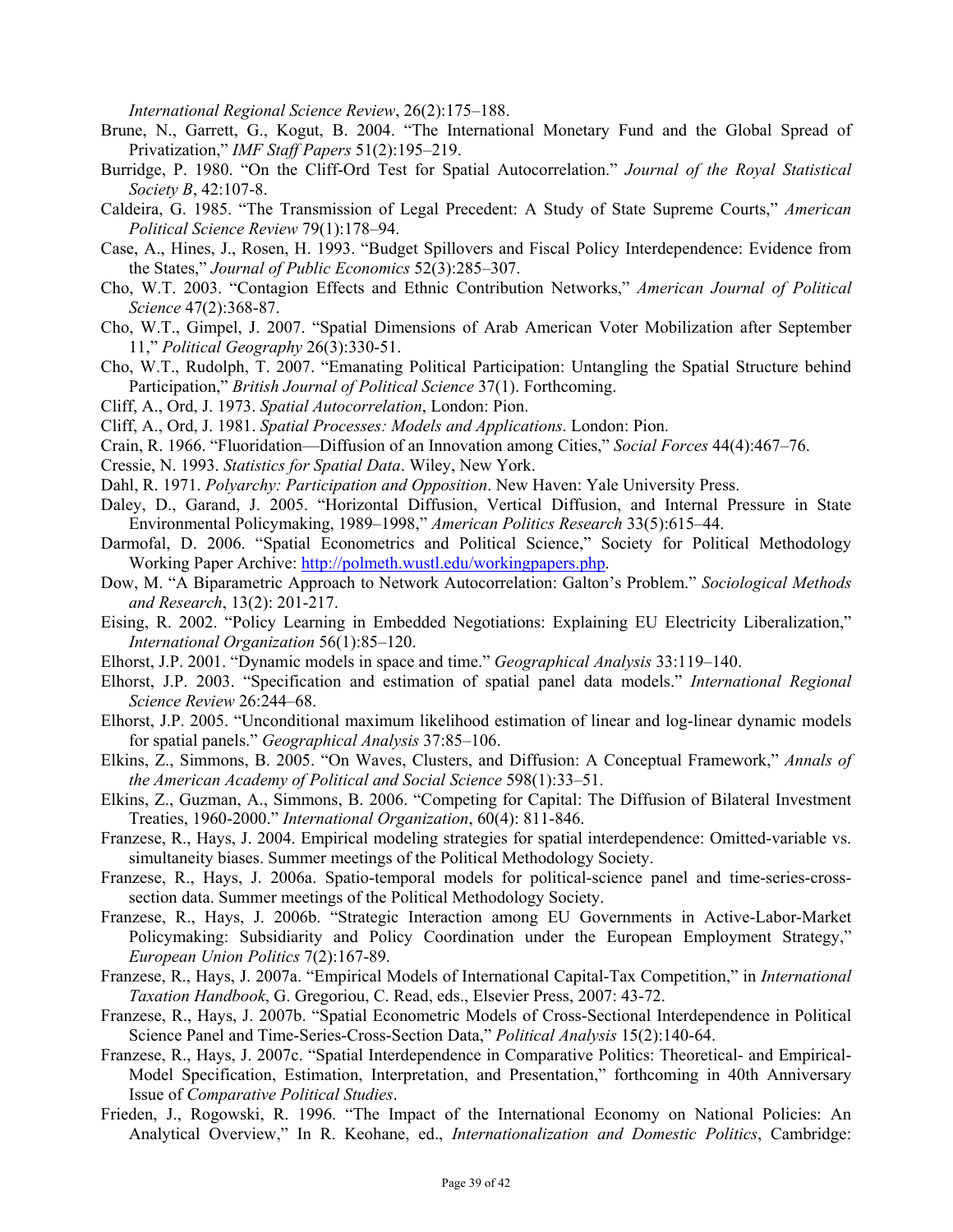*International Regional Science Review*, 26(2):175–188.

Brune, N., Garrett, G., Kogut, B. 2004. "The International Monetary Fund and the Global Spread of Privatization," *IMF Staff Papers* 51(2):195–219.

Burridge, P. 1980. "On the Cliff-Ord Test for Spatial Autocorrelation." *Journal of the Royal Statistical Society B*, 42:107-8.

Caldeira, G. 1985. "The Transmission of Legal Precedent: A Study of State Supreme Courts," *American Political Science Review* 79(1):178–94.

Case, A., Hines, J., Rosen, H. 1993. "Budget Spillovers and Fiscal Policy Interdependence: Evidence from the States," *Journal of Public Economics* 52(3):285–307.

Cho, W.T. 2003. "Contagion Effects and Ethnic Contribution Networks," *American Journal of Political Science* 47(2):368-87.

Cho, W.T., Gimpel, J. 2007. "Spatial Dimensions of Arab American Voter Mobilization after September 11," *Political Geography* 26(3):330-51.

Cho, W.T., Rudolph, T. 2007. "Emanating Political Participation: Untangling the Spatial Structure behind Participation," *British Journal of Political Science* 37(1). Forthcoming.

Cliff, A., Ord, J. 1973. *Spatial Autocorrelation*, London: Pion.

Cliff, A., Ord, J. 1981. *Spatial Processes: Models and Applications*. London: Pion.

Crain, R. 1966. "Fluoridation—Diffusion of an Innovation among Cities," *Social Forces* 44(4):467–76.

Cressie, N. 1993. *Statistics for Spatial Data*. Wiley, New York.

Dahl, R. 1971. *Polyarchy: Participation and Opposition*. New Haven: Yale University Press.

Daley, D., Garand, J. 2005. "Horizontal Diffusion, Vertical Diffusion, and Internal Pressure in State Environmental Policymaking, 1989–1998," *American Politics Research* 33(5):615–44.

Darmofal, D. 2006. "Spatial Econometrics and Political Science," Society for Political Methodology Working Paper Archive: http://polmeth.wustl.edu/workingpapers.php.

Dow, M. "A Biparametric Approach to Network Autocorrelation: Galton's Problem." *Sociological Methods and Research*, 13(2): 201-217.

Eising, R. 2002. "Policy Learning in Embedded Negotiations: Explaining EU Electricity Liberalization," *International Organization* 56(1):85–120.

Elhorst, J.P. 2001. "Dynamic models in space and time." *Geographical Analysis* 33:119–140.

Elhorst, J.P. 2003. "Specification and estimation of spatial panel data models." *International Regional Science Review* 26:244–68.

Elhorst, J.P. 2005. "Unconditional maximum likelihood estimation of linear and log-linear dynamic models for spatial panels." *Geographical Analysis* 37:85–106.

Elkins, Z., Simmons, B. 2005. "On Waves, Clusters, and Diffusion: A Conceptual Framework," *Annals of the American Academy of Political and Social Science* 598(1):33–51.

Elkins, Z., Guzman, A., Simmons, B. 2006. "Competing for Capital: The Diffusion of Bilateral Investment Treaties, 1960-2000." *International Organization*, 60(4): 811-846.

Franzese, R., Hays, J. 2004. Empirical modeling strategies for spatial interdependence: Omitted-variable vs. simultaneity biases. Summer meetings of the Political Methodology Society.

Franzese, R., Hays, J. 2006a. Spatio-temporal models for political-science panel and time-series-cross-section data. Summer meetings of the Political Methodology Society.

Franzese, R., Hays, J. 2006b. "Strategic Interaction among EU Governments in Active-Labor-Market Policymaking: Subsidiarity and Policy Coordination under the European Employment Strategy," *European Union Politics* 7(2):167-89.

Franzese, R., Hays, J. 2007a. "Empirical Models of International Capital-Tax Competition," in *International Taxation Handbook*, G. Gregoriou, C. Read, eds., Elsevier Press, 2007: 43-72.

Franzese, R., Hays, J. 2007b. "Spatial Econometric Models of Cross-Sectional Interdependence in Political Science Panel and Time-Series-Cross-Section Data," *Political Analysis* 15(2):140-64.

Franzese, R., Hays, J. 2007c. "Spatial Interdependence in Comparative Politics: Theoretical- and Empirical-Model Specification, Estimation, Interpretation, and Presentation," forthcoming in 40th Anniversary Issue of *Comparative Political Studies*.

Frieden, J., Rogowski, R. 1996. "The Impact of the International Economy on National Policies: An Analytical Overview," In R. Keohane, ed., *Internationalization and Domestic Politics*, Cambridge: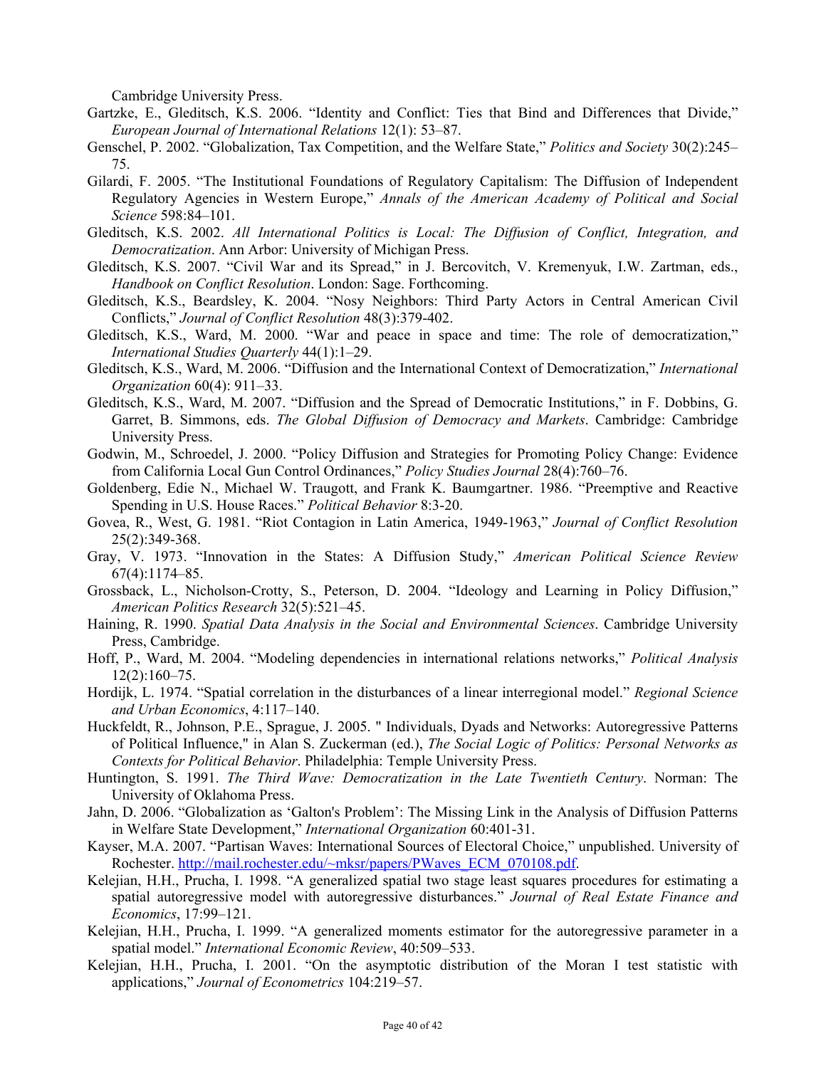Cambridge University Press.

Gartzke, E., Gleditsch, K.S. 2006. "Identity and Conflict: Ties that Bind and Differences that Divide," *European Journal of International Relations* 12(1): 53–87.

Genschel, P. 2002. "Globalization, Tax Competition, and the Welfare State," *Politics and Society* 30(2):245–75.

Gilardi, F. 2005. "The Institutional Foundations of Regulatory Capitalism: The Diffusion of Independent Regulatory Agencies in Western Europe," *Annals of the American Academy of Political and Social Science* 598:84–101.

Gleditsch, K.S. 2002. *All International Politics is Local: The Diffusion of Conflict, Integration, and Democratization*. Ann Arbor: University of Michigan Press.

Gleditsch, K.S. 2007. "Civil War and its Spread," in J. Bercovitch, V. Kremenyuk, I.W. Zartman, eds., *Handbook on Conflict Resolution*. London: Sage. Forthcoming.

Gleditsch, K.S., Beardsley, K. 2004. "Nosy Neighbors: Third Party Actors in Central American Civil Conflicts," *Journal of Conflict Resolution* 48(3):379-402.

Gleditsch, K.S., Ward, M. 2000. "War and peace in space and time: The role of democratization," *International Studies Quarterly* 44(1):1–29.

Gleditsch, K.S., Ward, M. 2006. "Diffusion and the International Context of Democratization," *International Organization* 60(4): 911–33.

Gleditsch, K.S., Ward, M. 2007. "Diffusion and the Spread of Democratic Institutions," in F. Dobbins, G. Garret, B. Simmons, eds. *The Global Diffusion of Democracy and Markets*. Cambridge: Cambridge University Press.

Godwin, M., Schroedel, J. 2000. "Policy Diffusion and Strategies for Promoting Policy Change: Evidence from California Local Gun Control Ordinances," *Policy Studies Journal* 28(4):760–76.

Goldenberg, Edie N., Michael W. Traugott, and Frank K. Baumgartner. 1986. "Preemptive and Reactive Spending in U.S. House Races." *Political Behavior* 8:3-20.

Govea, R., West, G. 1981. "Riot Contagion in Latin America, 1949-1963," *Journal of Conflict Resolution* 25(2):349-368.

Gray, V. 1973. "Innovation in the States: A Diffusion Study," *American Political Science Review* 67(4):1174–85.

Grossback, L., Nicholson-Crotty, S., Peterson, D. 2004. "Ideology and Learning in Policy Diffusion," *American Politics Research* 32(5):521–45.

Haining, R. 1990. *Spatial Data Analysis in the Social and Environmental Sciences*. Cambridge University Press, Cambridge.

Hoff, P., Ward, M. 2004. "Modeling dependencies in international relations networks," *Political Analysis* 12(2):160–75.

Hordijk, L. 1974. "Spatial correlation in the disturbances of a linear interregional model." *Regional Science and Urban Economics*, 4:117–140.

Huckfeldt, R., Johnson, P.E., Sprague, J. 2005. " Individuals, Dyads and Networks: Autoregressive Patterns of Political Influence," in Alan S. Zuckerman (ed.), *The Social Logic of Politics: Personal Networks as Contexts for Political Behavior*. Philadelphia: Temple University Press.

Huntington, S. 1991. *The Third Wave: Democratization in the Late Twentieth Century*. Norman: The University of Oklahoma Press.

Jahn, D. 2006. "Globalization as 'Galton's Problem': The Missing Link in the Analysis of Diffusion Patterns in Welfare State Development," *International Organization* 60:401-31.

Kayser, M.A. 2007. "Partisan Waves: International Sources of Electoral Choice," unpublished. University of Rochester. http://mail.rochester.edu/~mksr/papers/PWaves_ECM_070108.pdf.

Kelejian, H.H., Prucha, I. 1998. "A generalized spatial two stage least squares procedures for estimating a spatial autoregressive model with autoregressive disturbances." *Journal of Real Estate Finance and Economics*, 17:99–121.

Kelejian, H.H., Prucha, I. 1999. "A generalized moments estimator for the autoregressive parameter in a spatial model." *International Economic Review*, 40:509–533.

Kelejian, H.H., Prucha, I. 2001. "On the asymptotic distribution of the Moran I test statistic with applications," *Journal of Econometrics* 104:219–57.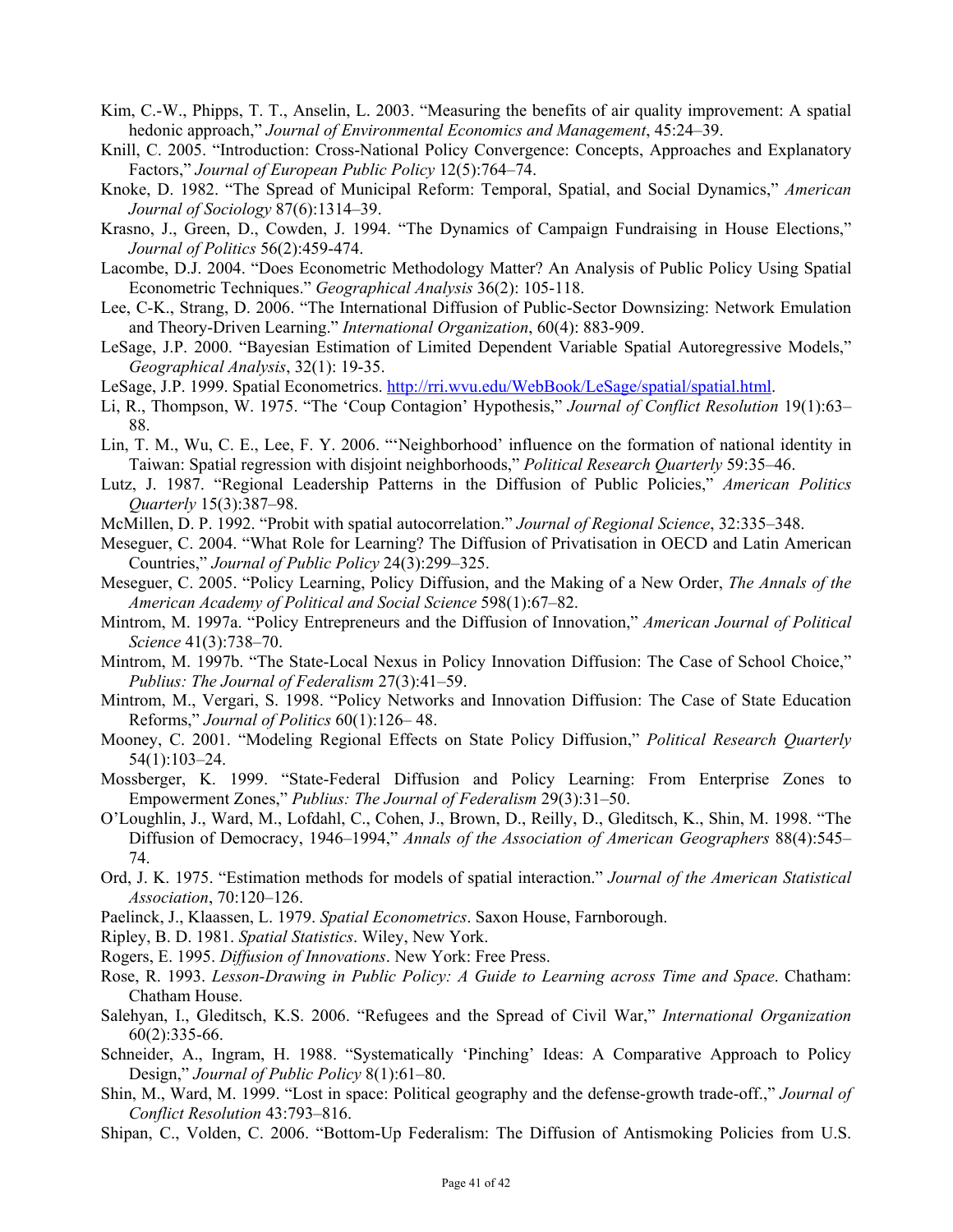Kim, C.-W., Phipps, T. T., Anselin, L. 2003. "Measuring the benefits of air quality improvement: A spatial hedonic approach," *Journal of Environmental Economics and Management*, 45:24–39.

Knill, C. 2005. "Introduction: Cross-National Policy Convergence: Concepts, Approaches and Explanatory Factors," *Journal of European Public Policy* 12(5):764–74.

Knoke, D. 1982. "The Spread of Municipal Reform: Temporal, Spatial, and Social Dynamics," *American Journal of Sociology* 87(6):1314–39.

Krasno, J., Green, D., Cowden, J. 1994. "The Dynamics of Campaign Fundraising in House Elections," *Journal of Politics* 56(2):459-474.

Lacombe, D.J. 2004. "Does Econometric Methodology Matter? An Analysis of Public Policy Using Spatial Econometric Techniques." *Geographical Analysis* 36(2): 105-118.

Lee, C-K., Strang, D. 2006. "The International Diffusion of Public-Sector Downsizing: Network Emulation and Theory-Driven Learning." *International Organization*, 60(4): 883-909.

LeSage, J.P. 2000. "Bayesian Estimation of Limited Dependent Variable Spatial Autoregressive Models," *Geographical Analysis*, 32(1): 19-35.

LeSage, J.P. 1999. Spatial Econometrics. http://rri.wvu.edu/WebBook/LeSage/spatial/spatial.html.

Li, R., Thompson, W. 1975. "The 'Coup Contagion' Hypothesis," *Journal of Conflict Resolution* 19(1):63–88.

Lin, T. M., Wu, C. E., Lee, F. Y. 2006. "'Neighborhood' influence on the formation of national identity in Taiwan: Spatial regression with disjoint neighborhoods," *Political Research Quarterly* 59:35–46.

Lutz, J. 1987. "Regional Leadership Patterns in the Diffusion of Public Policies," *American Politics Quarterly* 15(3):387–98.

McMillen, D. P. 1992. "Probit with spatial autocorrelation." *Journal of Regional Science*, 32:335–348.

Meseguer, C. 2004. "What Role for Learning? The Diffusion of Privatisation in OECD and Latin American Countries," *Journal of Public Policy* 24(3):299–325.

Meseguer, C. 2005. "Policy Learning, Policy Diffusion, and the Making of a New Order, *The Annals of the American Academy of Political and Social Science* 598(1):67–82.

Mintrom, M. 1997a. "Policy Entrepreneurs and the Diffusion of Innovation," *American Journal of Political Science* 41(3):738–70.

Mintrom, M. 1997b. "The State-Local Nexus in Policy Innovation Diffusion: The Case of School Choice," *Publius: The Journal of Federalism* 27(3):41–59.

Mintrom, M., Vergari, S. 1998. "Policy Networks and Innovation Diffusion: The Case of State Education Reforms," *Journal of Politics* 60(1):126– 48.

Mooney, C. 2001. "Modeling Regional Effects on State Policy Diffusion," *Political Research Quarterly* 54(1):103–24.

Mossberger, K. 1999. "State-Federal Diffusion and Policy Learning: From Enterprise Zones to Empowerment Zones," *Publius: The Journal of Federalism* 29(3):31–50.

O'Loughlin, J., Ward, M., Lofdahl, C., Cohen, J., Brown, D., Reilly, D., Gleditsch, K., Shin, M. 1998. "The Diffusion of Democracy, 1946–1994," *Annals of the Association of American Geographers* 88(4):545–74.

Ord, J. K. 1975. "Estimation methods for models of spatial interaction." *Journal of the American Statistical Association*, 70:120–126.

Paelinck, J., Klaassen, L. 1979. *Spatial Econometrics*. Saxon House, Farnborough.

Ripley, B. D. 1981. *Spatial Statistics*. Wiley, New York.

Rogers, E. 1995. *Diffusion of Innovations*. New York: Free Press.

Rose, R. 1993. *Lesson-Drawing in Public Policy: A Guide to Learning across Time and Space*. Chatham: Chatham House.

Salehyan, I., Gleditsch, K.S. 2006. "Refugees and the Spread of Civil War," *International Organization* 60(2):335-66.

Schneider, A., Ingram, H. 1988. "Systematically 'Pinching' Ideas: A Comparative Approach to Policy Design," *Journal of Public Policy* 8(1):61–80.

Shin, M., Ward, M. 1999. "Lost in space: Political geography and the defense-growth trade-off.," *Journal of Conflict Resolution* 43:793–816.

Shipan, C., Volden, C. 2006. "Bottom-Up Federalism: The Diffusion of Antismoking Policies from U.S.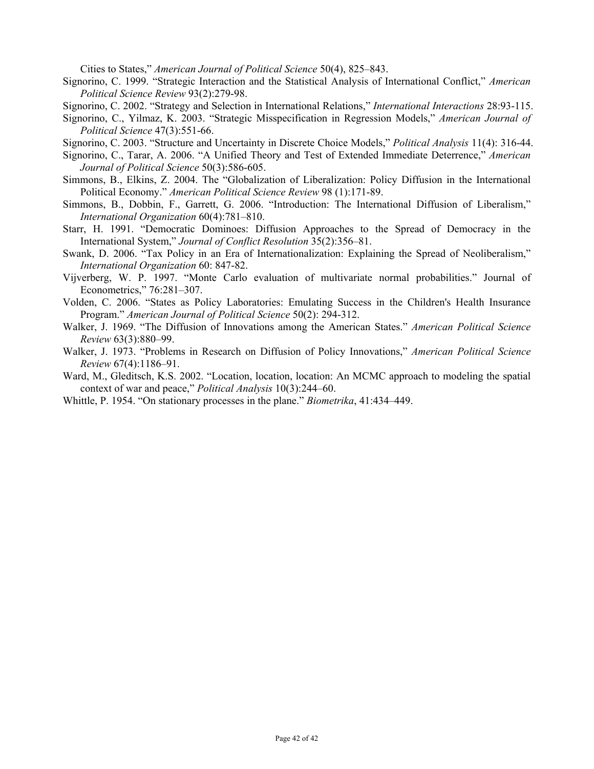Cities to States," *American Journal of Political Science* 50(4), 825–843.

Signorino, C. 1999. "Strategic Interaction and the Statistical Analysis of International Conflict," *American Political Science Review* 93(2):279-98.

Signorino, C. 2002. "Strategy and Selection in International Relations," *International Interactions* 28:93-115.

Signorino, C., Yilmaz, K. 2003. "Strategic Misspecification in Regression Models," *American Journal of Political Science* 47(3):551-66.

Signorino, C. 2003. "Structure and Uncertainty in Discrete Choice Models," *Political Analysis* 11(4): 316-44.

Signorino, C., Tarar, A. 2006. "A Unified Theory and Test of Extended Immediate Deterrence," *American Journal of Political Science* 50(3):586-605.

Simmons, B., Elkins, Z. 2004. The "Globalization of Liberalization: Policy Diffusion in the International Political Economy." *American Political Science Review* 98 (1):171-89.

Simmons, B., Dobbin, F., Garrett, G. 2006. "Introduction: The International Diffusion of Liberalism," *International Organization* 60(4):781–810.

Starr, H. 1991. "Democratic Dominoes: Diffusion Approaches to the Spread of Democracy in the International System," *Journal of Conflict Resolution* 35(2):356–81.

Swank, D. 2006. "Tax Policy in an Era of Internationalization: Explaining the Spread of Neoliberalism," *International Organization* 60: 847-82.

Vijverberg, W. P. 1997. "Monte Carlo evaluation of multivariate normal probabilities." Journal of Econometrics," 76:281–307.

Volden, C. 2006. "States as Policy Laboratories: Emulating Success in the Children's Health Insurance Program." *American Journal of Political Science* 50(2): 294-312.

Walker, J. 1969. "The Diffusion of Innovations among the American States." *American Political Science Review* 63(3):880–99.

Walker, J. 1973. "Problems in Research on Diffusion of Policy Innovations," *American Political Science Review* 67(4):1186–91.

Ward, M., Gleditsch, K.S. 2002. "Location, location, location: An MCMC approach to modeling the spatial context of war and peace," *Political Analysis* 10(3):244–60.

Whittle, P. 1954. "On stationary processes in the plane." *Biometrika*, 41:434–449.